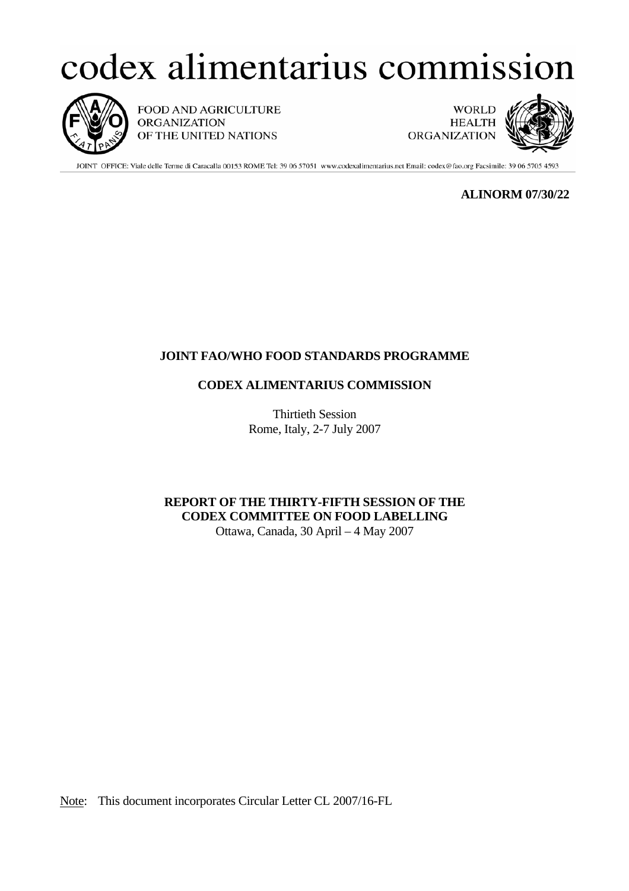# codex alimentarius commission

FOOD AND AGRICULTURE ORGANIZATION OF THE UNITED NATIONS

WORLD HEALTH ORGANIZATION

JOINT OFFICE: Viale delle Terme di Caracalla 00153 ROME Tel: 39 06 57051 www.codexalimentarius.net Email: codex@fao.org Facsimile: 39 06 5705 4593

**ALINORM 07/30/22**

**JOINT FAO/WHO FOOD STANDARDS PROGRAMME**

**CODEX ALIMENTARIUS COMMISSION**

Thirtieth Session
Rome, Italy, 2-7 July 2007

**REPORT OF THE THIRTY-FIFTH SESSION OF THE CODEX COMMITTEE ON FOOD LABELLING**
Ottawa, Canada, 30 April – 4 May 2007

Note: This document incorporates Circular Letter CL 2007/16-FL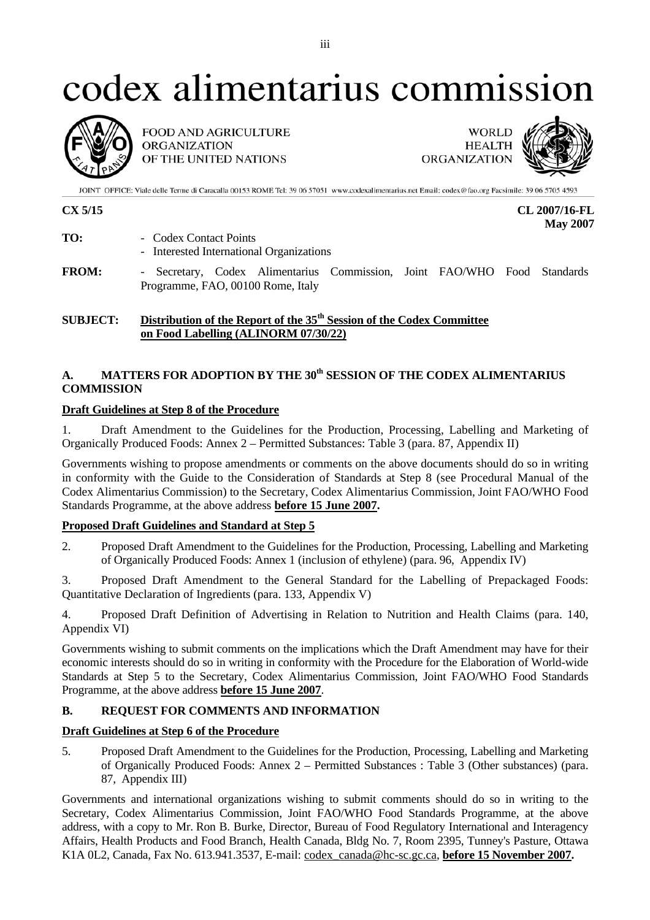# codex alimentarius commission

FOOD AND AGRICULTURE ORGANIZATION OF THE UNITED NATIONS

WORLD HEALTH ORGANIZATION

JOINT OFFICE: Viale delle Terme di Caracalla 00153 ROME Tel: 39 06 57051 www.codexalimentarius.net Email: codex@fao.org Facsimile: 39 06 5705 4593

**CX 5/15** **CL 2007/16-FL**
**May 2007**

**TO:** - Codex Contact Points
- Interested International Organizations

**FROM:** - Secretary, Codex Alimentarius Commission, Joint FAO/WHO Food Standards Programme, FAO, 00100 Rome, Italy

**SUBJECT:** **Distribution of the Report of the 35th Session of the Codex Committee on Food Labelling (ALINORM 07/30/22)**

## A. MATTERS FOR ADOPTION BY THE 30th SESSION OF THE CODEX ALIMENTARIUS COMMISSION

**Draft Guidelines at Step 8 of the Procedure**

1. Draft Amendment to the Guidelines for the Production, Processing, Labelling and Marketing of Organically Produced Foods: Annex 2 – Permitted Substances: Table 3 (para. 87, Appendix II)

Governments wishing to propose amendments or comments on the above documents should do so in writing in conformity with the Guide to the Consideration of Standards at Step 8 (see Procedural Manual of the Codex Alimentarius Commission) to the Secretary, Codex Alimentarius Commission, Joint FAO/WHO Food Standards Programme, at the above address **before 15 June 2007.**

**Proposed Draft Guidelines and Standard at Step 5**

2. Proposed Draft Amendment to the Guidelines for the Production, Processing, Labelling and Marketing of Organically Produced Foods: Annex 1 (inclusion of ethylene) (para. 96, Appendix IV)

3. Proposed Draft Amendment to the General Standard for the Labelling of Prepackaged Foods: Quantitative Declaration of Ingredients (para. 133, Appendix V)

4. Proposed Draft Definition of Advertising in Relation to Nutrition and Health Claims (para. 140, Appendix VI)

Governments wishing to submit comments on the implications which the Draft Amendment may have for their economic interests should do so in writing in conformity with the Procedure for the Elaboration of World-wide Standards at Step 5 to the Secretary, Codex Alimentarius Commission, Joint FAO/WHO Food Standards Programme, at the above address **before 15 June 2007**.

## B. REQUEST FOR COMMENTS AND INFORMATION

**Draft Guidelines at Step 6 of the Procedure**

5. Proposed Draft Amendment to the Guidelines for the Production, Processing, Labelling and Marketing of Organically Produced Foods: Annex 2 – Permitted Substances : Table 3 (Other substances) (para. 87, Appendix III)

Governments and international organizations wishing to submit comments should do so in writing to the Secretary, Codex Alimentarius Commission, Joint FAO/WHO Food Standards Programme, at the above address, with a copy to Mr. Ron B. Burke, Director, Bureau of Food Regulatory International and Interagency Affairs, Health Products and Food Branch, Health Canada, Bldg No. 7, Room 2395, Tunney's Pasture, Ottawa K1A 0L2, Canada, Fax No. 613.941.3537, E-mail: codex_canada@hc-sc.gc.ca, **before 15 November 2007.**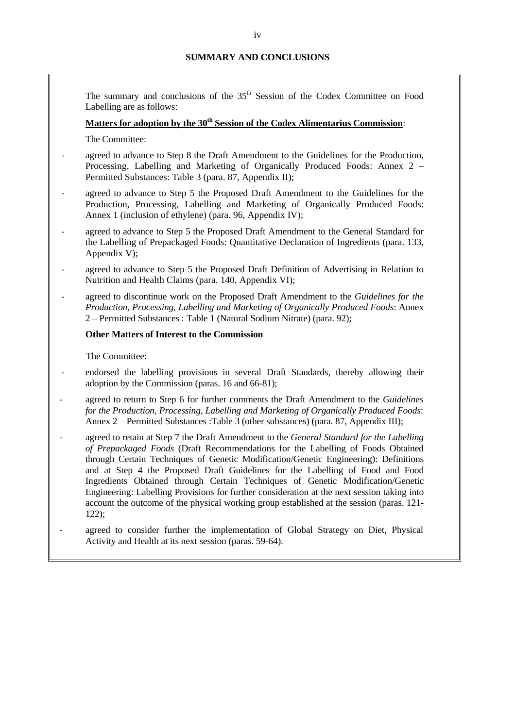## SUMMARY AND CONCLUSIONS

The summary and conclusions of the 35th Session of the Codex Committee on Food Labelling are as follows:

**Matters for adoption by the 30th Session of the Codex Alimentarius Commission**:

The Committee:

- agreed to advance to Step 8 the Draft Amendment to the Guidelines for the Production, Processing, Labelling and Marketing of Organically Produced Foods: Annex 2 – Permitted Substances: Table 3 (para. 87, Appendix II);
- agreed to advance to Step 5 the Proposed Draft Amendment to the Guidelines for the Production, Processing, Labelling and Marketing of Organically Produced Foods: Annex 1 (inclusion of ethylene) (para. 96, Appendix IV);
- agreed to advance to Step 5 the Proposed Draft Amendment to the General Standard for the Labelling of Prepackaged Foods: Quantitative Declaration of Ingredients (para. 133, Appendix V);
- agreed to advance to Step 5 the Proposed Draft Definition of Advertising in Relation to Nutrition and Health Claims (para. 140, Appendix VI);
- agreed to discontinue work on the Proposed Draft Amendment to the *Guidelines for the Production, Processing, Labelling and Marketing of Organically Produced Foods*: Annex 2 – Permitted Substances : Table 1 (Natural Sodium Nitrate) (para. 92);

**Other Matters of Interest to the Commission**

The Committee:

- endorsed the labelling provisions in several Draft Standards, thereby allowing their adoption by the Commission (paras. 16 and 66-81);
- agreed to return to Step 6 for further comments the Draft Amendment to the *Guidelines for the Production, Processing, Labelling and Marketing of Organically Produced Foods*: Annex 2 – Permitted Substances :Table 3 (other substances) (para. 87, Appendix III);
- agreed to retain at Step 7 the Draft Amendment to the *General Standard for the Labelling of Prepackaged Foods* (Draft Recommendations for the Labelling of Foods Obtained through Certain Techniques of Genetic Modification/Genetic Engineering): Definitions and at Step 4 the Proposed Draft Guidelines for the Labelling of Food and Food Ingredients Obtained through Certain Techniques of Genetic Modification/Genetic Engineering: Labelling Provisions for further consideration at the next session taking into account the outcome of the physical working group established at the session (paras. 121-122);
- agreed to consider further the implementation of Global Strategy on Diet, Physical Activity and Health at its next session (paras. 59-64).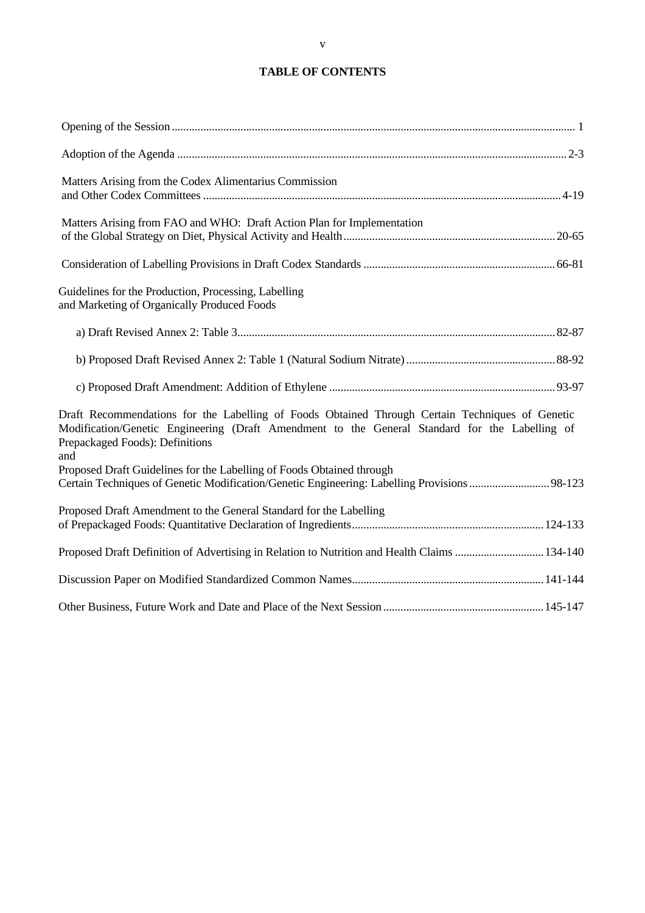# TABLE OF CONTENTS

| | |
|---|---|
| Opening of the Session | 1 |
| Adoption of the Agenda | 2-3 |
| Matters Arising from the Codex Alimentarius Commission and Other Codex Committees | 4-19 |
| Matters Arising from FAO and WHO: Draft Action Plan for Implementation of the Global Strategy on Diet, Physical Activity and Health | 20-65 |
| Consideration of Labelling Provisions in Draft Codex Standards | 66-81 |
| Guidelines for the Production, Processing, Labelling and Marketing of Organically Produced Foods | |
| a) Draft Revised Annex 2: Table 3 | 82-87 |
| b) Proposed Draft Revised Annex 2: Table 1 (Natural Sodium Nitrate) | 88-92 |
| c) Proposed Draft Amendment: Addition of Ethylene | 93-97 |
| Draft Recommendations for the Labelling of Foods Obtained Through Certain Techniques of Genetic Modification/Genetic Engineering (Draft Amendment to the General Standard for the Labelling of Prepackaged Foods): Definitions and Proposed Draft Guidelines for the Labelling of Foods Obtained through Certain Techniques of Genetic Modification/Genetic Engineering: Labelling Provisions | 98-123 |
| Proposed Draft Amendment to the General Standard for the Labelling of Prepackaged Foods: Quantitative Declaration of Ingredients | 124-133 |
| Proposed Draft Definition of Advertising in Relation to Nutrition and Health Claims | 134-140 |
| Discussion Paper on Modified Standardized Common Names | 141-144 |
| Other Business, Future Work and Date and Place of the Next Session | 145-147 |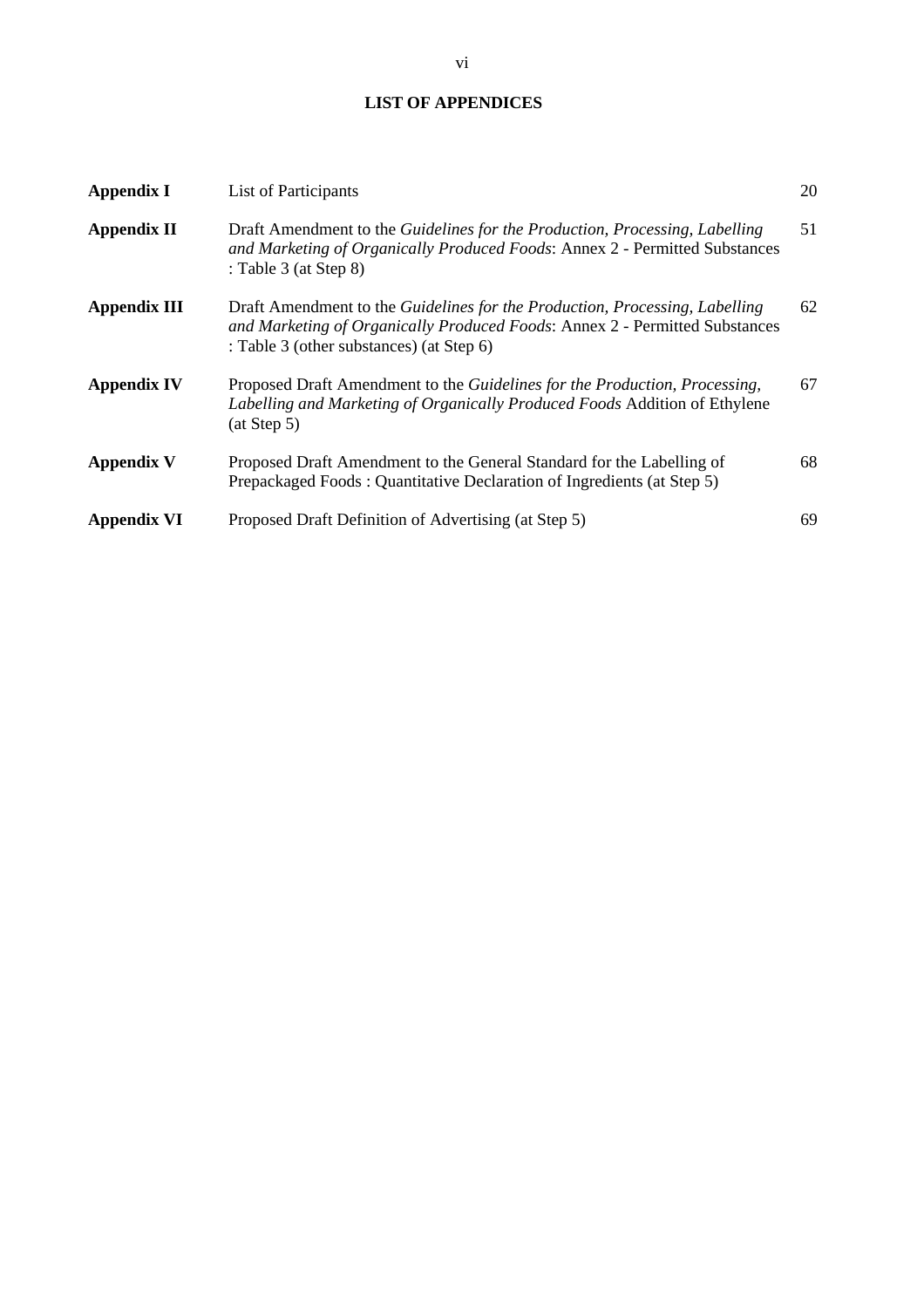## LIST OF APPENDICES

| | | |
|---|---|---|
| **Appendix I** | List of Participants | 20 |
| **Appendix II** | Draft Amendment to the *Guidelines for the Production, Processing, Labelling and Marketing of Organically Produced Foods*: Annex 2 - Permitted Substances : Table 3 (at Step 8) | 51 |
| **Appendix III** | Draft Amendment to the *Guidelines for the Production, Processing, Labelling and Marketing of Organically Produced Foods*: Annex 2 - Permitted Substances : Table 3 (other substances) (at Step 6) | 62 |
| **Appendix IV** | Proposed Draft Amendment to the *Guidelines for the Production, Processing, Labelling and Marketing of Organically Produced Foods* Addition of Ethylene (at Step 5) | 67 |
| **Appendix V** | Proposed Draft Amendment to the General Standard for the Labelling of Prepackaged Foods : Quantitative Declaration of Ingredients (at Step 5) | 68 |
| **Appendix VI** | Proposed Draft Definition of Advertising (at Step 5) | 69 |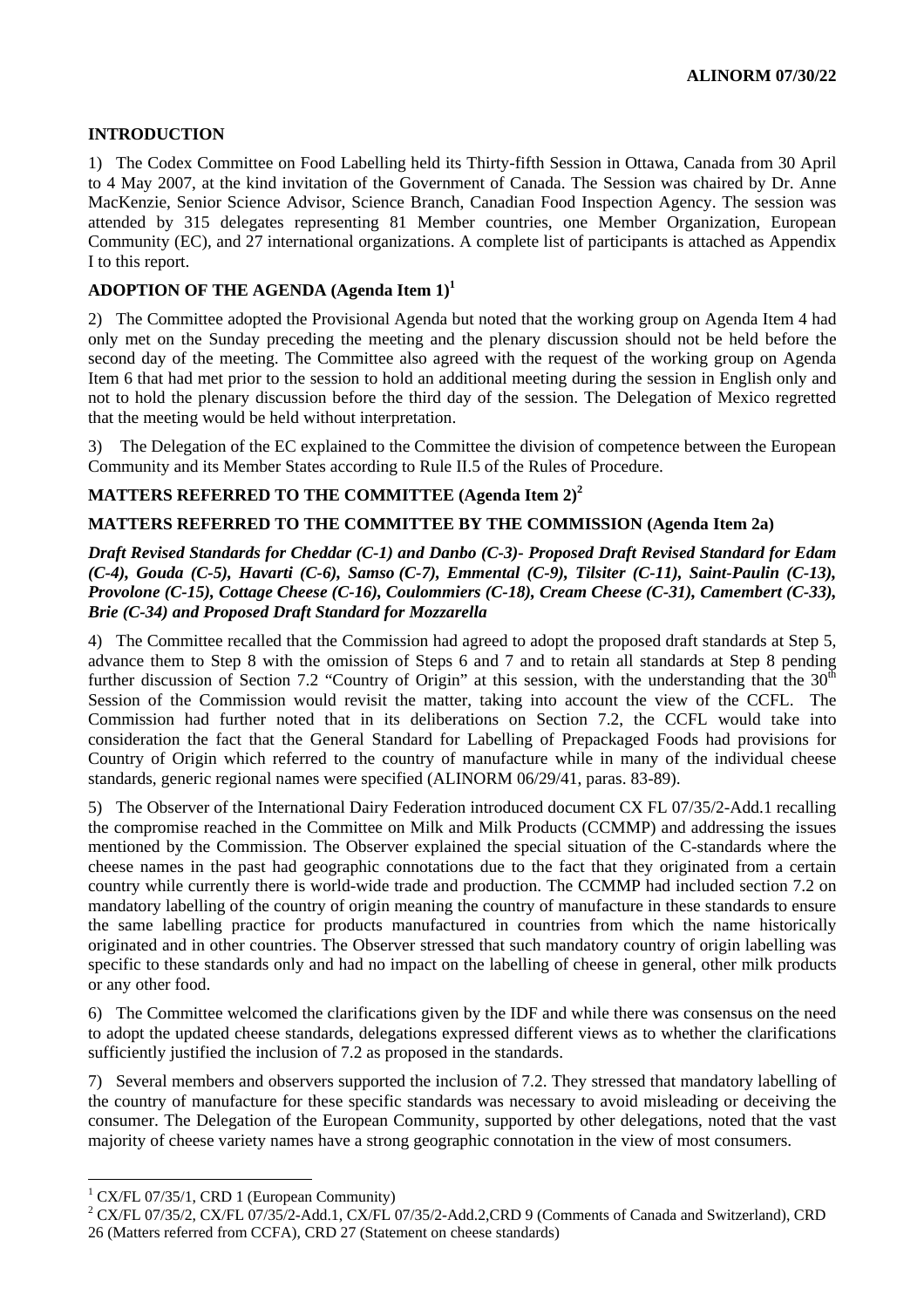## INTRODUCTION

1) The Codex Committee on Food Labelling held its Thirty-fifth Session in Ottawa, Canada from 30 April to 4 May 2007, at the kind invitation of the Government of Canada. The Session was chaired by Dr. Anne MacKenzie, Senior Science Advisor, Science Branch, Canadian Food Inspection Agency. The session was attended by 315 delegates representing 81 Member countries, one Member Organization, European Community (EC), and 27 international organizations. A complete list of participants is attached as Appendix I to this report.

## ADOPTION OF THE AGENDA (Agenda Item 1)[1]

2) The Committee adopted the Provisional Agenda but noted that the working group on Agenda Item 4 had only met on the Sunday preceding the meeting and the plenary discussion should not be held before the second day of the meeting. The Committee also agreed with the request of the working group on Agenda Item 6 that had met prior to the session to hold an additional meeting during the session in English only and not to hold the plenary discussion before the third day of the session. The Delegation of Mexico regretted that the meeting would be held without interpretation.

3) The Delegation of the EC explained to the Committee the division of competence between the European Community and its Member States according to Rule II.5 of the Rules of Procedure.

## MATTERS REFERRED TO THE COMMITTEE (Agenda Item 2)[2]

## MATTERS REFERRED TO THE COMMITTEE BY THE COMMISSION (Agenda Item 2a)

***Draft Revised Standards for Cheddar (C-1) and Danbo (C-3)- Proposed Draft Revised Standard for Edam (C-4), Gouda (C-5), Havarti (C-6), Samso (C-7), Emmental (C-9), Tilsiter (C-11), Saint-Paulin (C-13), Provolone (C-15), Cottage Cheese (C-16), Coulommiers (C-18), Cream Cheese (C-31), Camembert (C-33), Brie (C-34) and Proposed Draft Standard for Mozzarella***

4) The Committee recalled that the Commission had agreed to adopt the proposed draft standards at Step 5, advance them to Step 8 with the omission of Steps 6 and 7 and to retain all standards at Step 8 pending further discussion of Section 7.2 "Country of Origin" at this session, with the understanding that the 30th Session of the Commission would revisit the matter, taking into account the view of the CCFL. The Commission had further noted that in its deliberations on Section 7.2, the CCFL would take into consideration the fact that the General Standard for Labelling of Prepackaged Foods had provisions for Country of Origin which referred to the country of manufacture while in many of the individual cheese standards, generic regional names were specified (ALINORM 06/29/41, paras. 83-89).

5) The Observer of the International Dairy Federation introduced document CX FL 07/35/2-Add.1 recalling the compromise reached in the Committee on Milk and Milk Products (CCMMP) and addressing the issues mentioned by the Commission. The Observer explained the special situation of the C-standards where the cheese names in the past had geographic connotations due to the fact that they originated from a certain country while currently there is world-wide trade and production. The CCMMP had included section 7.2 on mandatory labelling of the country of origin meaning the country of manufacture in these standards to ensure the same labelling practice for products manufactured in countries from which the name historically originated and in other countries. The Observer stressed that such mandatory country of origin labelling was specific to these standards only and had no impact on the labelling of cheese in general, other milk products or any other food.

6) The Committee welcomed the clarifications given by the IDF and while there was consensus on the need to adopt the updated cheese standards, delegations expressed different views as to whether the clarifications sufficiently justified the inclusion of 7.2 as proposed in the standards.

7) Several members and observers supported the inclusion of 7.2. They stressed that mandatory labelling of the country of manufacture for these specific standards was necessary to avoid misleading or deceiving the consumer. The Delegation of the European Community, supported by other delegations, noted that the vast majority of cheese variety names have a strong geographic connotation in the view of most consumers.

---

[1] CX/FL 07/35/1, CRD 1 (European Community)

[2] CX/FL 07/35/2, CX/FL 07/35/2-Add.1, CX/FL 07/35/2-Add.2,CRD 9 (Comments of Canada and Switzerland), CRD 26 (Matters referred from CCFA), CRD 27 (Statement on cheese standards)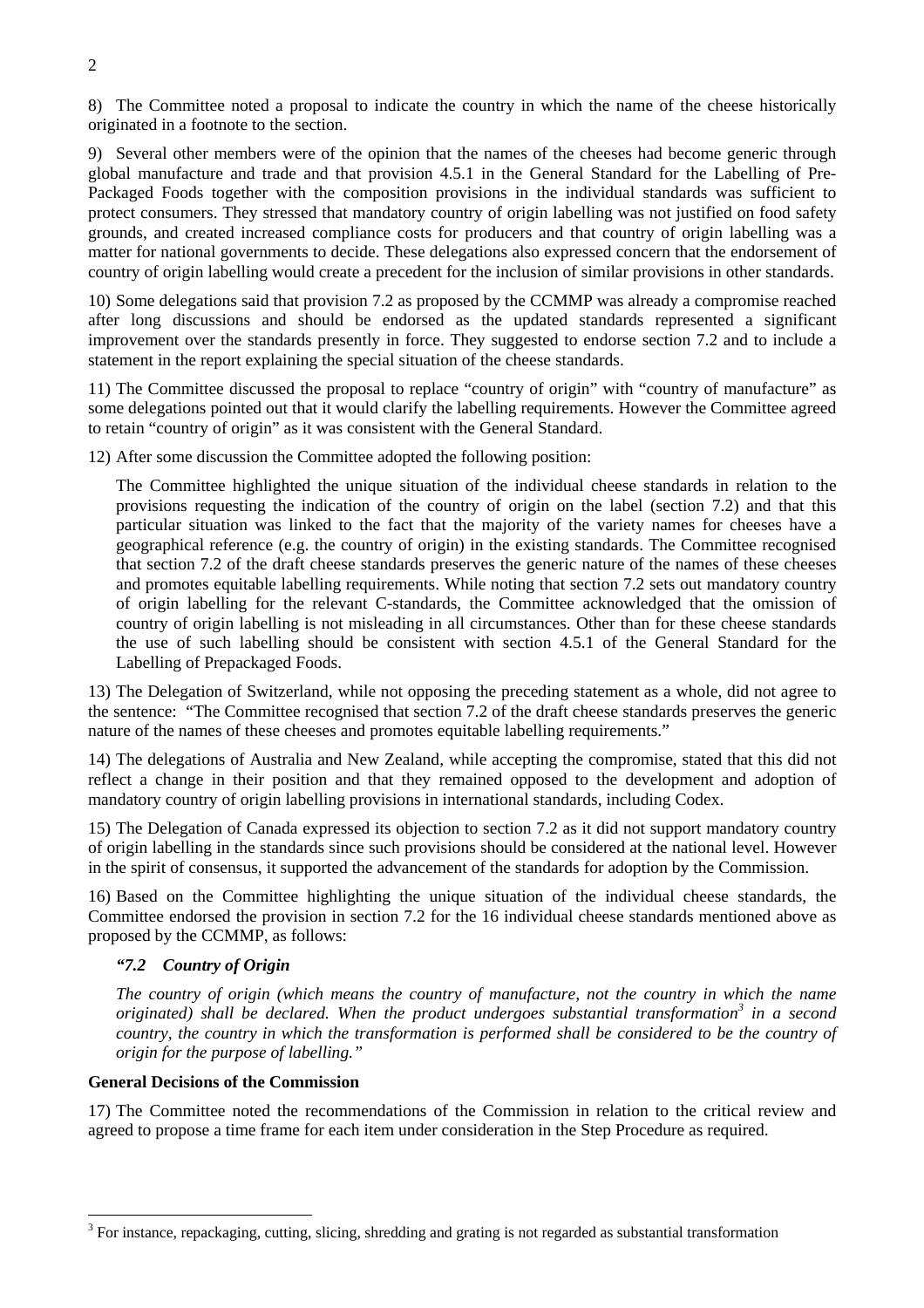8) The Committee noted a proposal to indicate the country in which the name of the cheese historically originated in a footnote to the section.

9) Several other members were of the opinion that the names of the cheeses had become generic through global manufacture and trade and that provision 4.5.1 in the General Standard for the Labelling of Pre-Packaged Foods together with the composition provisions in the individual standards was sufficient to protect consumers. They stressed that mandatory country of origin labelling was not justified on food safety grounds, and created increased compliance costs for producers and that country of origin labelling was a matter for national governments to decide. These delegations also expressed concern that the endorsement of country of origin labelling would create a precedent for the inclusion of similar provisions in other standards.

10) Some delegations said that provision 7.2 as proposed by the CCMMP was already a compromise reached after long discussions and should be endorsed as the updated standards represented a significant improvement over the standards presently in force. They suggested to endorse section 7.2 and to include a statement in the report explaining the special situation of the cheese standards.

11) The Committee discussed the proposal to replace "country of origin" with "country of manufacture" as some delegations pointed out that it would clarify the labelling requirements. However the Committee agreed to retain "country of origin" as it was consistent with the General Standard.

12) After some discussion the Committee adopted the following position:

> The Committee highlighted the unique situation of the individual cheese standards in relation to the provisions requesting the indication of the country of origin on the label (section 7.2) and that this particular situation was linked to the fact that the majority of the variety names for cheeses have a geographical reference (e.g. the country of origin) in the existing standards. The Committee recognised that section 7.2 of the draft cheese standards preserves the generic nature of the names of these cheeses and promotes equitable labelling requirements. While noting that section 7.2 sets out mandatory country of origin labelling for the relevant C-standards, the Committee acknowledged that the omission of country of origin labelling is not misleading in all circumstances. Other than for these cheese standards the use of such labelling should be consistent with section 4.5.1 of the General Standard for the Labelling of Prepackaged Foods.

13) The Delegation of Switzerland, while not opposing the preceding statement as a whole, did not agree to the sentence: "The Committee recognised that section 7.2 of the draft cheese standards preserves the generic nature of the names of these cheeses and promotes equitable labelling requirements."

14) The delegations of Australia and New Zealand, while accepting the compromise, stated that this did not reflect a change in their position and that they remained opposed to the development and adoption of mandatory country of origin labelling provisions in international standards, including Codex.

15) The Delegation of Canada expressed its objection to section 7.2 as it did not support mandatory country of origin labelling in the standards since such provisions should be considered at the national level. However in the spirit of consensus, it supported the advancement of the standards for adoption by the Commission.

16) Based on the Committee highlighting the unique situation of the individual cheese standards, the Committee endorsed the provision in section 7.2 for the 16 individual cheese standards mentioned above as proposed by the CCMMP, as follows:

> ***"7.2 Country of Origin***
>
> *The country of origin (which means the country of manufacture, not the country in which the name originated) shall be declared. When the product undergoes substantial transformation*[3] *in a second country, the country in which the transformation is performed shall be considered to be the country of origin for the purpose of labelling."*

**General Decisions of the Commission**

17) The Committee noted the recommendations of the Commission in relation to the critical review and agreed to propose a time frame for each item under consideration in the Step Procedure as required.

---

[3] For instance, repackaging, cutting, slicing, shredding and grating is not regarded as substantial transformation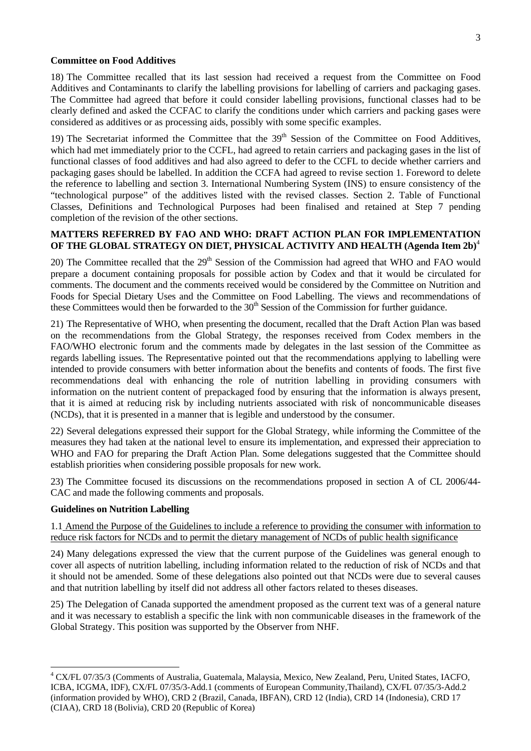**Committee on Food Additives**

18) The Committee recalled that its last session had received a request from the Committee on Food Additives and Contaminants to clarify the labelling provisions for labelling of carriers and packaging gases. The Committee had agreed that before it could consider labelling provisions, functional classes had to be clearly defined and asked the CCFAC to clarify the conditions under which carriers and packing gases were considered as additives or as processing aids, possibly with some specific examples.

19) The Secretariat informed the Committee that the 39th Session of the Committee on Food Additives, which had met immediately prior to the CCFL, had agreed to retain carriers and packaging gases in the list of functional classes of food additives and had also agreed to defer to the CCFL to decide whether carriers and packaging gases should be labelled. In addition the CCFA had agreed to revise section 1. Foreword to delete the reference to labelling and section 3. International Numbering System (INS) to ensure consistency of the "technological purpose" of the additives listed with the revised classes. Section 2. Table of Functional Classes, Definitions and Technological Purposes had been finalised and retained at Step 7 pending completion of the revision of the other sections.

**MATTERS REFERRED BY FAO AND WHO: DRAFT ACTION PLAN FOR IMPLEMENTATION OF THE GLOBAL STRATEGY ON DIET, PHYSICAL ACTIVITY AND HEALTH (Agenda Item 2b)**[4]

20) The Committee recalled that the 29th Session of the Commission had agreed that WHO and FAO would prepare a document containing proposals for possible action by Codex and that it would be circulated for comments. The document and the comments received would be considered by the Committee on Nutrition and Foods for Special Dietary Uses and the Committee on Food Labelling. The views and recommendations of these Committees would then be forwarded to the 30th Session of the Commission for further guidance.

21) The Representative of WHO, when presenting the document, recalled that the Draft Action Plan was based on the recommendations from the Global Strategy, the responses received from Codex members in the FAO/WHO electronic forum and the comments made by delegates in the last session of the Committee as regards labelling issues. The Representative pointed out that the recommendations applying to labelling were intended to provide consumers with better information about the benefits and contents of foods. The first five recommendations deal with enhancing the role of nutrition labelling in providing consumers with information on the nutrient content of prepackaged food by ensuring that the information is always present, that it is aimed at reducing risk by including nutrients associated with risk of noncommunicable diseases (NCDs), that it is presented in a manner that is legible and understood by the consumer.

22) Several delegations expressed their support for the Global Strategy, while informing the Committee of the measures they had taken at the national level to ensure its implementation, and expressed their appreciation to WHO and FAO for preparing the Draft Action Plan. Some delegations suggested that the Committee should establish priorities when considering possible proposals for new work.

23) The Committee focused its discussions on the recommendations proposed in section A of CL 2006/44-CAC and made the following comments and proposals.

**Guidelines on Nutrition Labelling**

1.1 Amend the Purpose of the Guidelines to include a reference to providing the consumer with information to reduce risk factors for NCDs and to permit the dietary management of NCDs of public health significance

24) Many delegations expressed the view that the current purpose of the Guidelines was general enough to cover all aspects of nutrition labelling, including information related to the reduction of risk of NCDs and that it should not be amended. Some of these delegations also pointed out that NCDs were due to several causes and that nutrition labelling by itself did not address all other factors related to theses diseases.

25) The Delegation of Canada supported the amendment proposed as the current text was of a general nature and it was necessary to establish a specific the link with non communicable diseases in the framework of the Global Strategy. This position was supported by the Observer from NHF.

---

[4] CX/FL 07/35/3 (Comments of Australia, Guatemala, Malaysia, Mexico, New Zealand, Peru, United States, IACFO, ICBA, ICGMA, IDF), CX/FL 07/35/3-Add.1 (comments of European Community,Thailand), CX/FL 07/35/3-Add.2 (information provided by WHO), CRD 2 (Brazil, Canada, IBFAN), CRD 12 (India), CRD 14 (Indonesia), CRD 17 (CIAA), CRD 18 (Bolivia), CRD 20 (Republic of Korea)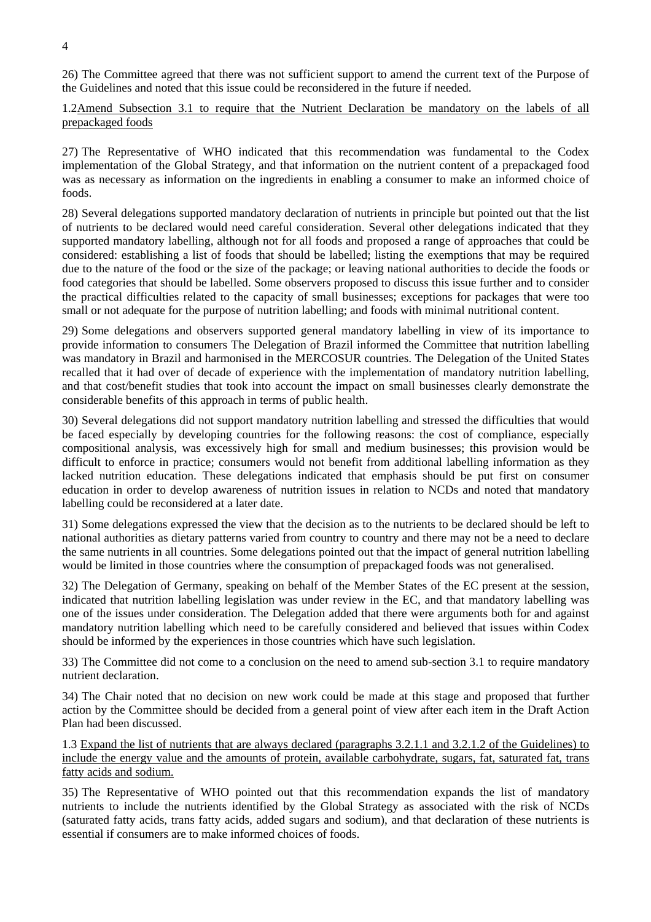26) The Committee agreed that there was not sufficient support to amend the current text of the Purpose of the Guidelines and noted that this issue could be reconsidered in the future if needed.

1.2 <u>Amend Subsection 3.1 to require that the Nutrient Declaration be mandatory on the labels of all prepackaged foods</u>

27) The Representative of WHO indicated that this recommendation was fundamental to the Codex implementation of the Global Strategy, and that information on the nutrient content of a prepackaged food was as necessary as information on the ingredients in enabling a consumer to make an informed choice of foods.

28) Several delegations supported mandatory declaration of nutrients in principle but pointed out that the list of nutrients to be declared would need careful consideration. Several other delegations indicated that they supported mandatory labelling, although not for all foods and proposed a range of approaches that could be considered: establishing a list of foods that should be labelled; listing the exemptions that may be required due to the nature of the food or the size of the package; or leaving national authorities to decide the foods or food categories that should be labelled. Some observers proposed to discuss this issue further and to consider the practical difficulties related to the capacity of small businesses; exceptions for packages that were too small or not adequate for the purpose of nutrition labelling; and foods with minimal nutritional content.

29) Some delegations and observers supported general mandatory labelling in view of its importance to provide information to consumers The Delegation of Brazil informed the Committee that nutrition labelling was mandatory in Brazil and harmonised in the MERCOSUR countries. The Delegation of the United States recalled that it had over of decade of experience with the implementation of mandatory nutrition labelling, and that cost/benefit studies that took into account the impact on small businesses clearly demonstrate the considerable benefits of this approach in terms of public health.

30) Several delegations did not support mandatory nutrition labelling and stressed the difficulties that would be faced especially by developing countries for the following reasons: the cost of compliance, especially compositional analysis, was excessively high for small and medium businesses; this provision would be difficult to enforce in practice; consumers would not benefit from additional labelling information as they lacked nutrition education. These delegations indicated that emphasis should be put first on consumer education in order to develop awareness of nutrition issues in relation to NCDs and noted that mandatory labelling could be reconsidered at a later date.

31) Some delegations expressed the view that the decision as to the nutrients to be declared should be left to national authorities as dietary patterns varied from country to country and there may not be a need to declare the same nutrients in all countries. Some delegations pointed out that the impact of general nutrition labelling would be limited in those countries where the consumption of prepackaged foods was not generalised.

32) The Delegation of Germany, speaking on behalf of the Member States of the EC present at the session, indicated that nutrition labelling legislation was under review in the EC, and that mandatory labelling was one of the issues under consideration. The Delegation added that there were arguments both for and against mandatory nutrition labelling which need to be carefully considered and believed that issues within Codex should be informed by the experiences in those countries which have such legislation.

33) The Committee did not come to a conclusion on the need to amend sub-section 3.1 to require mandatory nutrient declaration.

34) The Chair noted that no decision on new work could be made at this stage and proposed that further action by the Committee should be decided from a general point of view after each item in the Draft Action Plan had been discussed.

1.3 <u>Expand the list of nutrients that are always declared (paragraphs 3.2.1.1 and 3.2.1.2 of the Guidelines) to include the energy value and the amounts of protein, available carbohydrate, sugars, fat, saturated fat, trans fatty acids and sodium.</u>

35) The Representative of WHO pointed out that this recommendation expands the list of mandatory nutrients to include the nutrients identified by the Global Strategy as associated with the risk of NCDs (saturated fatty acids, trans fatty acids, added sugars and sodium), and that declaration of these nutrients is essential if consumers are to make informed choices of foods.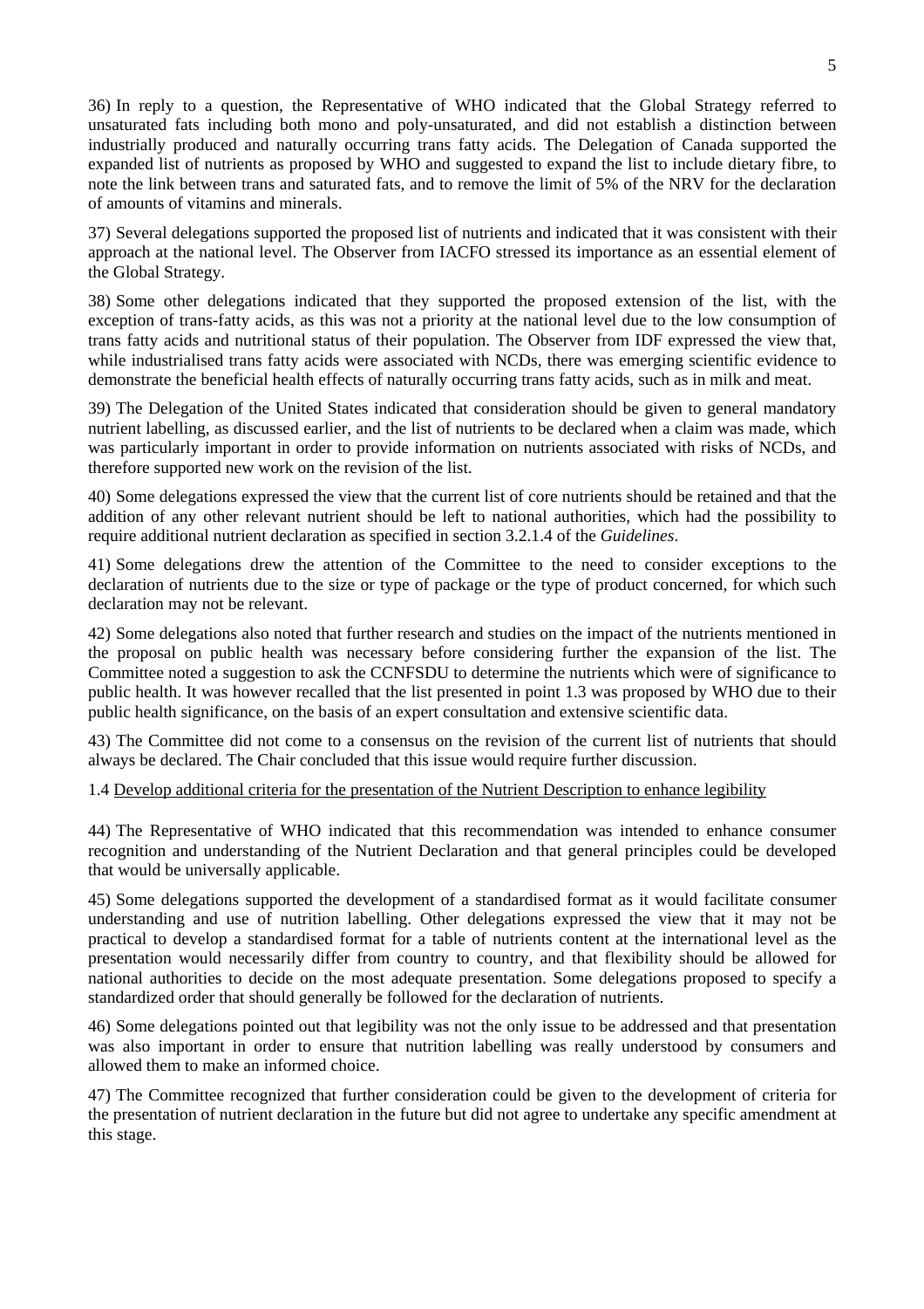36) In reply to a question, the Representative of WHO indicated that the Global Strategy referred to unsaturated fats including both mono and poly-unsaturated, and did not establish a distinction between industrially produced and naturally occurring trans fatty acids. The Delegation of Canada supported the expanded list of nutrients as proposed by WHO and suggested to expand the list to include dietary fibre, to note the link between trans and saturated fats, and to remove the limit of 5% of the NRV for the declaration of amounts of vitamins and minerals.

37) Several delegations supported the proposed list of nutrients and indicated that it was consistent with their approach at the national level. The Observer from IACFO stressed its importance as an essential element of the Global Strategy.

38) Some other delegations indicated that they supported the proposed extension of the list, with the exception of trans-fatty acids, as this was not a priority at the national level due to the low consumption of trans fatty acids and nutritional status of their population. The Observer from IDF expressed the view that, while industrialised trans fatty acids were associated with NCDs, there was emerging scientific evidence to demonstrate the beneficial health effects of naturally occurring trans fatty acids, such as in milk and meat.

39) The Delegation of the United States indicated that consideration should be given to general mandatory nutrient labelling, as discussed earlier, and the list of nutrients to be declared when a claim was made, which was particularly important in order to provide information on nutrients associated with risks of NCDs, and therefore supported new work on the revision of the list.

40) Some delegations expressed the view that the current list of core nutrients should be retained and that the addition of any other relevant nutrient should be left to national authorities, which had the possibility to require additional nutrient declaration as specified in section 3.2.1.4 of the *Guidelines*.

41) Some delegations drew the attention of the Committee to the need to consider exceptions to the declaration of nutrients due to the size or type of package or the type of product concerned, for which such declaration may not be relevant.

42) Some delegations also noted that further research and studies on the impact of the nutrients mentioned in the proposal on public health was necessary before considering further the expansion of the list. The Committee noted a suggestion to ask the CCNFSDU to determine the nutrients which were of significance to public health. It was however recalled that the list presented in point 1.3 was proposed by WHO due to their public health significance, on the basis of an expert consultation and extensive scientific data.

43) The Committee did not come to a consensus on the revision of the current list of nutrients that should always be declared. The Chair concluded that this issue would require further discussion.

1.4 Develop additional criteria for the presentation of the Nutrient Description to enhance legibility

44) The Representative of WHO indicated that this recommendation was intended to enhance consumer recognition and understanding of the Nutrient Declaration and that general principles could be developed that would be universally applicable.

45) Some delegations supported the development of a standardised format as it would facilitate consumer understanding and use of nutrition labelling. Other delegations expressed the view that it may not be practical to develop a standardised format for a table of nutrients content at the international level as the presentation would necessarily differ from country to country, and that flexibility should be allowed for national authorities to decide on the most adequate presentation. Some delegations proposed to specify a standardized order that should generally be followed for the declaration of nutrients.

46) Some delegations pointed out that legibility was not the only issue to be addressed and that presentation was also important in order to ensure that nutrition labelling was really understood by consumers and allowed them to make an informed choice.

47) The Committee recognized that further consideration could be given to the development of criteria for the presentation of nutrient declaration in the future but did not agree to undertake any specific amendment at this stage.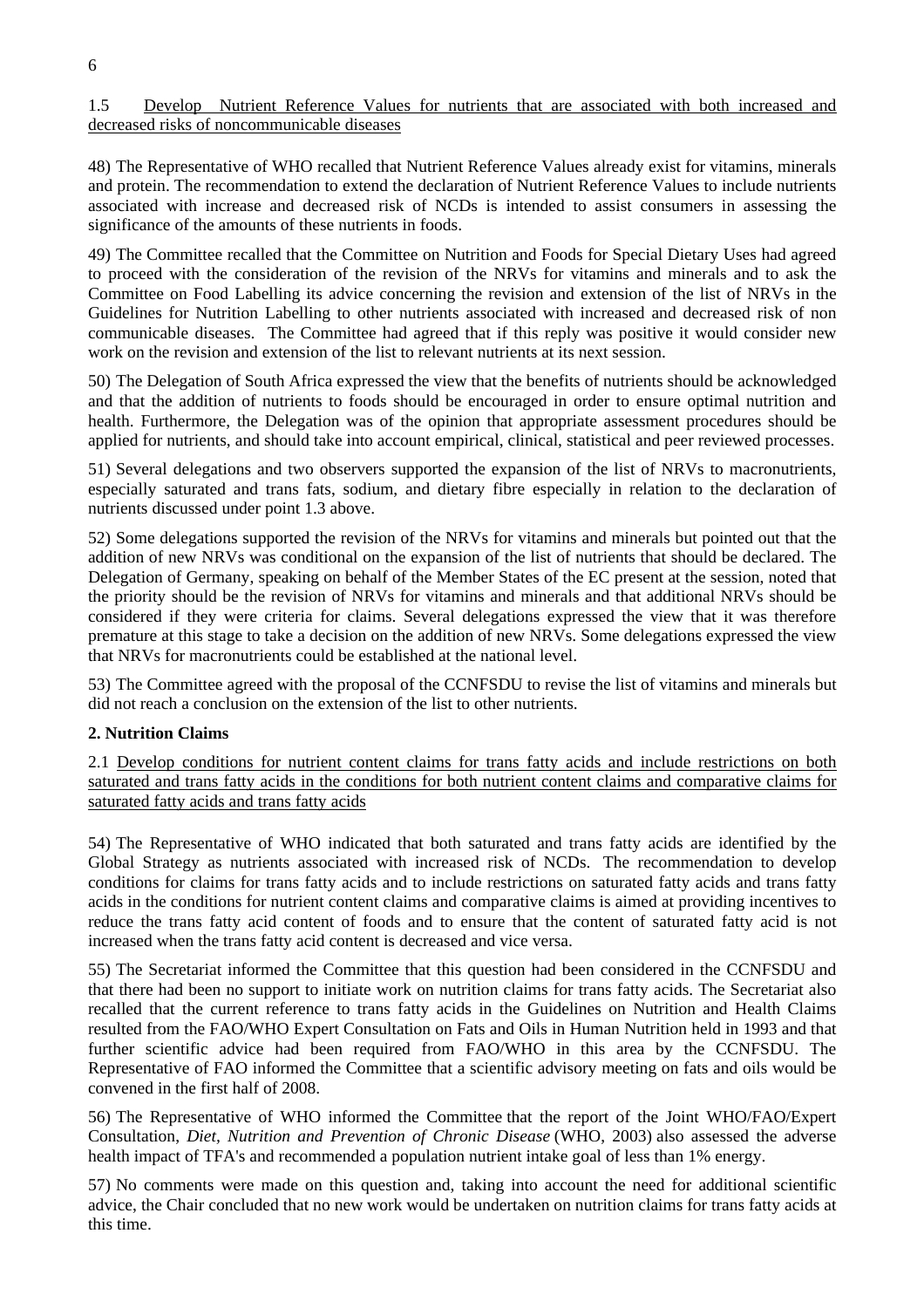1.5 Develop Nutrient Reference Values for nutrients that are associated with both increased and decreased risks of noncommunicable diseases

48) The Representative of WHO recalled that Nutrient Reference Values already exist for vitamins, minerals and protein. The recommendation to extend the declaration of Nutrient Reference Values to include nutrients associated with increase and decreased risk of NCDs is intended to assist consumers in assessing the significance of the amounts of these nutrients in foods.

49) The Committee recalled that the Committee on Nutrition and Foods for Special Dietary Uses had agreed to proceed with the consideration of the revision of the NRVs for vitamins and minerals and to ask the Committee on Food Labelling its advice concerning the revision and extension of the list of NRVs in the Guidelines for Nutrition Labelling to other nutrients associated with increased and decreased risk of non communicable diseases. The Committee had agreed that if this reply was positive it would consider new work on the revision and extension of the list to relevant nutrients at its next session.

50) The Delegation of South Africa expressed the view that the benefits of nutrients should be acknowledged and that the addition of nutrients to foods should be encouraged in order to ensure optimal nutrition and health. Furthermore, the Delegation was of the opinion that appropriate assessment procedures should be applied for nutrients, and should take into account empirical, clinical, statistical and peer reviewed processes.

51) Several delegations and two observers supported the expansion of the list of NRVs to macronutrients, especially saturated and trans fats, sodium, and dietary fibre especially in relation to the declaration of nutrients discussed under point 1.3 above.

52) Some delegations supported the revision of the NRVs for vitamins and minerals but pointed out that the addition of new NRVs was conditional on the expansion of the list of nutrients that should be declared. The Delegation of Germany, speaking on behalf of the Member States of the EC present at the session, noted that the priority should be the revision of NRVs for vitamins and minerals and that additional NRVs should be considered if they were criteria for claims. Several delegations expressed the view that it was therefore premature at this stage to take a decision on the addition of new NRVs. Some delegations expressed the view that NRVs for macronutrients could be established at the national level.

53) The Committee agreed with the proposal of the CCNFSDU to revise the list of vitamins and minerals but did not reach a conclusion on the extension of the list to other nutrients.

**2. Nutrition Claims**

2.1 Develop conditions for nutrient content claims for trans fatty acids and include restrictions on both saturated and trans fatty acids in the conditions for both nutrient content claims and comparative claims for saturated fatty acids and trans fatty acids

54) The Representative of WHO indicated that both saturated and trans fatty acids are identified by the Global Strategy as nutrients associated with increased risk of NCDs. The recommendation to develop conditions for claims for trans fatty acids and to include restrictions on saturated fatty acids and trans fatty acids in the conditions for nutrient content claims and comparative claims is aimed at providing incentives to reduce the trans fatty acid content of foods and to ensure that the content of saturated fatty acid is not increased when the trans fatty acid content is decreased and vice versa.

55) The Secretariat informed the Committee that this question had been considered in the CCNFSDU and that there had been no support to initiate work on nutrition claims for trans fatty acids. The Secretariat also recalled that the current reference to trans fatty acids in the Guidelines on Nutrition and Health Claims resulted from the FAO/WHO Expert Consultation on Fats and Oils in Human Nutrition held in 1993 and that further scientific advice had been required from FAO/WHO in this area by the CCNFSDU. The Representative of FAO informed the Committee that a scientific advisory meeting on fats and oils would be convened in the first half of 2008.

56) The Representative of WHO informed the Committee that the report of the Joint WHO/FAO/Expert Consultation, *Diet, Nutrition and Prevention of Chronic Disease* (WHO, 2003) also assessed the adverse health impact of TFA's and recommended a population nutrient intake goal of less than 1% energy.

57) No comments were made on this question and, taking into account the need for additional scientific advice, the Chair concluded that no new work would be undertaken on nutrition claims for trans fatty acids at this time.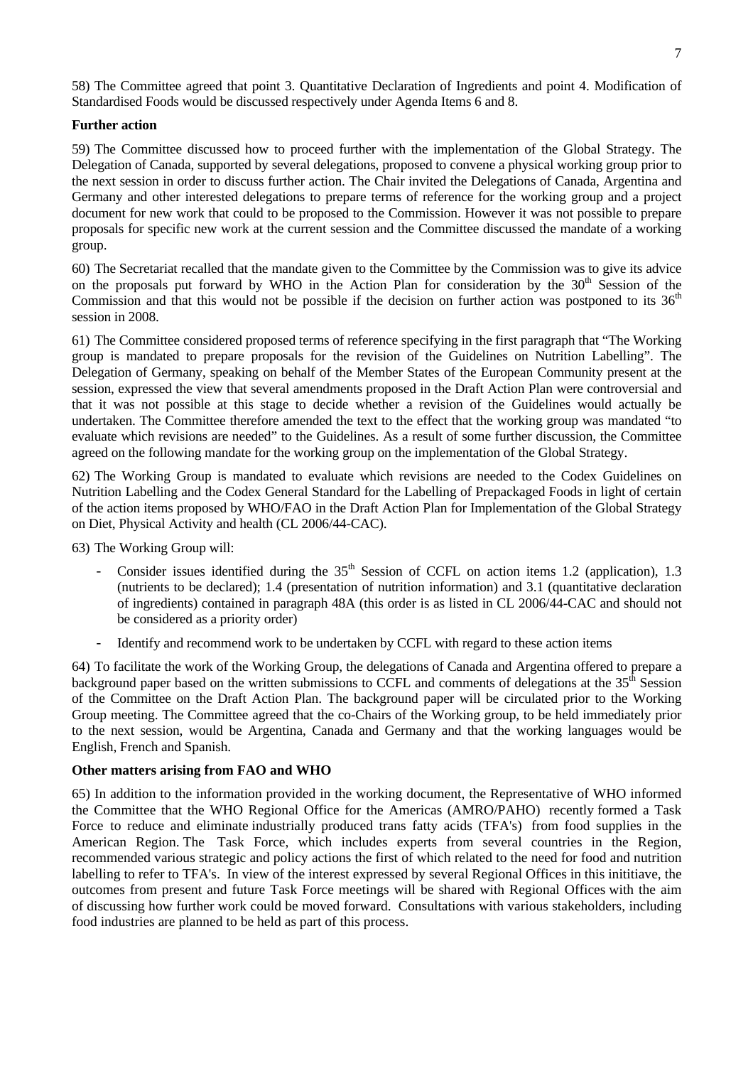58) The Committee agreed that point 3. Quantitative Declaration of Ingredients and point 4. Modification of Standardised Foods would be discussed respectively under Agenda Items 6 and 8.

**Further action**

59) The Committee discussed how to proceed further with the implementation of the Global Strategy. The Delegation of Canada, supported by several delegations, proposed to convene a physical working group prior to the next session in order to discuss further action. The Chair invited the Delegations of Canada, Argentina and Germany and other interested delegations to prepare terms of reference for the working group and a project document for new work that could to be proposed to the Commission. However it was not possible to prepare proposals for specific new work at the current session and the Committee discussed the mandate of a working group.

60) The Secretariat recalled that the mandate given to the Committee by the Commission was to give its advice on the proposals put forward by WHO in the Action Plan for consideration by the 30th Session of the Commission and that this would not be possible if the decision on further action was postponed to its 36th session in 2008.

61) The Committee considered proposed terms of reference specifying in the first paragraph that "The Working group is mandated to prepare proposals for the revision of the Guidelines on Nutrition Labelling". The Delegation of Germany, speaking on behalf of the Member States of the European Community present at the session, expressed the view that several amendments proposed in the Draft Action Plan were controversial and that it was not possible at this stage to decide whether a revision of the Guidelines would actually be undertaken. The Committee therefore amended the text to the effect that the working group was mandated "to evaluate which revisions are needed" to the Guidelines. As a result of some further discussion, the Committee agreed on the following mandate for the working group on the implementation of the Global Strategy.

62) The Working Group is mandated to evaluate which revisions are needed to the Codex Guidelines on Nutrition Labelling and the Codex General Standard for the Labelling of Prepackaged Foods in light of certain of the action items proposed by WHO/FAO in the Draft Action Plan for Implementation of the Global Strategy on Diet, Physical Activity and health (CL 2006/44-CAC).

63) The Working Group will:

- Consider issues identified during the 35th Session of CCFL on action items 1.2 (application), 1.3 (nutrients to be declared); 1.4 (presentation of nutrition information) and 3.1 (quantitative declaration of ingredients) contained in paragraph 48A (this order is as listed in CL 2006/44-CAC and should not be considered as a priority order)
- Identify and recommend work to be undertaken by CCFL with regard to these action items

64) To facilitate the work of the Working Group, the delegations of Canada and Argentina offered to prepare a background paper based on the written submissions to CCFL and comments of delegations at the 35th Session of the Committee on the Draft Action Plan. The background paper will be circulated prior to the Working Group meeting. The Committee agreed that the co-Chairs of the Working group, to be held immediately prior to the next session, would be Argentina, Canada and Germany and that the working languages would be English, French and Spanish.

**Other matters arising from FAO and WHO**

65) In addition to the information provided in the working document, the Representative of WHO informed the Committee that the WHO Regional Office for the Americas (AMRO/PAHO) recently formed a Task Force to reduce and eliminate industrially produced trans fatty acids (TFA's) from food supplies in the American Region. The Task Force, which includes experts from several countries in the Region, recommended various strategic and policy actions the first of which related to the need for food and nutrition labelling to refer to TFA's. In view of the interest expressed by several Regional Offices in this inititiave, the outcomes from present and future Task Force meetings will be shared with Regional Offices with the aim of discussing how further work could be moved forward. Consultations with various stakeholders, including food industries are planned to be held as part of this process.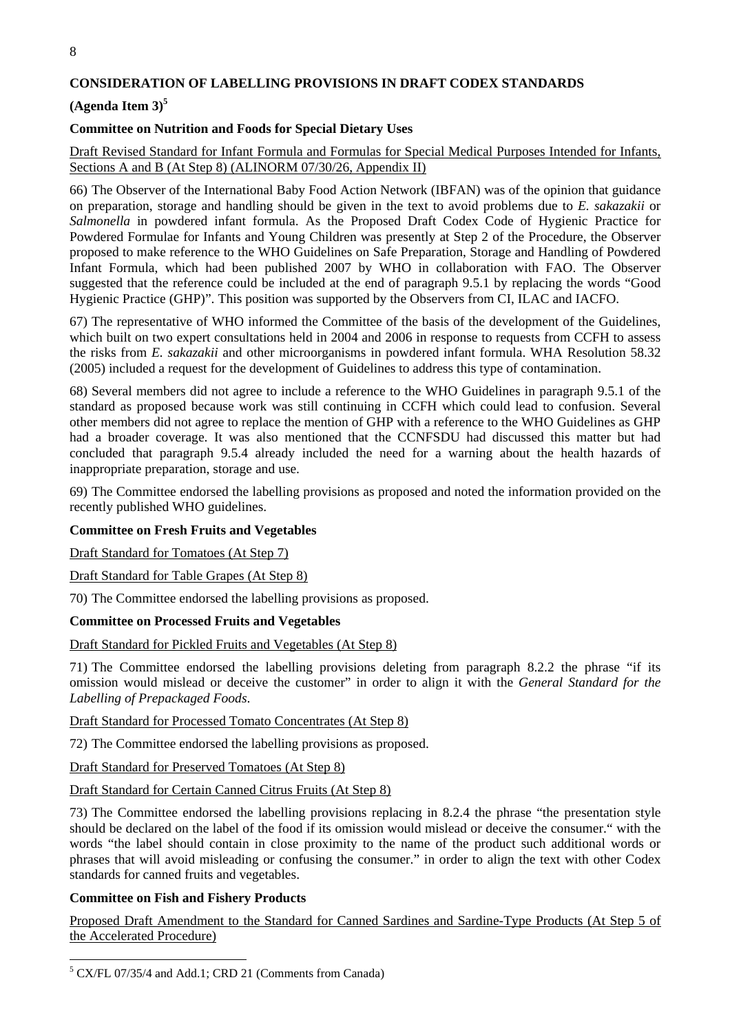## CONSIDERATION OF LABELLING PROVISIONS IN DRAFT CODEX STANDARDS

## (Agenda Item 3)[5]

### Committee on Nutrition and Foods for Special Dietary Uses

Draft Revised Standard for Infant Formula and Formulas for Special Medical Purposes Intended for Infants, Sections A and B (At Step 8) (ALINORM 07/30/26, Appendix II)

66) The Observer of the International Baby Food Action Network (IBFAN) was of the opinion that guidance on preparation, storage and handling should be given in the text to avoid problems due to *E. sakazakii* or *Salmonella* in powdered infant formula. As the Proposed Draft Codex Code of Hygienic Practice for Powdered Formulae for Infants and Young Children was presently at Step 2 of the Procedure, the Observer proposed to make reference to the WHO Guidelines on Safe Preparation, Storage and Handling of Powdered Infant Formula, which had been published 2007 by WHO in collaboration with FAO. The Observer suggested that the reference could be included at the end of paragraph 9.5.1 by replacing the words "Good Hygienic Practice (GHP)". This position was supported by the Observers from CI, ILAC and IACFO.

67) The representative of WHO informed the Committee of the basis of the development of the Guidelines, which built on two expert consultations held in 2004 and 2006 in response to requests from CCFH to assess the risks from *E. sakazakii* and other microorganisms in powdered infant formula. WHA Resolution 58.32 (2005) included a request for the development of Guidelines to address this type of contamination.

68) Several members did not agree to include a reference to the WHO Guidelines in paragraph 9.5.1 of the standard as proposed because work was still continuing in CCFH which could lead to confusion. Several other members did not agree to replace the mention of GHP with a reference to the WHO Guidelines as GHP had a broader coverage. It was also mentioned that the CCNFSDU had discussed this matter but had concluded that paragraph 9.5.4 already included the need for a warning about the health hazards of inappropriate preparation, storage and use.

69) The Committee endorsed the labelling provisions as proposed and noted the information provided on the recently published WHO guidelines.

### Committee on Fresh Fruits and Vegetables

Draft Standard for Tomatoes (At Step 7)

Draft Standard for Table Grapes (At Step 8)

70) The Committee endorsed the labelling provisions as proposed.

### Committee on Processed Fruits and Vegetables

Draft Standard for Pickled Fruits and Vegetables (At Step 8)

71) The Committee endorsed the labelling provisions deleting from paragraph 8.2.2 the phrase "if its omission would mislead or deceive the customer" in order to align it with the *General Standard for the Labelling of Prepackaged Foods*.

Draft Standard for Processed Tomato Concentrates (At Step 8)

72) The Committee endorsed the labelling provisions as proposed.

Draft Standard for Preserved Tomatoes (At Step 8)

Draft Standard for Certain Canned Citrus Fruits (At Step 8)

73) The Committee endorsed the labelling provisions replacing in 8.2.4 the phrase "the presentation style should be declared on the label of the food if its omission would mislead or deceive the consumer." with the words "the label should contain in close proximity to the name of the product such additional words or phrases that will avoid misleading or confusing the consumer." in order to align the text with other Codex standards for canned fruits and vegetables.

### Committee on Fish and Fishery Products

Proposed Draft Amendment to the Standard for Canned Sardines and Sardine-Type Products (At Step 5 of the Accelerated Procedure)

---

[5] CX/FL 07/35/4 and Add.1; CRD 21 (Comments from Canada)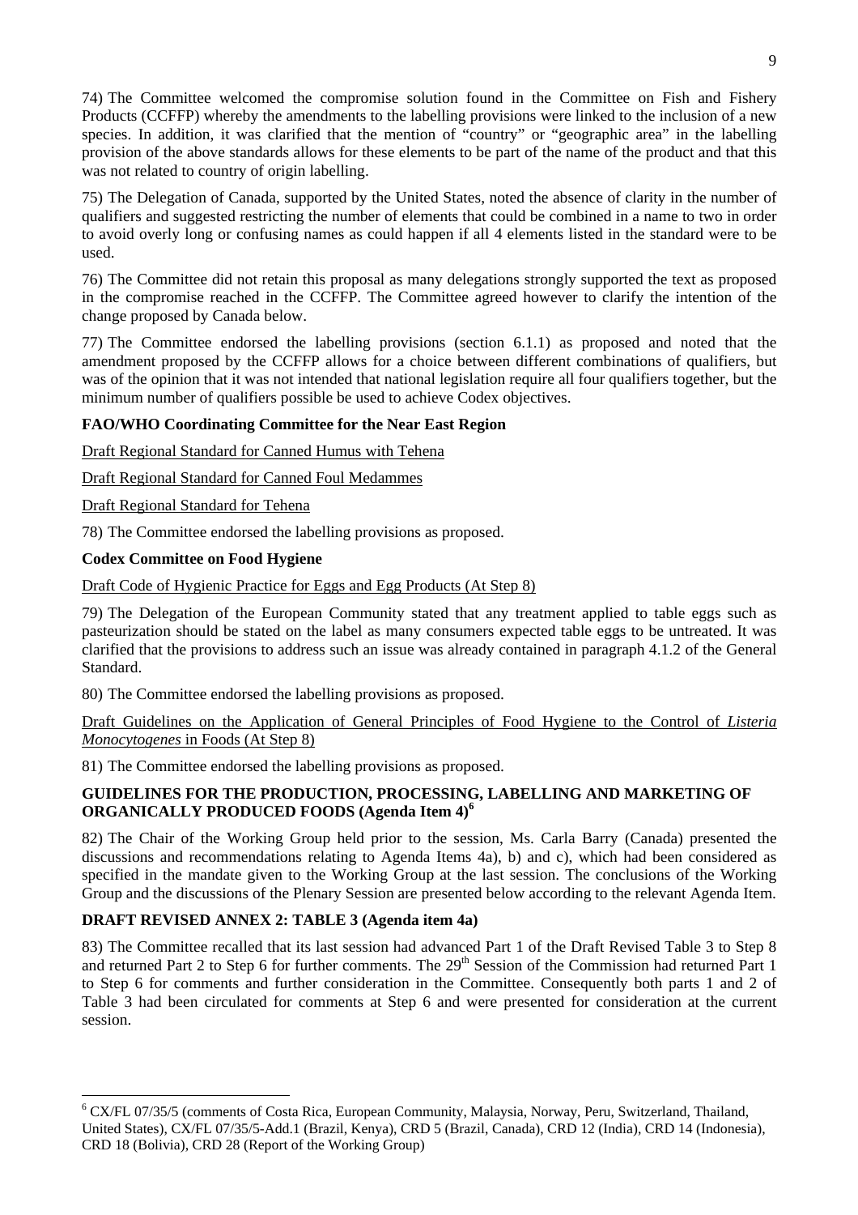74) The Committee welcomed the compromise solution found in the Committee on Fish and Fishery Products (CCFFP) whereby the amendments to the labelling provisions were linked to the inclusion of a new species. In addition, it was clarified that the mention of "country" or "geographic area" in the labelling provision of the above standards allows for these elements to be part of the name of the product and that this was not related to country of origin labelling.

75) The Delegation of Canada, supported by the United States, noted the absence of clarity in the number of qualifiers and suggested restricting the number of elements that could be combined in a name to two in order to avoid overly long or confusing names as could happen if all 4 elements listed in the standard were to be used.

76) The Committee did not retain this proposal as many delegations strongly supported the text as proposed in the compromise reached in the CCFFP. The Committee agreed however to clarify the intention of the change proposed by Canada below.

77) The Committee endorsed the labelling provisions (section 6.1.1) as proposed and noted that the amendment proposed by the CCFFP allows for a choice between different combinations of qualifiers, but was of the opinion that it was not intended that national legislation require all four qualifiers together, but the minimum number of qualifiers possible be used to achieve Codex objectives.

**FAO/WHO Coordinating Committee for the Near East Region**

Draft Regional Standard for Canned Humus with Tehena

Draft Regional Standard for Canned Foul Medammes

Draft Regional Standard for Tehena

78) The Committee endorsed the labelling provisions as proposed.

**Codex Committee on Food Hygiene**

Draft Code of Hygienic Practice for Eggs and Egg Products (At Step 8)

79) The Delegation of the European Community stated that any treatment applied to table eggs such as pasteurization should be stated on the label as many consumers expected table eggs to be untreated. It was clarified that the provisions to address such an issue was already contained in paragraph 4.1.2 of the General Standard.

80) The Committee endorsed the labelling provisions as proposed.

Draft Guidelines on the Application of General Principles of Food Hygiene to the Control of *Listeria Monocytogenes* in Foods (At Step 8)

81) The Committee endorsed the labelling provisions as proposed.

## GUIDELINES FOR THE PRODUCTION, PROCESSING, LABELLING AND MARKETING OF ORGANICALLY PRODUCED FOODS (Agenda Item 4)[6]

82) The Chair of the Working Group held prior to the session, Ms. Carla Barry (Canada) presented the discussions and recommendations relating to Agenda Items 4a), b) and c), which had been considered as specified in the mandate given to the Working Group at the last session. The conclusions of the Working Group and the discussions of the Plenary Session are presented below according to the relevant Agenda Item.

## DRAFT REVISED ANNEX 2: TABLE 3 (Agenda item 4a)

83) The Committee recalled that its last session had advanced Part 1 of the Draft Revised Table 3 to Step 8 and returned Part 2 to Step 6 for further comments. The 29th Session of the Commission had returned Part 1 to Step 6 for comments and further consideration in the Committee. Consequently both parts 1 and 2 of Table 3 had been circulated for comments at Step 6 and were presented for consideration at the current session.

---

[6] CX/FL 07/35/5 (comments of Costa Rica, European Community, Malaysia, Norway, Peru, Switzerland, Thailand, United States), CX/FL 07/35/5-Add.1 (Brazil, Kenya), CRD 5 (Brazil, Canada), CRD 12 (India), CRD 14 (Indonesia), CRD 18 (Bolivia), CRD 28 (Report of the Working Group)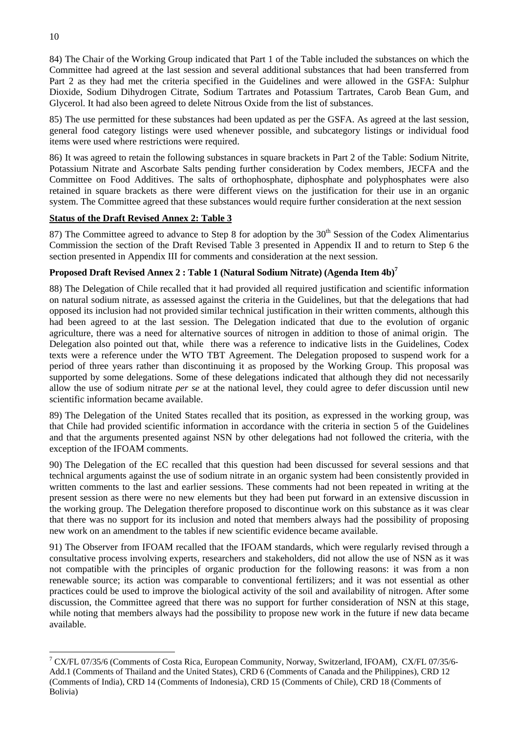84) The Chair of the Working Group indicated that Part 1 of the Table included the substances on which the Committee had agreed at the last session and several additional substances that had been transferred from Part 2 as they had met the criteria specified in the Guidelines and were allowed in the GSFA: Sulphur Dioxide, Sodium Dihydrogen Citrate, Sodium Tartrates and Potassium Tartrates, Carob Bean Gum, and Glycerol. It had also been agreed to delete Nitrous Oxide from the list of substances.

85) The use permitted for these substances had been updated as per the GSFA. As agreed at the last session, general food category listings were used whenever possible, and subcategory listings or individual food items were used where restrictions were required.

86) It was agreed to retain the following substances in square brackets in Part 2 of the Table: Sodium Nitrite, Potassium Nitrate and Ascorbate Salts pending further consideration by Codex members, JECFA and the Committee on Food Additives. The salts of orthophosphate, diphosphate and polyphosphates were also retained in square brackets as there were different views on the justification for their use in an organic system. The Committee agreed that these substances would require further consideration at the next session

**Status of the Draft Revised Annex 2: Table 3**

87) The Committee agreed to advance to Step 8 for adoption by the 30th Session of the Codex Alimentarius Commission the section of the Draft Revised Table 3 presented in Appendix II and to return to Step 6 the section presented in Appendix III for comments and consideration at the next session.

**Proposed Draft Revised Annex 2 : Table 1 (Natural Sodium Nitrate) (Agenda Item 4b)[7]**

88) The Delegation of Chile recalled that it had provided all required justification and scientific information on natural sodium nitrate, as assessed against the criteria in the Guidelines, but that the delegations that had opposed its inclusion had not provided similar technical justification in their written comments, although this had been agreed to at the last session. The Delegation indicated that due to the evolution of organic agriculture, there was a need for alternative sources of nitrogen in addition to those of animal origin. The Delegation also pointed out that, while there was a reference to indicative lists in the Guidelines, Codex texts were a reference under the WTO TBT Agreement. The Delegation proposed to suspend work for a period of three years rather than discontinuing it as proposed by the Working Group. This proposal was supported by some delegations. Some of these delegations indicated that although they did not necessarily allow the use of sodium nitrate *per se* at the national level, they could agree to defer discussion until new scientific information became available.

89) The Delegation of the United States recalled that its position, as expressed in the working group, was that Chile had provided scientific information in accordance with the criteria in section 5 of the Guidelines and that the arguments presented against NSN by other delegations had not followed the criteria, with the exception of the IFOAM comments.

90) The Delegation of the EC recalled that this question had been discussed for several sessions and that technical arguments against the use of sodium nitrate in an organic system had been consistently provided in written comments to the last and earlier sessions. These comments had not been repeated in writing at the present session as there were no new elements but they had been put forward in an extensive discussion in the working group. The Delegation therefore proposed to discontinue work on this substance as it was clear that there was no support for its inclusion and noted that members always had the possibility of proposing new work on an amendment to the tables if new scientific evidence became available.

91) The Observer from IFOAM recalled that the IFOAM standards, which were regularly revised through a consultative process involving experts, researchers and stakeholders, did not allow the use of NSN as it was not compatible with the principles of organic production for the following reasons: it was from a non renewable source; its action was comparable to conventional fertilizers; and it was not essential as other practices could be used to improve the biological activity of the soil and availability of nitrogen. After some discussion, the Committee agreed that there was no support for further consideration of NSN at this stage, while noting that members always had the possibility to propose new work in the future if new data became available.

---

[7] CX/FL 07/35/6 (Comments of Costa Rica, European Community, Norway, Switzerland, IFOAM), CX/FL 07/35/6-Add.1 (Comments of Thailand and the United States), CRD 6 (Comments of Canada and the Philippines), CRD 12 (Comments of India), CRD 14 (Comments of Indonesia), CRD 15 (Comments of Chile), CRD 18 (Comments of Bolivia)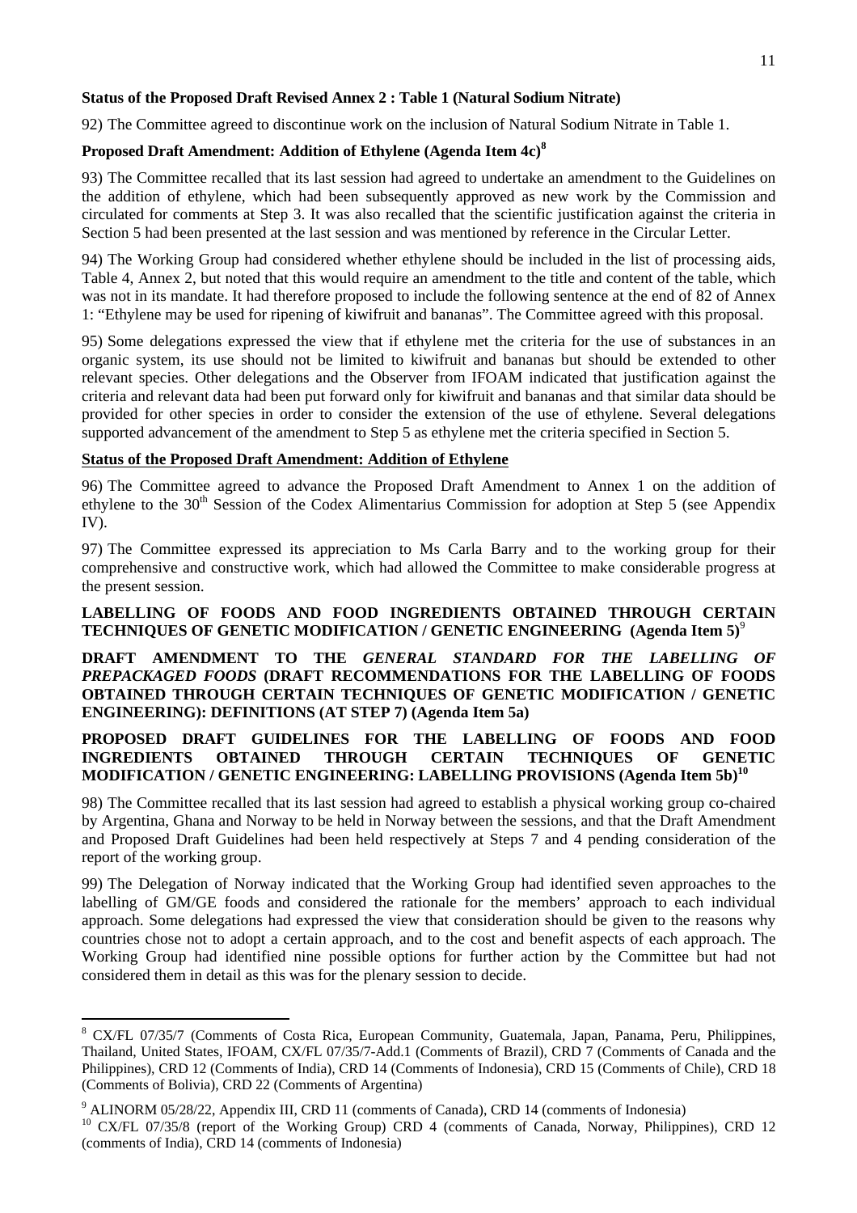**Status of the Proposed Draft Revised Annex 2 : Table 1 (Natural Sodium Nitrate)**

92) The Committee agreed to discontinue work on the inclusion of Natural Sodium Nitrate in Table 1.

**Proposed Draft Amendment: Addition of Ethylene (Agenda Item 4c)[8]**

93) The Committee recalled that its last session had agreed to undertake an amendment to the Guidelines on the addition of ethylene, which had been subsequently approved as new work by the Commission and circulated for comments at Step 3. It was also recalled that the scientific justification against the criteria in Section 5 had been presented at the last session and was mentioned by reference in the Circular Letter.

94) The Working Group had considered whether ethylene should be included in the list of processing aids, Table 4, Annex 2, but noted that this would require an amendment to the title and content of the table, which was not in its mandate. It had therefore proposed to include the following sentence at the end of 82 of Annex 1: "Ethylene may be used for ripening of kiwifruit and bananas". The Committee agreed with this proposal.

95) Some delegations expressed the view that if ethylene met the criteria for the use of substances in an organic system, its use should not be limited to kiwifruit and bananas but should be extended to other relevant species. Other delegations and the Observer from IFOAM indicated that justification against the criteria and relevant data had been put forward only for kiwifruit and bananas and that similar data should be provided for other species in order to consider the extension of the use of ethylene. Several delegations supported advancement of the amendment to Step 5 as ethylene met the criteria specified in Section 5.

**Status of the Proposed Draft Amendment: Addition of Ethylene**

96) The Committee agreed to advance the Proposed Draft Amendment to Annex 1 on the addition of ethylene to the 30th Session of the Codex Alimentarius Commission for adoption at Step 5 (see Appendix IV).

97) The Committee expressed its appreciation to Ms Carla Barry and to the working group for their comprehensive and constructive work, which had allowed the Committee to make considerable progress at the present session.

**LABELLING OF FOODS AND FOOD INGREDIENTS OBTAINED THROUGH CERTAIN TECHNIQUES OF GENETIC MODIFICATION / GENETIC ENGINEERING (Agenda Item 5)[9]**

**DRAFT AMENDMENT TO THE *GENERAL STANDARD FOR THE LABELLING OF PREPACKAGED FOODS* (DRAFT RECOMMENDATIONS FOR THE LABELLING OF FOODS OBTAINED THROUGH CERTAIN TECHNIQUES OF GENETIC MODIFICATION / GENETIC ENGINEERING): DEFINITIONS (AT STEP 7) (Agenda Item 5a)**

**PROPOSED DRAFT GUIDELINES FOR THE LABELLING OF FOODS AND FOOD INGREDIENTS OBTAINED THROUGH CERTAIN TECHNIQUES OF GENETIC MODIFICATION / GENETIC ENGINEERING: LABELLING PROVISIONS (Agenda Item 5b)[10]**

98) The Committee recalled that its last session had agreed to establish a physical working group co-chaired by Argentina, Ghana and Norway to be held in Norway between the sessions, and that the Draft Amendment and Proposed Draft Guidelines had been held respectively at Steps 7 and 4 pending consideration of the report of the working group.

99) The Delegation of Norway indicated that the Working Group had identified seven approaches to the labelling of GM/GE foods and considered the rationale for the members' approach to each individual approach. Some delegations had expressed the view that consideration should be given to the reasons why countries chose not to adopt a certain approach, and to the cost and benefit aspects of each approach. The Working Group had identified nine possible options for further action by the Committee but had not considered them in detail as this was for the plenary session to decide.

---

[8] CX/FL 07/35/7 (Comments of Costa Rica, European Community, Guatemala, Japan, Panama, Peru, Philippines, Thailand, United States, IFOAM, CX/FL 07/35/7-Add.1 (Comments of Brazil), CRD 7 (Comments of Canada and the Philippines), CRD 12 (Comments of India), CRD 14 (Comments of Indonesia), CRD 15 (Comments of Chile), CRD 18 (Comments of Bolivia), CRD 22 (Comments of Argentina)

[9] ALINORM 05/28/22, Appendix III, CRD 11 (comments of Canada), CRD 14 (comments of Indonesia)

[10] CX/FL 07/35/8 (report of the Working Group) CRD 4 (comments of Canada, Norway, Philippines), CRD 12 (comments of India), CRD 14 (comments of Indonesia)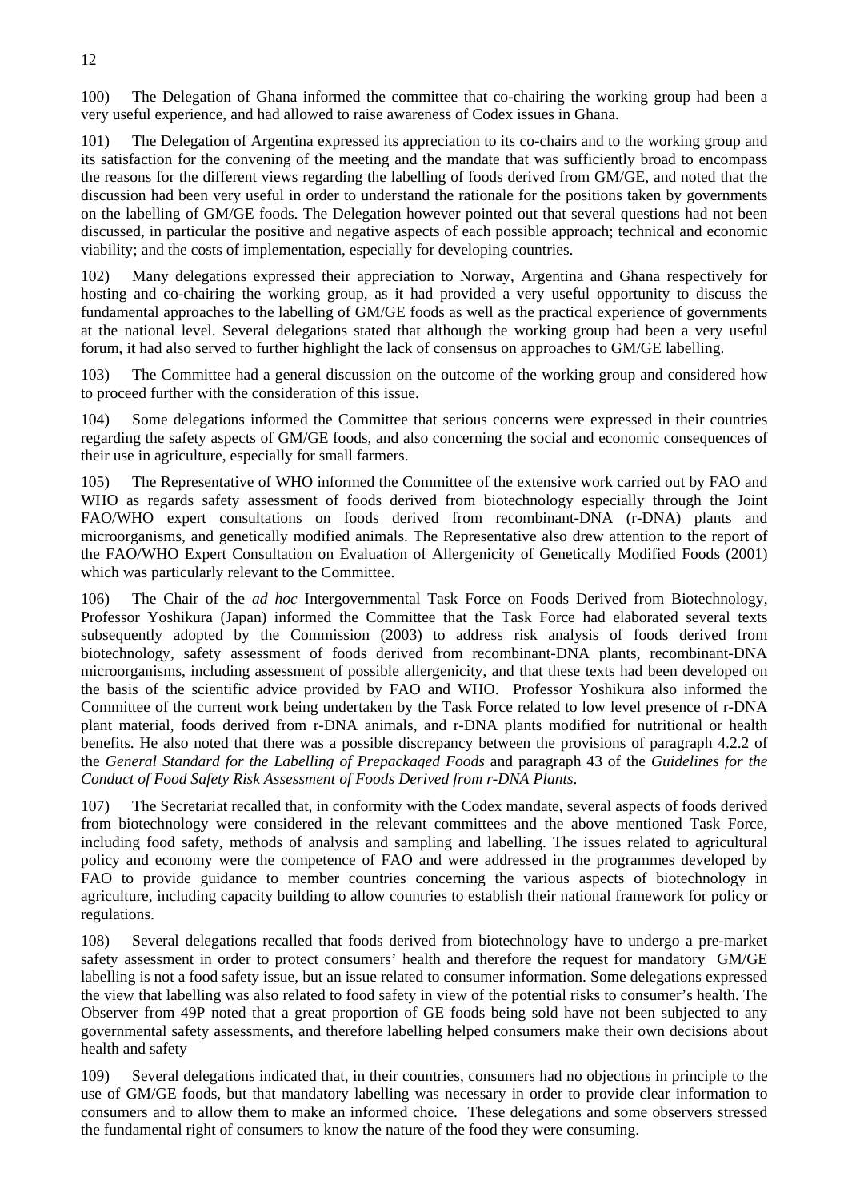100) The Delegation of Ghana informed the committee that co-chairing the working group had been a very useful experience, and had allowed to raise awareness of Codex issues in Ghana.

101) The Delegation of Argentina expressed its appreciation to its co-chairs and to the working group and its satisfaction for the convening of the meeting and the mandate that was sufficiently broad to encompass the reasons for the different views regarding the labelling of foods derived from GM/GE, and noted that the discussion had been very useful in order to understand the rationale for the positions taken by governments on the labelling of GM/GE foods. The Delegation however pointed out that several questions had not been discussed, in particular the positive and negative aspects of each possible approach; technical and economic viability; and the costs of implementation, especially for developing countries.

102) Many delegations expressed their appreciation to Norway, Argentina and Ghana respectively for hosting and co-chairing the working group, as it had provided a very useful opportunity to discuss the fundamental approaches to the labelling of GM/GE foods as well as the practical experience of governments at the national level. Several delegations stated that although the working group had been a very useful forum, it had also served to further highlight the lack of consensus on approaches to GM/GE labelling.

103) The Committee had a general discussion on the outcome of the working group and considered how to proceed further with the consideration of this issue.

104) Some delegations informed the Committee that serious concerns were expressed in their countries regarding the safety aspects of GM/GE foods, and also concerning the social and economic consequences of their use in agriculture, especially for small farmers.

105) The Representative of WHO informed the Committee of the extensive work carried out by FAO and WHO as regards safety assessment of foods derived from biotechnology especially through the Joint FAO/WHO expert consultations on foods derived from recombinant-DNA (r-DNA) plants and microorganisms, and genetically modified animals. The Representative also drew attention to the report of the FAO/WHO Expert Consultation on Evaluation of Allergenicity of Genetically Modified Foods (2001) which was particularly relevant to the Committee.

106) The Chair of the *ad hoc* Intergovernmental Task Force on Foods Derived from Biotechnology, Professor Yoshikura (Japan) informed the Committee that the Task Force had elaborated several texts subsequently adopted by the Commission (2003) to address risk analysis of foods derived from biotechnology, safety assessment of foods derived from recombinant-DNA plants, recombinant-DNA microorganisms, including assessment of possible allergenicity, and that these texts had been developed on the basis of the scientific advice provided by FAO and WHO. Professor Yoshikura also informed the Committee of the current work being undertaken by the Task Force related to low level presence of r-DNA plant material, foods derived from r-DNA animals, and r-DNA plants modified for nutritional or health benefits. He also noted that there was a possible discrepancy between the provisions of paragraph 4.2.2 of the *General Standard for the Labelling of Prepackaged Foods* and paragraph 43 of the *Guidelines for the Conduct of Food Safety Risk Assessment of Foods Derived from r-DNA Plants*.

107) The Secretariat recalled that, in conformity with the Codex mandate, several aspects of foods derived from biotechnology were considered in the relevant committees and the above mentioned Task Force, including food safety, methods of analysis and sampling and labelling. The issues related to agricultural policy and economy were the competence of FAO and were addressed in the programmes developed by FAO to provide guidance to member countries concerning the various aspects of biotechnology in agriculture, including capacity building to allow countries to establish their national framework for policy or regulations.

108) Several delegations recalled that foods derived from biotechnology have to undergo a pre-market safety assessment in order to protect consumers' health and therefore the request for mandatory GM/GE labelling is not a food safety issue, but an issue related to consumer information. Some delegations expressed the view that labelling was also related to food safety in view of the potential risks to consumer's health. The Observer from 49P noted that a great proportion of GE foods being sold have not been subjected to any governmental safety assessments, and therefore labelling helped consumers make their own decisions about health and safety

109) Several delegations indicated that, in their countries, consumers had no objections in principle to the use of GM/GE foods, but that mandatory labelling was necessary in order to provide clear information to consumers and to allow them to make an informed choice. These delegations and some observers stressed the fundamental right of consumers to know the nature of the food they were consuming.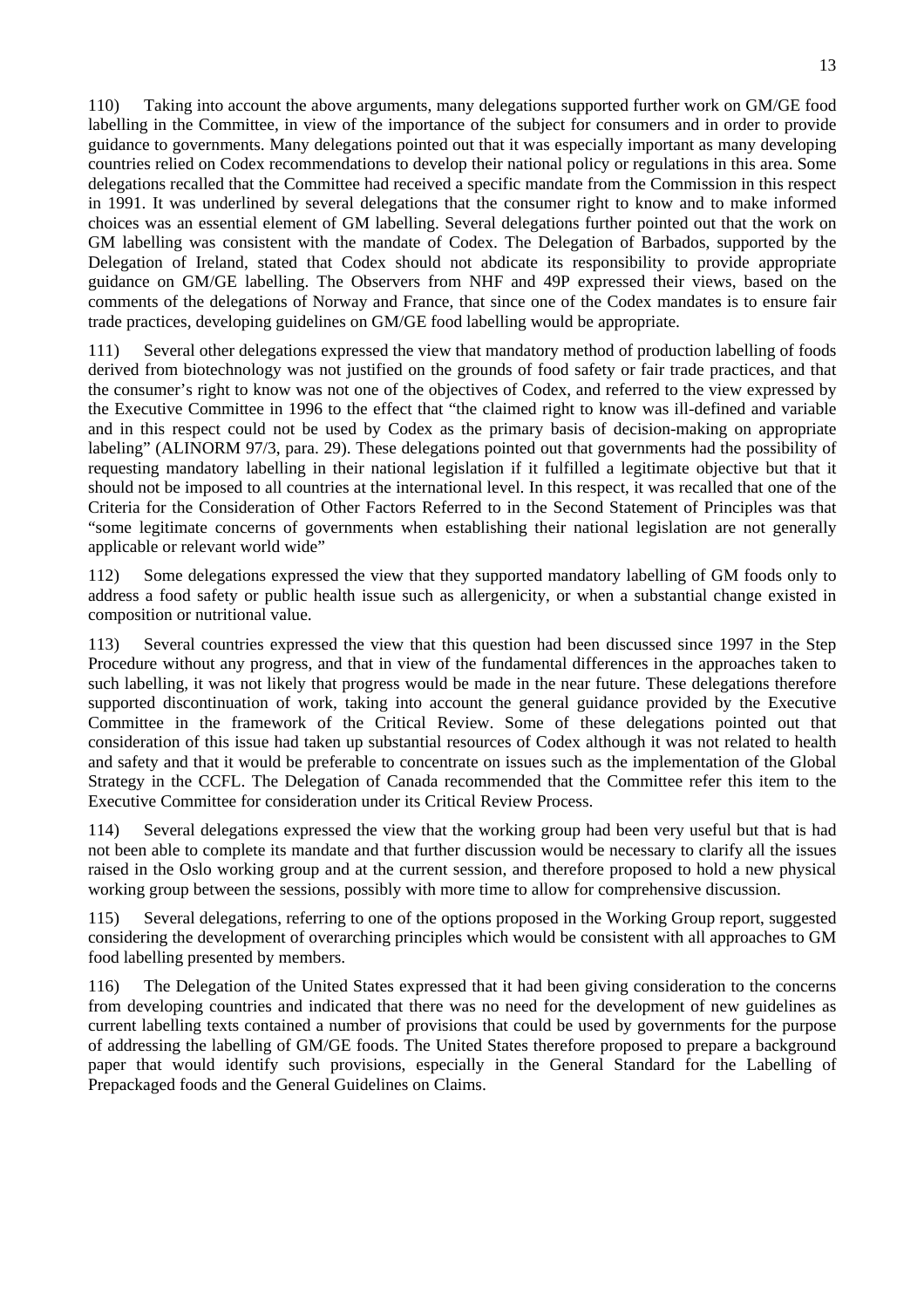110) Taking into account the above arguments, many delegations supported further work on GM/GE food labelling in the Committee, in view of the importance of the subject for consumers and in order to provide guidance to governments. Many delegations pointed out that it was especially important as many developing countries relied on Codex recommendations to develop their national policy or regulations in this area. Some delegations recalled that the Committee had received a specific mandate from the Commission in this respect in 1991. It was underlined by several delegations that the consumer right to know and to make informed choices was an essential element of GM labelling. Several delegations further pointed out that the work on GM labelling was consistent with the mandate of Codex. The Delegation of Barbados, supported by the Delegation of Ireland, stated that Codex should not abdicate its responsibility to provide appropriate guidance on GM/GE labelling. The Observers from NHF and 49P expressed their views, based on the comments of the delegations of Norway and France, that since one of the Codex mandates is to ensure fair trade practices, developing guidelines on GM/GE food labelling would be appropriate.

111) Several other delegations expressed the view that mandatory method of production labelling of foods derived from biotechnology was not justified on the grounds of food safety or fair trade practices, and that the consumer's right to know was not one of the objectives of Codex, and referred to the view expressed by the Executive Committee in 1996 to the effect that "the claimed right to know was ill-defined and variable and in this respect could not be used by Codex as the primary basis of decision-making on appropriate labeling" (ALINORM 97/3, para. 29). These delegations pointed out that governments had the possibility of requesting mandatory labelling in their national legislation if it fulfilled a legitimate objective but that it should not be imposed to all countries at the international level. In this respect, it was recalled that one of the Criteria for the Consideration of Other Factors Referred to in the Second Statement of Principles was that "some legitimate concerns of governments when establishing their national legislation are not generally applicable or relevant world wide"

112) Some delegations expressed the view that they supported mandatory labelling of GM foods only to address a food safety or public health issue such as allergenicity, or when a substantial change existed in composition or nutritional value.

113) Several countries expressed the view that this question had been discussed since 1997 in the Step Procedure without any progress, and that in view of the fundamental differences in the approaches taken to such labelling, it was not likely that progress would be made in the near future. These delegations therefore supported discontinuation of work, taking into account the general guidance provided by the Executive Committee in the framework of the Critical Review. Some of these delegations pointed out that consideration of this issue had taken up substantial resources of Codex although it was not related to health and safety and that it would be preferable to concentrate on issues such as the implementation of the Global Strategy in the CCFL. The Delegation of Canada recommended that the Committee refer this item to the Executive Committee for consideration under its Critical Review Process.

114) Several delegations expressed the view that the working group had been very useful but that is had not been able to complete its mandate and that further discussion would be necessary to clarify all the issues raised in the Oslo working group and at the current session, and therefore proposed to hold a new physical working group between the sessions, possibly with more time to allow for comprehensive discussion.

115) Several delegations, referring to one of the options proposed in the Working Group report, suggested considering the development of overarching principles which would be consistent with all approaches to GM food labelling presented by members.

116) The Delegation of the United States expressed that it had been giving consideration to the concerns from developing countries and indicated that there was no need for the development of new guidelines as current labelling texts contained a number of provisions that could be used by governments for the purpose of addressing the labelling of GM/GE foods. The United States therefore proposed to prepare a background paper that would identify such provisions, especially in the General Standard for the Labelling of Prepackaged foods and the General Guidelines on Claims.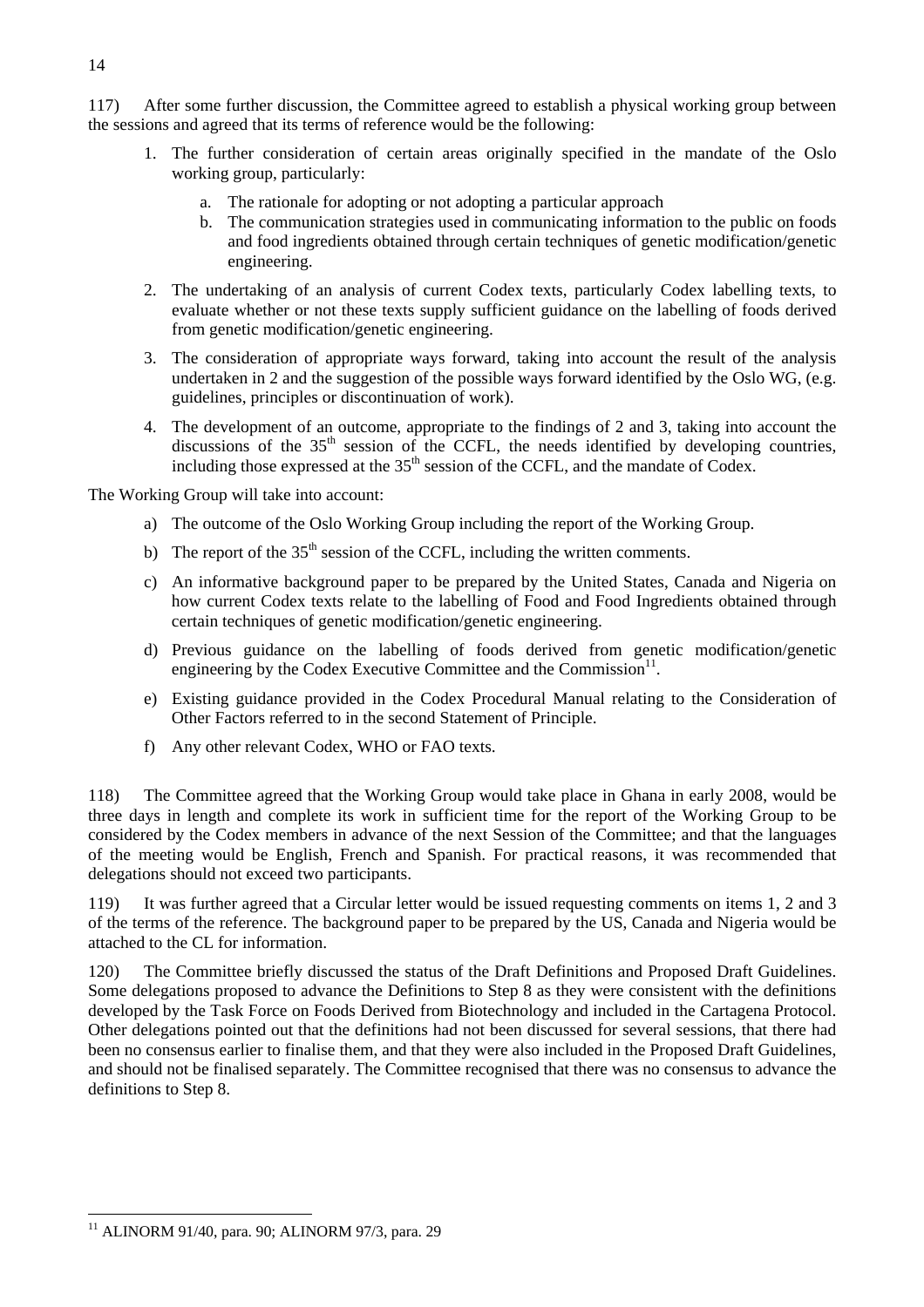117) After some further discussion, the Committee agreed to establish a physical working group between the sessions and agreed that its terms of reference would be the following:

1. The further consideration of certain areas originally specified in the mandate of the Oslo working group, particularly:
   a. The rationale for adopting or not adopting a particular approach
   b. The communication strategies used in communicating information to the public on foods and food ingredients obtained through certain techniques of genetic modification/genetic engineering.
2. The undertaking of an analysis of current Codex texts, particularly Codex labelling texts, to evaluate whether or not these texts supply sufficient guidance on the labelling of foods derived from genetic modification/genetic engineering.
3. The consideration of appropriate ways forward, taking into account the result of the analysis undertaken in 2 and the suggestion of the possible ways forward identified by the Oslo WG, (e.g. guidelines, principles or discontinuation of work).
4. The development of an outcome, appropriate to the findings of 2 and 3, taking into account the discussions of the 35th session of the CCFL, the needs identified by developing countries, including those expressed at the 35th session of the CCFL, and the mandate of Codex.

The Working Group will take into account:

a) The outcome of the Oslo Working Group including the report of the Working Group.
b) The report of the 35th session of the CCFL, including the written comments.
c) An informative background paper to be prepared by the United States, Canada and Nigeria on how current Codex texts relate to the labelling of Food and Food Ingredients obtained through certain techniques of genetic modification/genetic engineering.
d) Previous guidance on the labelling of foods derived from genetic modification/genetic engineering by the Codex Executive Committee and the Commission[11].
e) Existing guidance provided in the Codex Procedural Manual relating to the Consideration of Other Factors referred to in the second Statement of Principle.
f) Any other relevant Codex, WHO or FAO texts.

118) The Committee agreed that the Working Group would take place in Ghana in early 2008, would be three days in length and complete its work in sufficient time for the report of the Working Group to be considered by the Codex members in advance of the next Session of the Committee; and that the languages of the meeting would be English, French and Spanish. For practical reasons, it was recommended that delegations should not exceed two participants.

119) It was further agreed that a Circular letter would be issued requesting comments on items 1, 2 and 3 of the terms of the reference. The background paper to be prepared by the US, Canada and Nigeria would be attached to the CL for information.

120) The Committee briefly discussed the status of the Draft Definitions and Proposed Draft Guidelines. Some delegations proposed to advance the Definitions to Step 8 as they were consistent with the definitions developed by the Task Force on Foods Derived from Biotechnology and included in the Cartagena Protocol. Other delegations pointed out that the definitions had not been discussed for several sessions, that there had been no consensus earlier to finalise them, and that they were also included in the Proposed Draft Guidelines, and should not be finalised separately. The Committee recognised that there was no consensus to advance the definitions to Step 8.

---

[11] ALINORM 91/40, para. 90; ALINORM 97/3, para. 29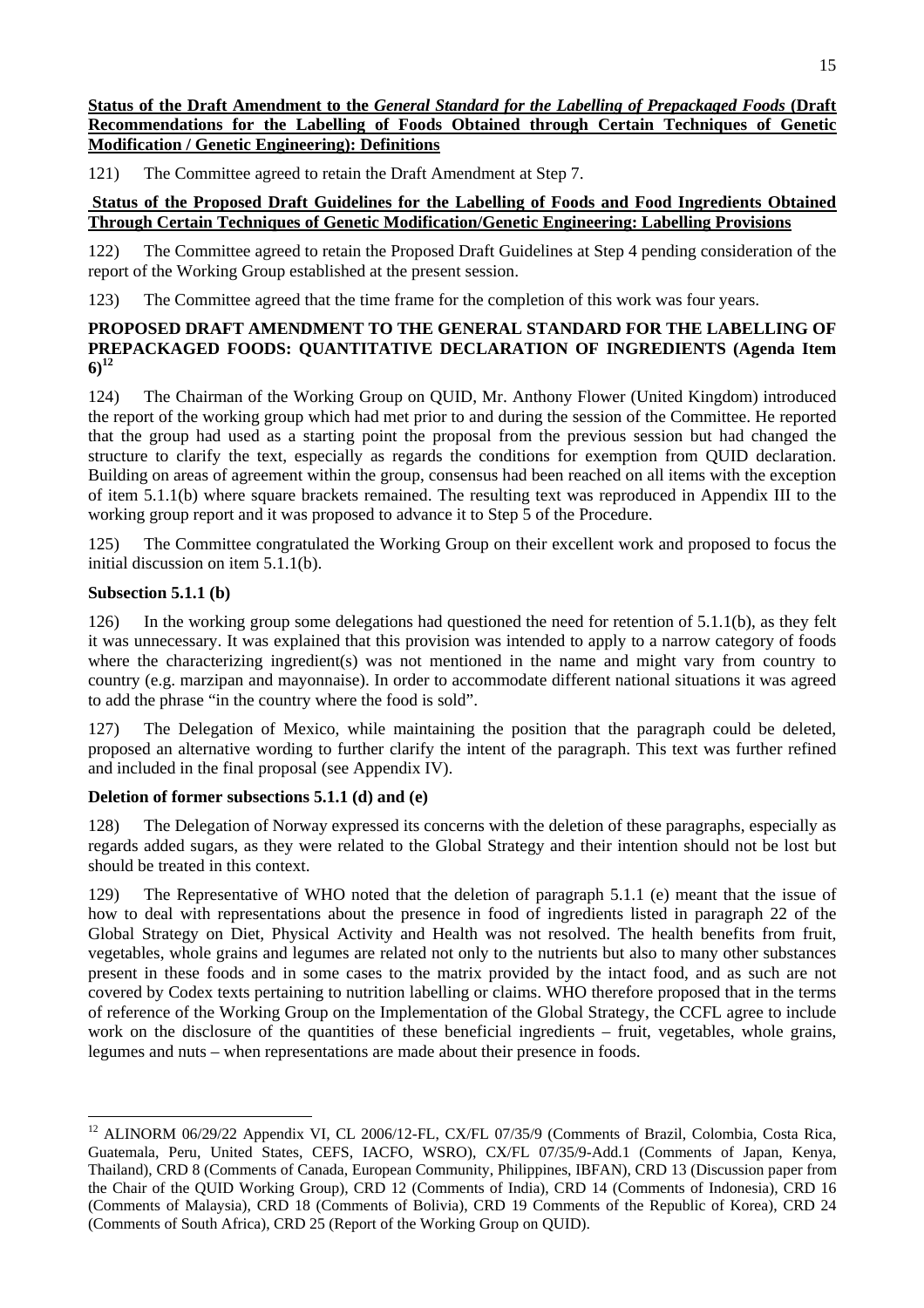**Status of the Draft Amendment to the *General Standard for the Labelling of Prepackaged Foods* (Draft Recommendations for the Labelling of Foods Obtained through Certain Techniques of Genetic Modification / Genetic Engineering): Definitions**

121) The Committee agreed to retain the Draft Amendment at Step 7.

**Status of the Proposed Draft Guidelines for the Labelling of Foods and Food Ingredients Obtained Through Certain Techniques of Genetic Modification/Genetic Engineering: Labelling Provisions**

122) The Committee agreed to retain the Proposed Draft Guidelines at Step 4 pending consideration of the report of the Working Group established at the present session.

123) The Committee agreed that the time frame for the completion of this work was four years.

## PROPOSED DRAFT AMENDMENT TO THE GENERAL STANDARD FOR THE LABELLING OF PREPACKAGED FOODS: QUANTITATIVE DECLARATION OF INGREDIENTS (Agenda Item 6)[12]

124) The Chairman of the Working Group on QUID, Mr. Anthony Flower (United Kingdom) introduced the report of the working group which had met prior to and during the session of the Committee. He reported that the group had used as a starting point the proposal from the previous session but had changed the structure to clarify the text, especially as regards the conditions for exemption from QUID declaration. Building on areas of agreement within the group, consensus had been reached on all items with the exception of item 5.1.1(b) where square brackets remained. The resulting text was reproduced in Appendix III to the working group report and it was proposed to advance it to Step 5 of the Procedure.

125) The Committee congratulated the Working Group on their excellent work and proposed to focus the initial discussion on item 5.1.1(b).

### Subsection 5.1.1 (b)

126) In the working group some delegations had questioned the need for retention of 5.1.1(b), as they felt it was unnecessary. It was explained that this provision was intended to apply to a narrow category of foods where the characterizing ingredient(s) was not mentioned in the name and might vary from country to country (e.g. marzipan and mayonnaise). In order to accommodate different national situations it was agreed to add the phrase "in the country where the food is sold".

127) The Delegation of Mexico, while maintaining the position that the paragraph could be deleted, proposed an alternative wording to further clarify the intent of the paragraph. This text was further refined and included in the final proposal (see Appendix IV).

### Deletion of former subsections 5.1.1 (d) and (e)

128) The Delegation of Norway expressed its concerns with the deletion of these paragraphs, especially as regards added sugars, as they were related to the Global Strategy and their intention should not be lost but should be treated in this context.

129) The Representative of WHO noted that the deletion of paragraph 5.1.1 (e) meant that the issue of how to deal with representations about the presence in food of ingredients listed in paragraph 22 of the Global Strategy on Diet, Physical Activity and Health was not resolved. The health benefits from fruit, vegetables, whole grains and legumes are related not only to the nutrients but also to many other substances present in these foods and in some cases to the matrix provided by the intact food, and as such are not covered by Codex texts pertaining to nutrition labelling or claims. WHO therefore proposed that in the terms of reference of the Working Group on the Implementation of the Global Strategy, the CCFL agree to include work on the disclosure of the quantities of these beneficial ingredients – fruit, vegetables, whole grains, legumes and nuts – when representations are made about their presence in foods.

---

[12] ALINORM 06/29/22 Appendix VI, CL 2006/12-FL, CX/FL 07/35/9 (Comments of Brazil, Colombia, Costa Rica, Guatemala, Peru, United States, CEFS, IACFO, WSRO), CX/FL 07/35/9-Add.1 (Comments of Japan, Kenya, Thailand), CRD 8 (Comments of Canada, European Community, Philippines, IBFAN), CRD 13 (Discussion paper from the Chair of the QUID Working Group), CRD 12 (Comments of India), CRD 14 (Comments of Indonesia), CRD 16 (Comments of Malaysia), CRD 18 (Comments of Bolivia), CRD 19 Comments of the Republic of Korea), CRD 24 (Comments of South Africa), CRD 25 (Report of the Working Group on QUID).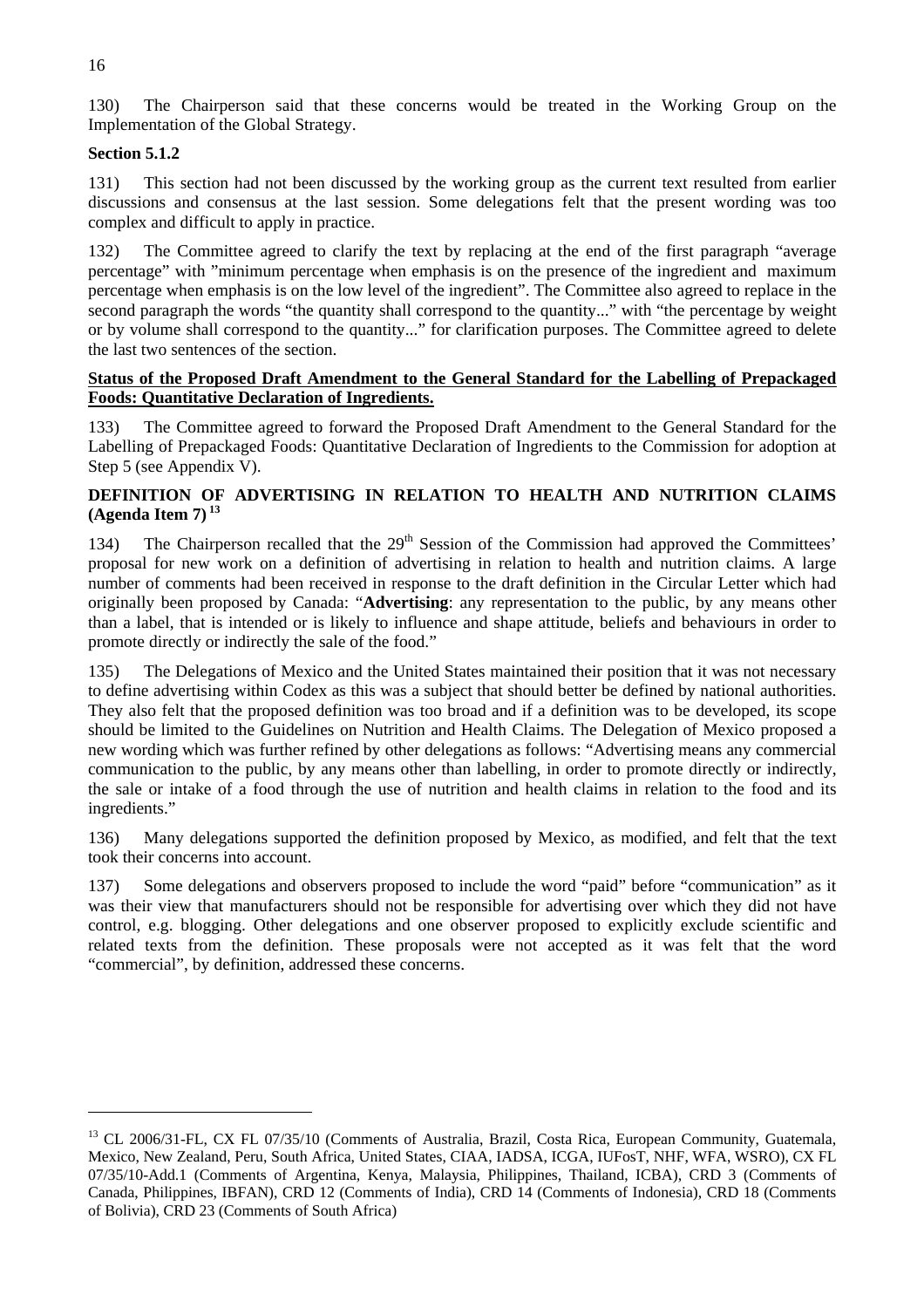130) The Chairperson said that these concerns would be treated in the Working Group on the Implementation of the Global Strategy.

**Section 5.1.2**

131) This section had not been discussed by the working group as the current text resulted from earlier discussions and consensus at the last session. Some delegations felt that the present wording was too complex and difficult to apply in practice.

132) The Committee agreed to clarify the text by replacing at the end of the first paragraph "average percentage" with "minimum percentage when emphasis is on the presence of the ingredient and maximum percentage when emphasis is on the low level of the ingredient". The Committee also agreed to replace in the second paragraph the words "the quantity shall correspond to the quantity..." with "the percentage by weight or by volume shall correspond to the quantity..." for clarification purposes. The Committee agreed to delete the last two sentences of the section.

**Status of the Proposed Draft Amendment to the General Standard for the Labelling of Prepackaged Foods: Quantitative Declaration of Ingredients.**

133) The Committee agreed to forward the Proposed Draft Amendment to the General Standard for the Labelling of Prepackaged Foods: Quantitative Declaration of Ingredients to the Commission for adoption at Step 5 (see Appendix V).

## DEFINITION OF ADVERTISING IN RELATION TO HEALTH AND NUTRITION CLAIMS (Agenda Item 7)[13]

134) The Chairperson recalled that the 29th Session of the Commission had approved the Committees' proposal for new work on a definition of advertising in relation to health and nutrition claims. A large number of comments had been received in response to the draft definition in the Circular Letter which had originally been proposed by Canada: "**Advertising**: any representation to the public, by any means other than a label, that is intended or is likely to influence and shape attitude, beliefs and behaviours in order to promote directly or indirectly the sale of the food."

135) The Delegations of Mexico and the United States maintained their position that it was not necessary to define advertising within Codex as this was a subject that should better be defined by national authorities. They also felt that the proposed definition was too broad and if a definition was to be developed, its scope should be limited to the Guidelines on Nutrition and Health Claims. The Delegation of Mexico proposed a new wording which was further refined by other delegations as follows: "Advertising means any commercial communication to the public, by any means other than labelling, in order to promote directly or indirectly, the sale or intake of a food through the use of nutrition and health claims in relation to the food and its ingredients."

136) Many delegations supported the definition proposed by Mexico, as modified, and felt that the text took their concerns into account.

137) Some delegations and observers proposed to include the word "paid" before "communication" as it was their view that manufacturers should not be responsible for advertising over which they did not have control, e.g. blogging. Other delegations and one observer proposed to explicitly exclude scientific and related texts from the definition. These proposals were not accepted as it was felt that the word "commercial", by definition, addressed these concerns.

---

[13] CL 2006/31-FL, CX FL 07/35/10 (Comments of Australia, Brazil, Costa Rica, European Community, Guatemala, Mexico, New Zealand, Peru, South Africa, United States, CIAA, IADSA, ICGA, IUFosT, NHF, WFA, WSRO), CX FL 07/35/10-Add.1 (Comments of Argentina, Kenya, Malaysia, Philippines, Thailand, ICBA), CRD 3 (Comments of Canada, Philippines, IBFAN), CRD 12 (Comments of India), CRD 14 (Comments of Indonesia), CRD 18 (Comments of Bolivia), CRD 23 (Comments of South Africa)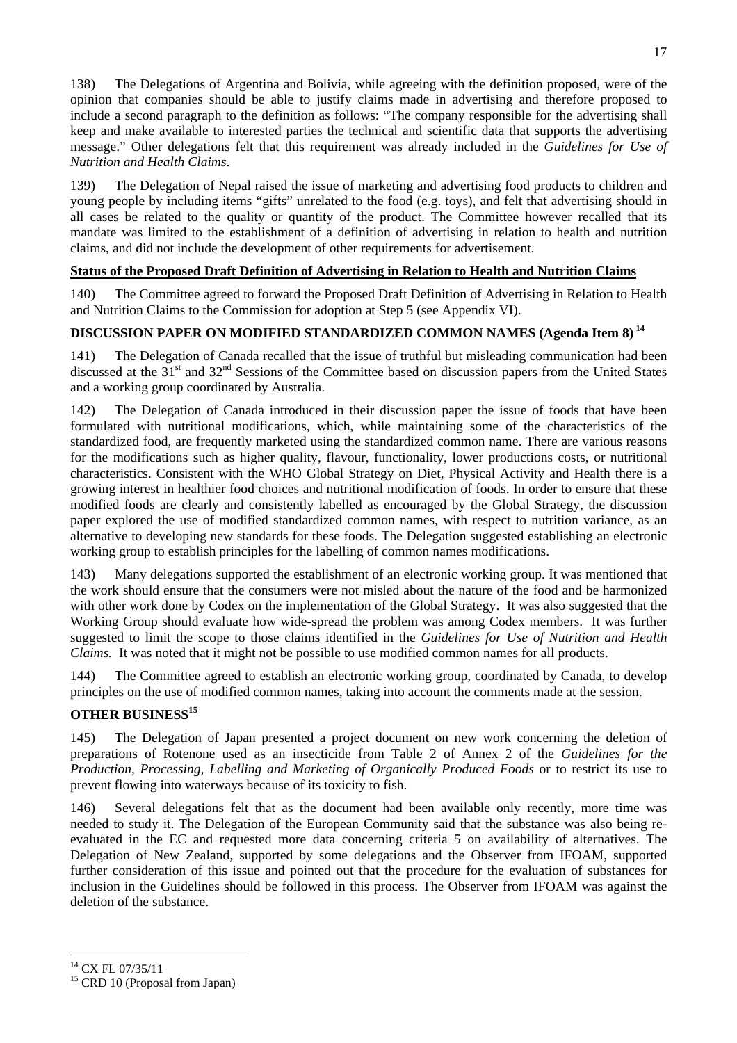138) The Delegations of Argentina and Bolivia, while agreeing with the definition proposed, were of the opinion that companies should be able to justify claims made in advertising and therefore proposed to include a second paragraph to the definition as follows: "The company responsible for the advertising shall keep and make available to interested parties the technical and scientific data that supports the advertising message." Other delegations felt that this requirement was already included in the *Guidelines for Use of Nutrition and Health Claims*.

139) The Delegation of Nepal raised the issue of marketing and advertising food products to children and young people by including items "gifts" unrelated to the food (e.g. toys), and felt that advertising should in all cases be related to the quality or quantity of the product. The Committee however recalled that its mandate was limited to the establishment of a definition of advertising in relation to health and nutrition claims, and did not include the development of other requirements for advertisement.

**Status of the Proposed Draft Definition of Advertising in Relation to Health and Nutrition Claims**

140) The Committee agreed to forward the Proposed Draft Definition of Advertising in Relation to Health and Nutrition Claims to the Commission for adoption at Step 5 (see Appendix VI).

## DISCUSSION PAPER ON MODIFIED STANDARDIZED COMMON NAMES (Agenda Item 8) [14]

141) The Delegation of Canada recalled that the issue of truthful but misleading communication had been discussed at the 31st and 32nd Sessions of the Committee based on discussion papers from the United States and a working group coordinated by Australia.

142) The Delegation of Canada introduced in their discussion paper the issue of foods that have been formulated with nutritional modifications, which, while maintaining some of the characteristics of the standardized food, are frequently marketed using the standardized common name. There are various reasons for the modifications such as higher quality, flavour, functionality, lower productions costs, or nutritional characteristics. Consistent with the WHO Global Strategy on Diet, Physical Activity and Health there is a growing interest in healthier food choices and nutritional modification of foods. In order to ensure that these modified foods are clearly and consistently labelled as encouraged by the Global Strategy, the discussion paper explored the use of modified standardized common names, with respect to nutrition variance, as an alternative to developing new standards for these foods. The Delegation suggested establishing an electronic working group to establish principles for the labelling of common names modifications.

143) Many delegations supported the establishment of an electronic working group. It was mentioned that the work should ensure that the consumers were not misled about the nature of the food and be harmonized with other work done by Codex on the implementation of the Global Strategy. It was also suggested that the Working Group should evaluate how wide-spread the problem was among Codex members. It was further suggested to limit the scope to those claims identified in the *Guidelines for Use of Nutrition and Health Claims.* It was noted that it might not be possible to use modified common names for all products.

144) The Committee agreed to establish an electronic working group, coordinated by Canada, to develop principles on the use of modified common names, taking into account the comments made at the session.

## OTHER BUSINESS[15]

145) The Delegation of Japan presented a project document on new work concerning the deletion of preparations of Rotenone used as an insecticide from Table 2 of Annex 2 of the *Guidelines for the Production, Processing, Labelling and Marketing of Organically Produced Foods* or to restrict its use to prevent flowing into waterways because of its toxicity to fish.

146) Several delegations felt that as the document had been available only recently, more time was needed to study it. The Delegation of the European Community said that the substance was also being re-evaluated in the EC and requested more data concerning criteria 5 on availability of alternatives. The Delegation of New Zealand, supported by some delegations and the Observer from IFOAM, supported further consideration of this issue and pointed out that the procedure for the evaluation of substances for inclusion in the Guidelines should be followed in this process. The Observer from IFOAM was against the deletion of the substance.

---

[14] CX FL 07/35/11

[15] CRD 10 (Proposal from Japan)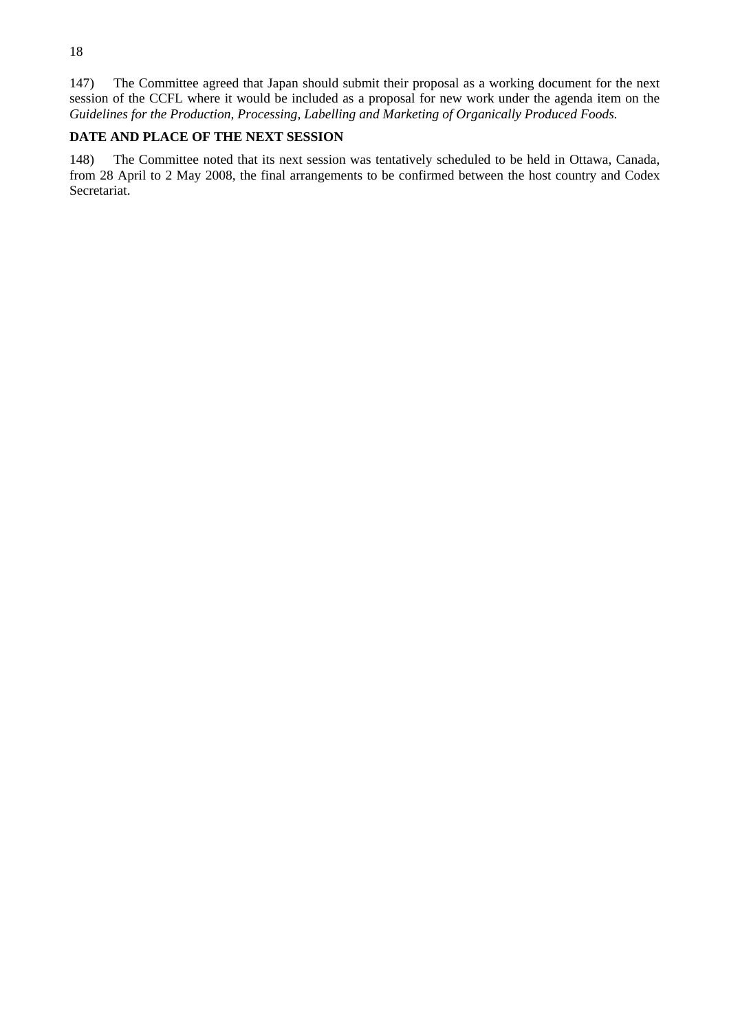147) The Committee agreed that Japan should submit their proposal as a working document for the next session of the CCFL where it would be included as a proposal for new work under the agenda item on the *Guidelines for the Production, Processing, Labelling and Marketing of Organically Produced Foods.*

## DATE AND PLACE OF THE NEXT SESSION

148) The Committee noted that its next session was tentatively scheduled to be held in Ottawa, Canada, from 28 April to 2 May 2008, the final arrangements to be confirmed between the host country and Codex Secretariat.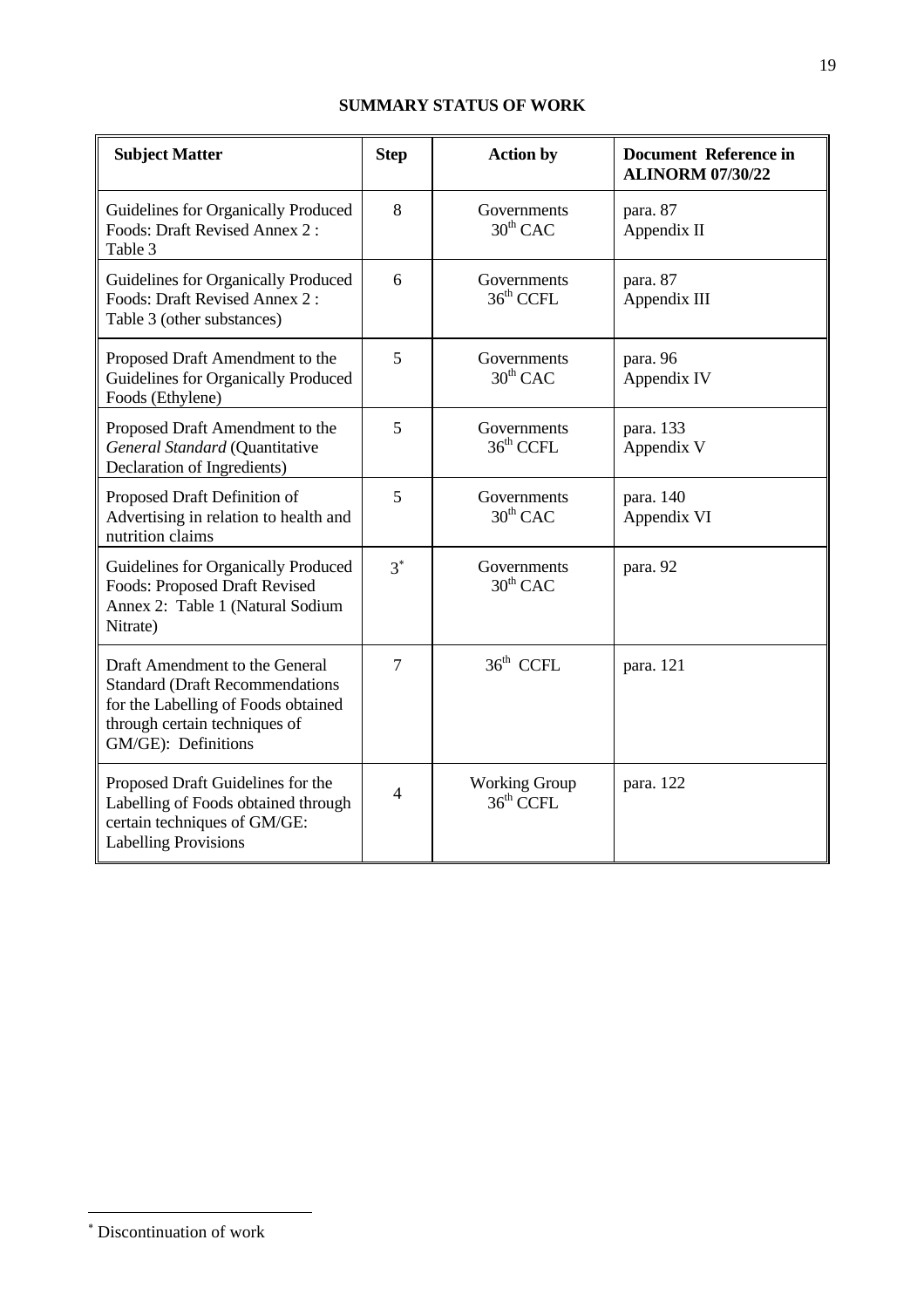**SUMMARY STATUS OF WORK**

| Subject Matter | Step | Action by | Document Reference in ALINORM 07/30/22 |
|---|---|---|---|
| Guidelines for Organically Produced Foods: Draft Revised Annex 2 : Table 3 | 8 | Governments 30th CAC | para. 87 Appendix II |
| Guidelines for Organically Produced Foods: Draft Revised Annex 2 : Table 3 (other substances) | 6 | Governments 36th CCFL | para. 87 Appendix III |
| Proposed Draft Amendment to the Guidelines for Organically Produced Foods (Ethylene) | 5 | Governments 30th CAC | para. 96 Appendix IV |
| Proposed Draft Amendment to the *General Standard* (Quantitative Declaration of Ingredients) | 5 | Governments 36th CCFL | para. 133 Appendix V |
| Proposed Draft Definition of Advertising in relation to health and nutrition claims | 5 | Governments 30th CAC | para. 140 Appendix VI |
| Guidelines for Organically Produced Foods: Proposed Draft Revised Annex 2: Table 1 (Natural Sodium Nitrate) | 3* | Governments 30th CAC | para. 92 |
| Draft Amendment to the General Standard (Draft Recommendations for the Labelling of Foods obtained through certain techniques of GM/GE): Definitions | 7 | 36th CCFL | para. 121 |
| Proposed Draft Guidelines for the Labelling of Foods obtained through certain techniques of GM/GE: Labelling Provisions | 4 | Working Group 36th CCFL | para. 122 |

* Discontinuation of work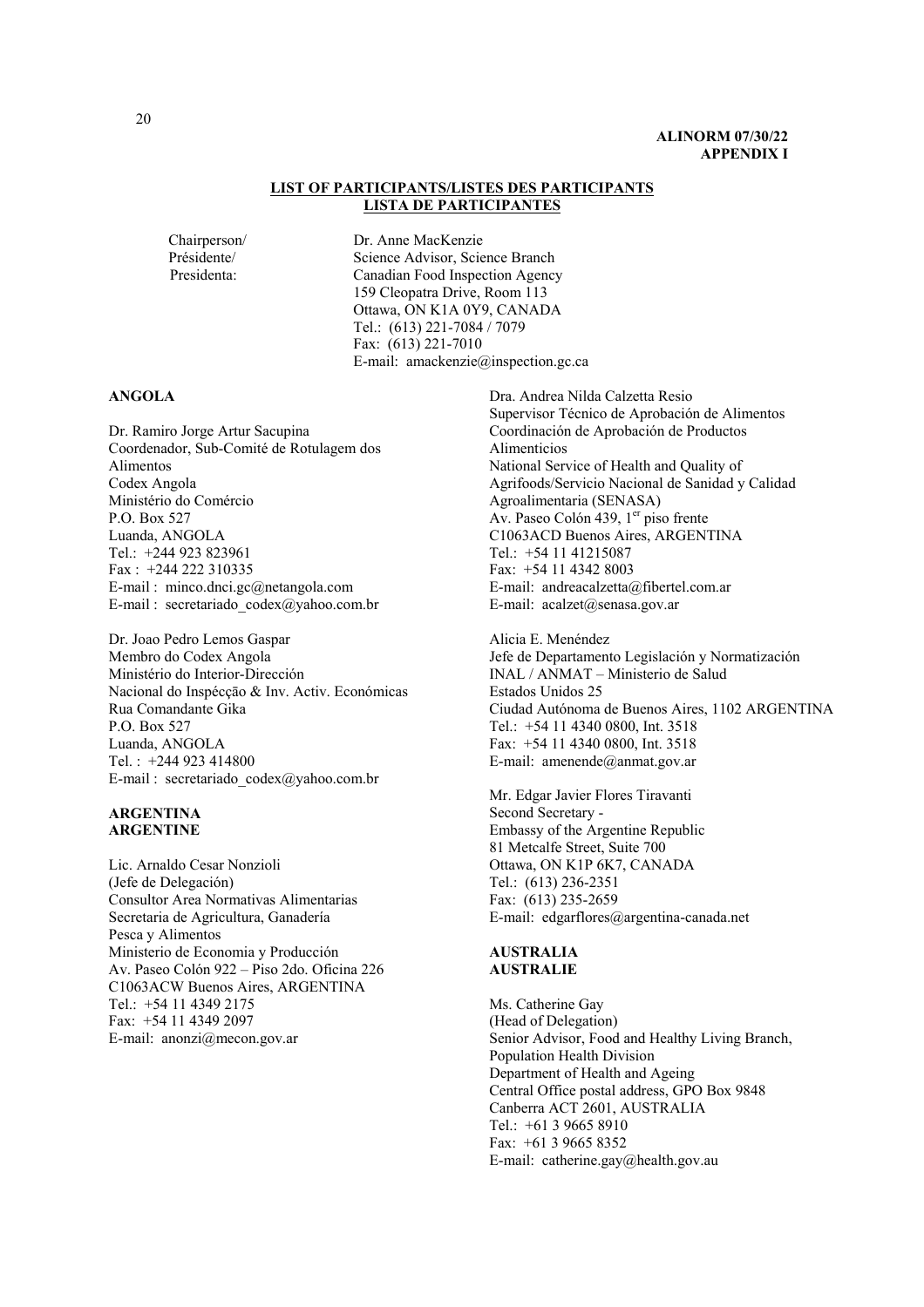**ALINORM 07/30/22**
**APPENDIX I**

**LIST OF PARTICIPANTS/LISTES DES PARTICIPANTS**
**LISTA DE PARTICIPANTES**

Chairperson/
Présidente/
Presidenta:

Dr. Anne MacKenzie
Science Advisor, Science Branch
Canadian Food Inspection Agency
159 Cleopatra Drive, Room 113
Ottawa, ON K1A 0Y9, CANADA
Tel.: (613) 221-7084 / 7079
Fax: (613) 221-7010
E-mail: amackenzie@inspection.gc.ca

**ANGOLA**

Dr. Ramiro Jorge Artur Sacupina
Coordenador, Sub-Comité de Rotulagem dos Alimentos
Codex Angola
Ministério do Comércio
P.O. Box 527
Luanda, ANGOLA
Tel.: +244 923 823961
Fax : +244 222 310335
E-mail : minco.dnci.gc@netangola.com
E-mail : secretariado_codex@yahoo.com.br

Dr. Joao Pedro Lemos Gaspar
Membro do Codex Angola
Ministério do Interior-Dirección
Nacional do Inspécção & Inv. Activ. Económicas
Rua Comandante Gika
P.O. Box 527
Luanda, ANGOLA
Tel. : +244 923 414800
E-mail : secretariado_codex@yahoo.com.br

**ARGENTINA**
**ARGENTINE**

Lic. Arnaldo Cesar Nonzioli
(Jefe de Delegación)
Consultor Area Normativas Alimentarias
Secretaria de Agricultura, Ganadería
Pesca y Alimentos
Ministerio de Economia y Producción
Av. Paseo Colón 922 – Piso 2do. Oficina 226
C1063ACW Buenos Aires, ARGENTINA
Tel.: +54 11 4349 2175
Fax: +54 11 4349 2097
E-mail: anonzi@mecon.gov.ar

Dra. Andrea Nilda Calzetta Resio
Supervisor Técnico de Aprobación de Alimentos
Coordinación de Aprobación de Productos Alimenticios
National Service of Health and Quality of Agrifoods/Servicio Nacional de Sanidad y Calidad Agroalimentaria (SENASA)
Av. Paseo Colón 439, 1er piso frente
C1063ACD Buenos Aires, ARGENTINA
Tel.: +54 11 41215087
Fax: +54 11 4342 8003
E-mail: andreacalzetta@fibertel.com.ar
E-mail: acalzet@senasa.gov.ar

Alicia E. Menéndez
Jefe de Departamento Legislación y Normatización
INAL / ANMAT – Ministerio de Salud
Estados Unidos 25
Ciudad Autónoma de Buenos Aires, 1102 ARGENTINA
Tel.: +54 11 4340 0800, Int. 3518
Fax: +54 11 4340 0800, Int. 3518
E-mail: amenende@anmat.gov.ar

Mr. Edgar Javier Flores Tiravanti
Second Secretary -
Embassy of the Argentine Republic
81 Metcalfe Street, Suite 700
Ottawa, ON K1P 6K7, CANADA
Tel.: (613) 236-2351
Fax: (613) 235-2659
E-mail: edgarflores@argentina-canada.net

**AUSTRALIA**
**AUSTRALIE**

Ms. Catherine Gay
(Head of Delegation)
Senior Advisor, Food and Healthy Living Branch,
Population Health Division
Department of Health and Ageing
Central Office postal address, GPO Box 9848
Canberra ACT 2601, AUSTRALIA
Tel.: +61 3 9665 8910
Fax: +61 3 9665 8352
E-mail: catherine.gay@health.gov.au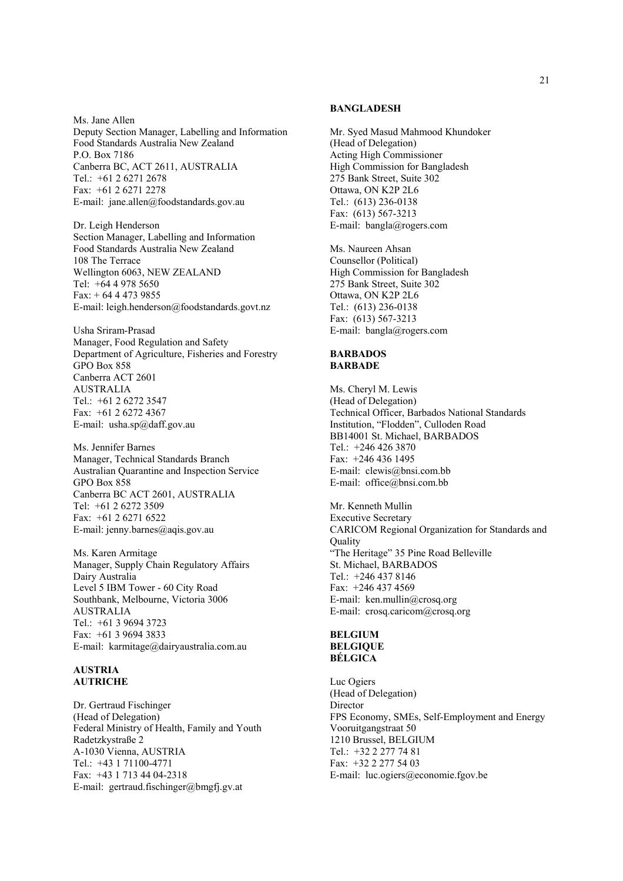Ms. Jane Allen
Deputy Section Manager, Labelling and Information
Food Standards Australia New Zealand
P.O. Box 7186
Canberra BC, ACT 2611, AUSTRALIA
Tel.: +61 2 6271 2678
Fax: +61 2 6271 2278
E-mail: jane.allen@foodstandards.gov.au

Dr. Leigh Henderson
Section Manager, Labelling and Information
Food Standards Australia New Zealand
108 The Terrace
Wellington 6063, NEW ZEALAND
Tel: +64 4 978 5650
Fax: + 64 4 473 9855
E-mail: leigh.henderson@foodstandards.govt.nz

Usha Sriram-Prasad
Manager, Food Regulation and Safety
Department of Agriculture, Fisheries and Forestry
GPO Box 858
Canberra ACT 2601
AUSTRALIA
Tel.: +61 2 6272 3547
Fax: +61 2 6272 4367
E-mail: usha.sp@daff.gov.au

Ms. Jennifer Barnes
Manager, Technical Standards Branch
Australian Quarantine and Inspection Service
GPO Box 858
Canberra BC ACT 2601, AUSTRALIA
Tel: +61 2 6272 3509
Fax: +61 2 6271 6522
E-mail: jenny.barnes@aqis.gov.au

Ms. Karen Armitage
Manager, Supply Chain Regulatory Affairs
Dairy Australia
Level 5 IBM Tower - 60 City Road
Southbank, Melbourne, Victoria 3006
AUSTRALIA
Tel.: +61 3 9694 3723
Fax: +61 3 9694 3833
E-mail: karmitage@dairyaustralia.com.au

**AUSTRIA**
**AUTRICHE**

Dr. Gertraud Fischinger
(Head of Delegation)
Federal Ministry of Health, Family and Youth
Radetzkystraße 2
A-1030 Vienna, AUSTRIA
Tel.: +43 1 71100-4771
Fax: +43 1 713 44 04-2318
E-mail: gertraud.fischinger@bmgfj.gv.at

**BANGLADESH**

Mr. Syed Masud Mahmood Khundoker
(Head of Delegation)
Acting High Commissioner
High Commission for Bangladesh
275 Bank Street, Suite 302
Ottawa, ON K2P 2L6
Tel.: (613) 236-0138
Fax: (613) 567-3213
E-mail: bangla@rogers.com

Ms. Naureen Ahsan
Counsellor (Political)
High Commission for Bangladesh
275 Bank Street, Suite 302
Ottawa, ON K2P 2L6
Tel.: (613) 236-0138
Fax: (613) 567-3213
E-mail: bangla@rogers.com

**BARBADOS**
**BARBADE**

Ms. Cheryl M. Lewis
(Head of Delegation)
Technical Officer, Barbados National Standards Institution, "Flodden", Culloden Road
BB14001 St. Michael, BARBADOS
Tel.: +246 426 3870
Fax: +246 436 1495
E-mail: clewis@bnsi.com.bb
E-mail: office@bnsi.com.bb

Mr. Kenneth Mullin
Executive Secretary
CARICOM Regional Organization for Standards and Quality
"The Heritage" 35 Pine Road Belleville
St. Michael, BARBADOS
Tel.: +246 437 8146
Fax: +246 437 4569
E-mail: ken.mullin@crosq.org
E-mail: crosq.caricom@crosq.org

**BELGIUM**
**BELGIQUE**
**BÉLGICA**

Luc Ogiers
(Head of Delegation)
Director
FPS Economy, SMEs, Self-Employment and Energy
Vooruitgangstraat 50
1210 Brussel, BELGIUM
Tel.: +32 2 277 74 81
Fax: +32 2 277 54 03
E-mail: luc.ogiers@economie.fgov.be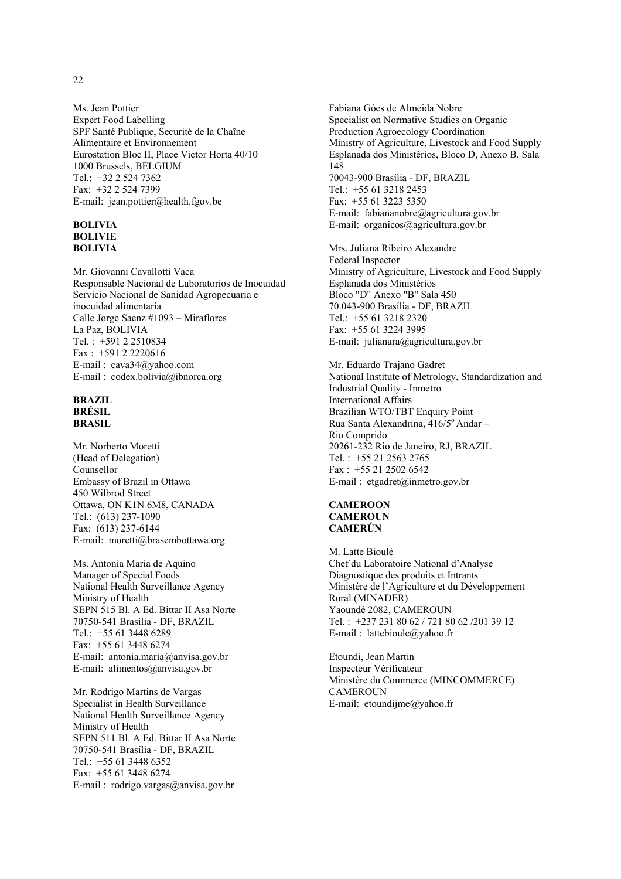Ms. Jean Pottier
Expert Food Labelling
SPF Santé Publique, Securité de la Chaîne Alimentaire et Environnement
Eurostation Bloc II, Place Victor Horta 40/10
1000 Brussels, BELGIUM
Tel.: +32 2 524 7362
Fax: +32 2 524 7399
E-mail: jean.pottier@health.fgov.be

**BOLIVIA**
**BOLIVIE**
**BOLIVIA**

Mr. Giovanni Cavallotti Vaca
Responsable Nacional de Laboratorios de Inocuidad
Servicio Nacional de Sanidad Agropecuaria e inocuidad alimentaria
Calle Jorge Saenz #1093 – Miraflores
La Paz, BOLIVIA
Tel. : +591 2 2510834
Fax : +591 2 2220616
E-mail : cava34@yahoo.com
E-mail : codex.bolivia@ibnorca.org

**BRAZIL**
**BRÉSIL**
**BRASIL**

Mr. Norberto Moretti
(Head of Delegation)
Counsellor
Embassy of Brazil in Ottawa
450 Wilbrod Street
Ottawa, ON K1N 6M8, CANADA
Tel.: (613) 237-1090
Fax: (613) 237-6144
E-mail: moretti@brasembottawa.org

Ms. Antonia Maria de Aquino
Manager of Special Foods
National Health Surveillance Agency
Ministry of Health
SEPN 515 Bl. A Ed. Bittar II Asa Norte
70750-541 Brasília - DF, BRAZIL
Tel.: +55 61 3448 6289
Fax: +55 61 3448 6274
E-mail: antonia.maria@anvisa.gov.br
E-mail: alimentos@anvisa.gov.br

Mr. Rodrigo Martins de Vargas
Specialist in Health Surveillance
National Health Surveillance Agency
Ministry of Health
SEPN 511 Bl. A Ed. Bittar II Asa Norte
70750-541 Brasília - DF, BRAZIL
Tel.: +55 61 3448 6352
Fax: +55 61 3448 6274
E-mail : rodrigo.vargas@anvisa.gov.br

Fabiana Góes de Almeida Nobre
Specialist on Normative Studies on Organic Production Agroecology Coordination
Ministry of Agriculture, Livestock and Food Supply
Esplanada dos Ministérios, Bloco D, Anexo B, Sala 148
70043-900 Brasília - DF, BRAZIL
Tel.: +55 61 3218 2453
Fax: +55 61 3223 5350
E-mail: fabiananobre@agricultura.gov.br
E-mail: organicos@agricultura.gov.br

Mrs. Juliana Ribeiro Alexandre
Federal Inspector
Ministry of Agriculture, Livestock and Food Supply
Esplanada dos Ministérios
Bloco "D" Anexo "B" Sala 450
70.043-900 Brasília - DF, BRAZIL
Tel.: +55 61 3218 2320
Fax: +55 61 3224 3995
E-mail: julianara@agricultura.gov.br

Mr. Eduardo Trajano Gadret
National Institute of Metrology, Standardization and Industrial Quality - Inmetro
International Affairs
Brazilian WTO/TBT Enquiry Point
Rua Santa Alexandrina, 416/5º Andar – Rio Comprido
20261-232 Rio de Janeiro, RJ, BRAZIL
Tel. : +55 21 2563 2765
Fax : +55 21 2502 6542
E-mail : etgadret@inmetro.gov.br

**CAMEROON**
**CAMEROUN**
**CAMERÚN**

M. Latte Bioulé
Chef du Laboratoire National d'Analyse Diagnostique des produits et Intrants
Ministère de l'Agriculture et du Développement Rural (MINADER)
Yaoundé 2082, CAMEROUN
Tel. : +237 231 80 62 / 721 80 62 /201 39 12
E-mail : lattebioule@yahoo.fr

Etoundi, Jean Martin
Inspecteur Vérificateur
Ministère du Commerce (MINCOMMERCE)
CAMEROUN
E-mail: etoundijme@yahoo.fr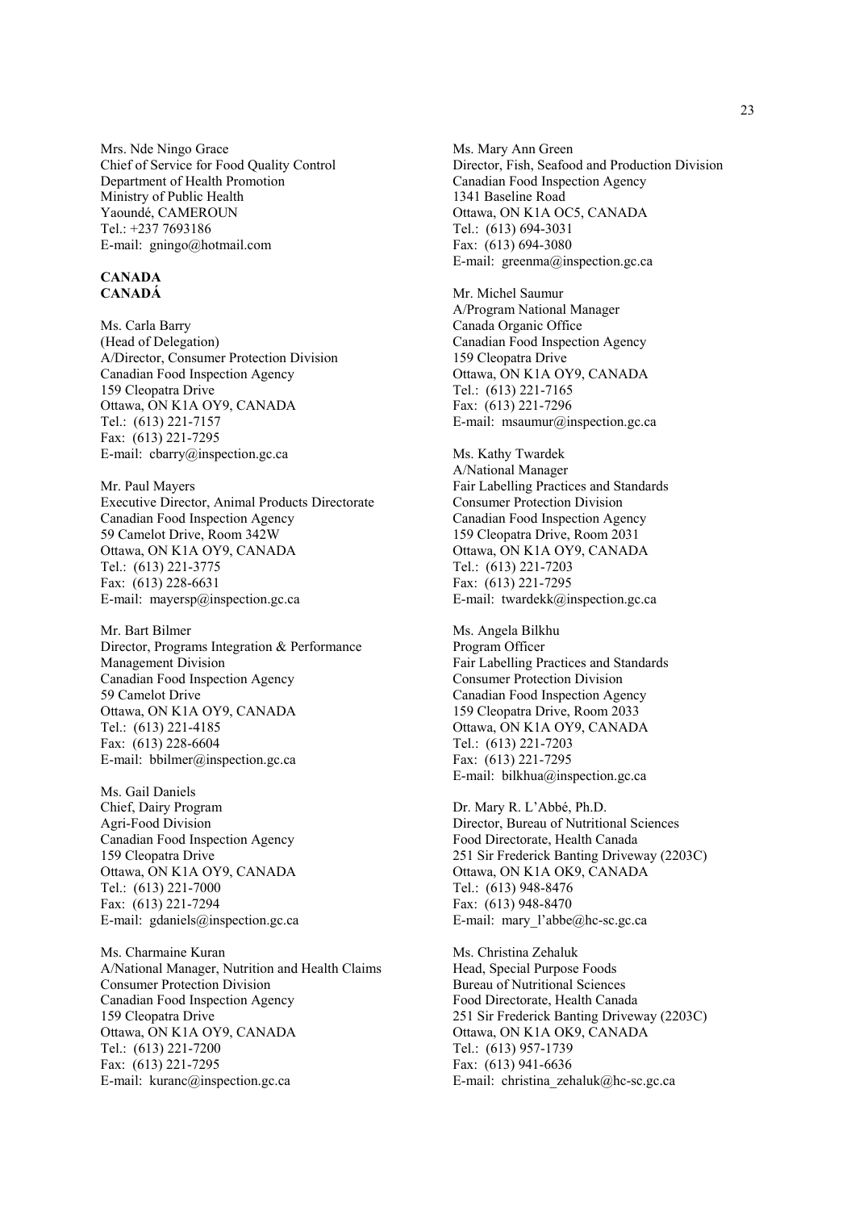Mrs. Nde Ningo Grace
Chief of Service for Food Quality Control
Department of Health Promotion
Ministry of Public Health
Yaoundé, CAMEROUN
Tel.: +237 7693186
E-mail: gningo@hotmail.com

**CANADA**
**CANADÁ**

Ms. Carla Barry
(Head of Delegation)
A/Director, Consumer Protection Division
Canadian Food Inspection Agency
159 Cleopatra Drive
Ottawa, ON K1A OY9, CANADA
Tel.: (613) 221-7157
Fax: (613) 221-7295
E-mail: cbarry@inspection.gc.ca

Mr. Paul Mayers
Executive Director, Animal Products Directorate
Canadian Food Inspection Agency
59 Camelot Drive, Room 342W
Ottawa, ON K1A OY9, CANADA
Tel.: (613) 221-3775
Fax: (613) 228-6631
E-mail: mayersp@inspection.gc.ca

Mr. Bart Bilmer
Director, Programs Integration & Performance Management Division
Canadian Food Inspection Agency
59 Camelot Drive
Ottawa, ON K1A OY9, CANADA
Tel.: (613) 221-4185
Fax: (613) 228-6604
E-mail: bbilmer@inspection.gc.ca

Ms. Gail Daniels
Chief, Dairy Program
Agri-Food Division
Canadian Food Inspection Agency
159 Cleopatra Drive
Ottawa, ON K1A OY9, CANADA
Tel.: (613) 221-7000
Fax: (613) 221-7294
E-mail: gdaniels@inspection.gc.ca

Ms. Charmaine Kuran
A/National Manager, Nutrition and Health Claims
Consumer Protection Division
Canadian Food Inspection Agency
159 Cleopatra Drive
Ottawa, ON K1A OY9, CANADA
Tel.: (613) 221-7200
Fax: (613) 221-7295
E-mail: kuranc@inspection.gc.ca

Ms. Mary Ann Green
Director, Fish, Seafood and Production Division
Canadian Food Inspection Agency
1341 Baseline Road
Ottawa, ON K1A OC5, CANADA
Tel.: (613) 694-3031
Fax: (613) 694-3080
E-mail: greenma@inspection.gc.ca

Mr. Michel Saumur
A/Program National Manager
Canada Organic Office
Canadian Food Inspection Agency
159 Cleopatra Drive
Ottawa, ON K1A OY9, CANADA
Tel.: (613) 221-7165
Fax: (613) 221-7296
E-mail: msaumur@inspection.gc.ca

Ms. Kathy Twardek
A/National Manager
Fair Labelling Practices and Standards
Consumer Protection Division
Canadian Food Inspection Agency
159 Cleopatra Drive, Room 2031
Ottawa, ON K1A OY9, CANADA
Tel.: (613) 221-7203
Fax: (613) 221-7295
E-mail: twardekk@inspection.gc.ca

Ms. Angela Bilkhu
Program Officer
Fair Labelling Practices and Standards
Consumer Protection Division
Canadian Food Inspection Agency
159 Cleopatra Drive, Room 2033
Ottawa, ON K1A OY9, CANADA
Tel.: (613) 221-7203
Fax: (613) 221-7295
E-mail: bilkhua@inspection.gc.ca

Dr. Mary R. L'Abbé, Ph.D.
Director, Bureau of Nutritional Sciences
Food Directorate, Health Canada
251 Sir Frederick Banting Driveway (2203C)
Ottawa, ON K1A OK9, CANADA
Tel.: (613) 948-8476
Fax: (613) 948-8470
E-mail: mary_l'abbe@hc-sc.gc.ca

Ms. Christina Zehaluk
Head, Special Purpose Foods
Bureau of Nutritional Sciences
Food Directorate, Health Canada
251 Sir Frederick Banting Driveway (2203C)
Ottawa, ON K1A OK9, CANADA
Tel.: (613) 957-1739
Fax: (613) 941-6636
E-mail: christina_zehaluk@hc-sc.gc.ca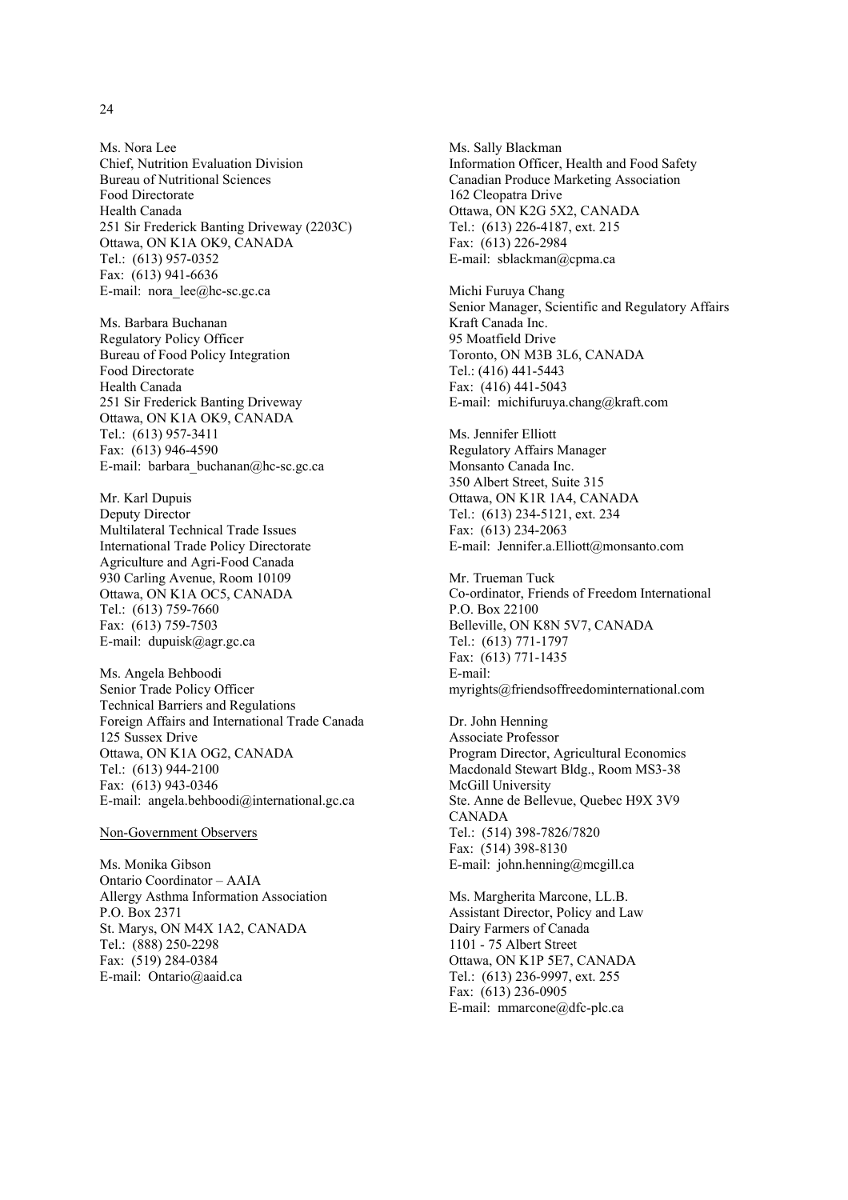Ms. Nora Lee
Chief, Nutrition Evaluation Division
Bureau of Nutritional Sciences
Food Directorate
Health Canada
251 Sir Frederick Banting Driveway (2203C)
Ottawa, ON K1A OK9, CANADA
Tel.: (613) 957-0352
Fax: (613) 941-6636
E-mail: nora_lee@hc-sc.gc.ca

Ms. Barbara Buchanan
Regulatory Policy Officer
Bureau of Food Policy Integration
Food Directorate
Health Canada
251 Sir Frederick Banting Driveway
Ottawa, ON K1A OK9, CANADA
Tel.: (613) 957-3411
Fax: (613) 946-4590
E-mail: barbara_buchanan@hc-sc.gc.ca

Mr. Karl Dupuis
Deputy Director
Multilateral Technical Trade Issues
International Trade Policy Directorate
Agriculture and Agri-Food Canada
930 Carling Avenue, Room 10109
Ottawa, ON K1A OC5, CANADA
Tel.: (613) 759-7660
Fax: (613) 759-7503
E-mail: dupuisk@agr.gc.ca

Ms. Angela Behboodi
Senior Trade Policy Officer
Technical Barriers and Regulations
Foreign Affairs and International Trade Canada
125 Sussex Drive
Ottawa, ON K1A OG2, CANADA
Tel.: (613) 944-2100
Fax: (613) 943-0346
E-mail: angela.behboodi@international.gc.ca

Non-Government Observers

Ms. Monika Gibson
Ontario Coordinator – AAIA
Allergy Asthma Information Association
P.O. Box 2371
St. Marys, ON M4X 1A2, CANADA
Tel.: (888) 250-2298
Fax: (519) 284-0384
E-mail: Ontario@aaid.ca

Ms. Sally Blackman
Information Officer, Health and Food Safety
Canadian Produce Marketing Association
162 Cleopatra Drive
Ottawa, ON K2G 5X2, CANADA
Tel.: (613) 226-4187, ext. 215
Fax: (613) 226-2984
E-mail: sblackman@cpma.ca

Michi Furuya Chang
Senior Manager, Scientific and Regulatory Affairs
Kraft Canada Inc.
95 Moatfield Drive
Toronto, ON M3B 3L6, CANADA
Tel.: (416) 441-5443
Fax: (416) 441-5043
E-mail: michifuruya.chang@kraft.com

Ms. Jennifer Elliott
Regulatory Affairs Manager
Monsanto Canada Inc.
350 Albert Street, Suite 315
Ottawa, ON K1R 1A4, CANADA
Tel.: (613) 234-5121, ext. 234
Fax: (613) 234-2063
E-mail: Jennifer.a.Elliott@monsanto.com

Mr. Trueman Tuck
Co-ordinator, Friends of Freedom International
P.O. Box 22100
Belleville, ON K8N 5V7, CANADA
Tel.: (613) 771-1797
Fax: (613) 771-1435
E-mail:
myrights@friendsoffreedominternational.com

Dr. John Henning
Associate Professor
Program Director, Agricultural Economics
Macdonald Stewart Bldg., Room MS3-38
McGill University
Ste. Anne de Bellevue, Quebec H9X 3V9
CANADA
Tel.: (514) 398-7826/7820
Fax: (514) 398-8130
E-mail: john.henning@mcgill.ca

Ms. Margherita Marcone, LL.B.
Assistant Director, Policy and Law
Dairy Farmers of Canada
1101 - 75 Albert Street
Ottawa, ON K1P 5E7, CANADA
Tel.: (613) 236-9997, ext. 255
Fax: (613) 236-0905
E-mail: mmarcone@dfc-plc.ca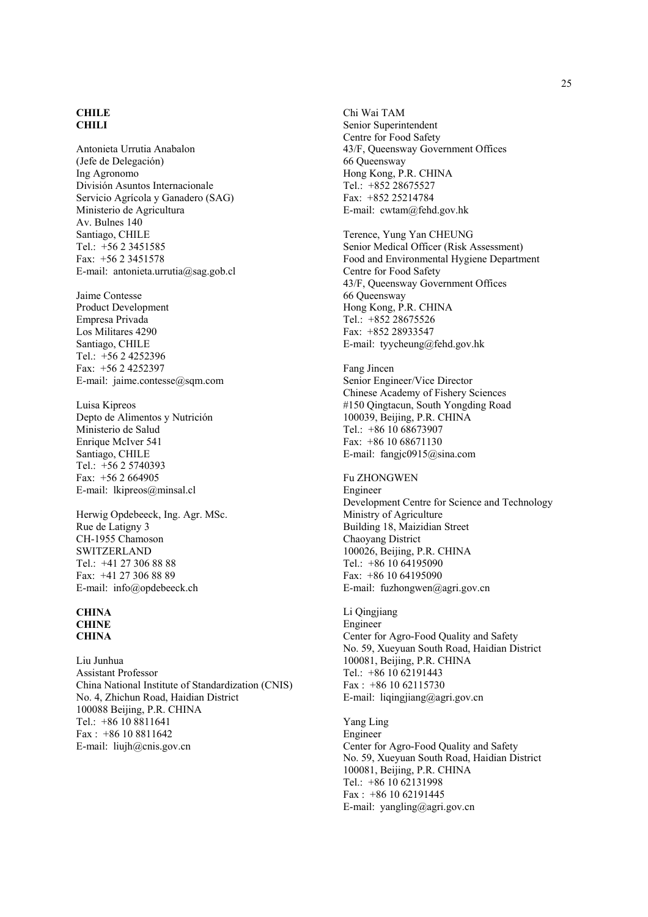**CHILE**
**CHILI**

Antonieta Urrutia Anabalon
(Jefe de Delegación)
Ing Agronomo
División Asuntos Internacionale
Servicio Agrícola y Ganadero (SAG)
Ministerio de Agricultura
Av. Bulnes 140
Santiago, CHILE
Tel.: +56 2 3451585
Fax: +56 2 3451578
E-mail: antonieta.urrutia@sag.gob.cl

Jaime Contesse
Product Development
Empresa Privada
Los Militares 4290
Santiago, CHILE
Tel.: +56 2 4252396
Fax: +56 2 4252397
E-mail: jaime.contesse@sqm.com

Luisa Kipreos
Depto de Alimentos y Nutrición
Ministerio de Salud
Enrique McIver 541
Santiago, CHILE
Tel.: +56 2 5740393
Fax: +56 2 664905
E-mail: lkipreos@minsal.cl

Herwig Opdebeeck, Ing. Agr. MSc.
Rue de Latigny 3
CH-1955 Chamoson
SWITZERLAND
Tel.: +41 27 306 88 88
Fax: +41 27 306 88 89
E-mail: info@opdebeeck.ch

**CHINA**
**CHINE**
**CHINA**

Liu Junhua
Assistant Professor
China National Institute of Standardization (CNIS)
No. 4, Zhichun Road, Haidian District
100088 Beijing, P.R. CHINA
Tel.: +86 10 8811641
Fax : +86 10 8811642
E-mail: liujh@cnis.gov.cn

Chi Wai TAM
Senior Superintendent
Centre for Food Safety
43/F, Queensway Government Offices
66 Queensway
Hong Kong, P.R. CHINA
Tel.: +852 28675527
Fax: +852 25214784
E-mail: cwtam@fehd.gov.hk

Terence, Yung Yan CHEUNG
Senior Medical Officer (Risk Assessment)
Food and Environmental Hygiene Department
Centre for Food Safety
43/F, Queensway Government Offices
66 Queensway
Hong Kong, P.R. CHINA
Tel.: +852 28675526
Fax: +852 28933547
E-mail: tyycheung@fehd.gov.hk

Fang Jincen
Senior Engineer/Vice Director
Chinese Academy of Fishery Sciences
#150 Qingtacun, South Yongding Road
100039, Beijing, P.R. CHINA
Tel.: +86 10 68673907
Fax: +86 10 68671130
E-mail: fangjc0915@sina.com

Fu ZHONGWEN
Engineer
Development Centre for Science and Technology
Ministry of Agriculture
Building 18, Maizidian Street
Chaoyang District
100026, Beijing, P.R. CHINA
Tel.: +86 10 64195090
Fax: +86 10 64195090
E-mail: fuzhongwen@agri.gov.cn

Li Qingjiang
Engineer
Center for Agro-Food Quality and Safety
No. 59, Xueyuan South Road, Haidian District
100081, Beijing, P.R. CHINA
Tel.: +86 10 62191443
Fax : +86 10 62115730
E-mail: liqingjiang@agri.gov.cn

Yang Ling
Engineer
Center for Agro-Food Quality and Safety
No. 59, Xueyuan South Road, Haidian District
100081, Beijing, P.R. CHINA
Tel.: +86 10 62131998
Fax : +86 10 62191445
E-mail: yangling@agri.gov.cn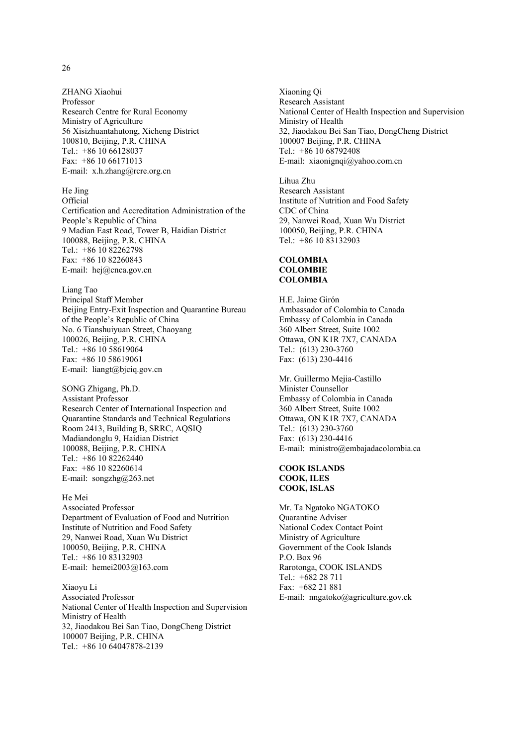ZHANG Xiaohui
Professor
Research Centre for Rural Economy
Ministry of Agriculture
56 Xisizhuantahutong, Xicheng District
100810, Beijing, P.R. CHINA
Tel.: +86 10 66128037
Fax: +86 10 66171013
E-mail: x.h.zhang@rcre.org.cn

He Jing
Official
Certification and Accreditation Administration of the People's Republic of China
9 Madian East Road, Tower B, Haidian District
100088, Beijing, P.R. CHINA
Tel.: +86 10 82262798
Fax: +86 10 82260843
E-mail: hej@cnca.gov.cn

Liang Tao
Principal Staff Member
Beijing Entry-Exit Inspection and Quarantine Bureau of the People's Republic of China
No. 6 Tianshuiyuan Street, Chaoyang
100026, Beijing, P.R. CHINA
Tel.: +86 10 58619064
Fax: +86 10 58619061
E-mail: liangt@bjciq.gov.cn

SONG Zhigang, Ph.D.
Assistant Professor
Research Center of International Inspection and Quarantine Standards and Technical Regulations
Room 2413, Building B, SRRC, AQSIQ
Madiandonglu 9, Haidian District
100088, Beijing, P.R. CHINA
Tel.: +86 10 82262440
Fax: +86 10 82260614
E-mail: songzhg@263.net

He Mei
Associated Professor
Department of Evaluation of Food and Nutrition
Institute of Nutrition and Food Safety
29, Nanwei Road, Xuan Wu District
100050, Beijing, P.R. CHINA
Tel.: +86 10 83132903
E-mail: hemei2003@163.com

Xiaoyu Li
Associated Professor
National Center of Health Inspection and Supervision
Ministry of Health
32, Jiaodakou Bei San Tiao, DongCheng District
100007 Beijing, P.R. CHINA
Tel.: +86 10 64047878-2139

Xiaoning Qi
Research Assistant
National Center of Health Inspection and Supervision
Ministry of Health
32, Jiaodakou Bei San Tiao, DongCheng District
100007 Beijing, P.R. CHINA
Tel.: +86 10 68792408
E-mail: xiaonignqi@yahoo.com.cn

Lihua Zhu
Research Assistant
Institute of Nutrition and Food Safety
CDC of China
29, Nanwei Road, Xuan Wu District
100050, Beijing, P.R. CHINA
Tel.: +86 10 83132903

**COLOMBIA**
**COLOMBIE**
**COLOMBIA**

H.E. Jaime Girón
Ambassador of Colombia to Canada
Embassy of Colombia in Canada
360 Albert Street, Suite 1002
Ottawa, ON K1R 7X7, CANADA
Tel.: (613) 230-3760
Fax: (613) 230-4416

Mr. Guillermo Mejia-Castillo
Minister Counsellor
Embassy of Colombia in Canada
360 Albert Street, Suite 1002
Ottawa, ON K1R 7X7, CANADA
Tel.: (613) 230-3760
Fax: (613) 230-4416
E-mail: ministro@embajadacolombia.ca

**COOK ISLANDS**
**COOK, ILES**
**COOK, ISLAS**

Mr. Ta Ngatoko NGATOKO
Quarantine Adviser
National Codex Contact Point
Ministry of Agriculture
Government of the Cook Islands
P.O. Box 96
Rarotonga, COOK ISLANDS
Tel.: +682 28 711
Fax: +682 21 881
E-mail: nngatoko@agriculture.gov.ck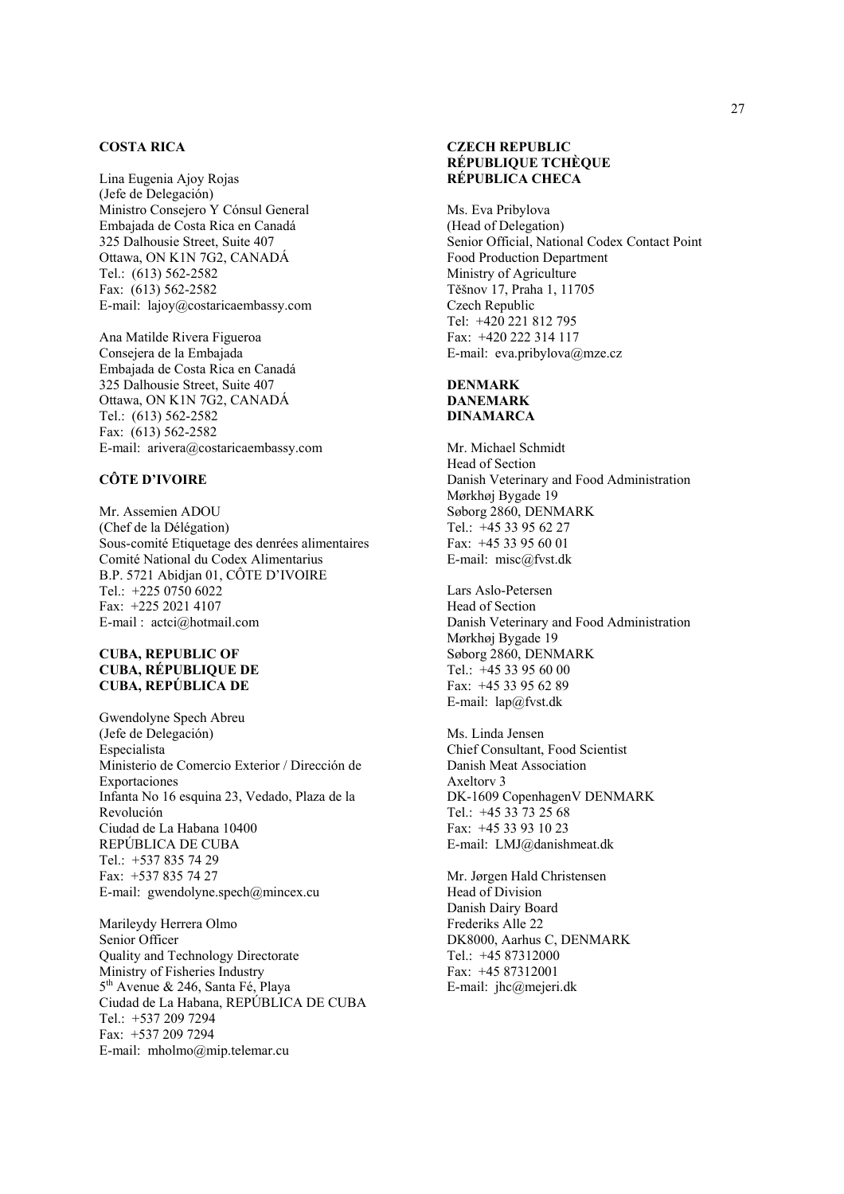**COSTA RICA**

Lina Eugenia Ajoy Rojas
(Jefe de Delegación)
Ministro Consejero Y Cónsul General
Embajada de Costa Rica en Canadá
325 Dalhousie Street, Suite 407
Ottawa, ON K1N 7G2, CANADÁ
Tel.: (613) 562-2582
Fax: (613) 562-2582
E-mail: lajoy@costaricaembassy.com

Ana Matilde Rivera Figueroa
Consejera de la Embajada
Embajada de Costa Rica en Canadá
325 Dalhousie Street, Suite 407
Ottawa, ON K1N 7G2, CANADÁ
Tel.: (613) 562-2582
Fax: (613) 562-2582
E-mail: arivera@costaricaembassy.com

**CÔTE D'IVOIRE**

Mr. Assemien ADOU
(Chef de la Délégation)
Sous-comité Etiquetage des denrées alimentaires
Comité National du Codex Alimentarius
B.P. 5721 Abidjan 01, CÔTE D'IVOIRE
Tel.: +225 0750 6022
Fax: +225 2021 4107
E-mail : actci@hotmail.com

**CUBA, REPUBLIC OF**
**CUBA, RÉPUBLIQUE DE**
**CUBA, REPÚBLICA DE**

Gwendolyne Spech Abreu
(Jefe de Delegación)
Especialista
Ministerio de Comercio Exterior / Dirección de Exportaciones
Infanta No 16 esquina 23, Vedado, Plaza de la Revolución
Ciudad de La Habana 10400
REPÚBLICA DE CUBA
Tel.: +537 835 74 29
Fax: +537 835 74 27
E-mail: gwendolyne.spech@mincex.cu

Marileydy Herrera Olmo
Senior Officer
Quality and Technology Directorate
Ministry of Fisheries Industry
5th Avenue & 246, Santa Fé, Playa
Ciudad de La Habana, REPÚBLICA DE CUBA
Tel.: +537 209 7294
Fax: +537 209 7294
E-mail: mholmo@mip.telemar.cu

**CZECH REPUBLIC**
**RÉPUBLIQUE TCHÈQUE**
**RÉPUBLICA CHECA**

Ms. Eva Pribylova
(Head of Delegation)
Senior Official, National Codex Contact Point
Food Production Department
Ministry of Agriculture
Těšnov 17, Praha 1, 11705
Czech Republic
Tel: +420 221 812 795
Fax: +420 222 314 117
E-mail: eva.pribylova@mze.cz

**DENMARK**
**DANEMARK**
**DINAMARCA**

Mr. Michael Schmidt
Head of Section
Danish Veterinary and Food Administration
Mørkhøj Bygade 19
Søborg 2860, DENMARK
Tel.: +45 33 95 62 27
Fax: +45 33 95 60 01
E-mail: misc@fvst.dk

Lars Aslo-Petersen
Head of Section
Danish Veterinary and Food Administration
Mørkhøj Bygade 19
Søborg 2860, DENMARK
Tel.: +45 33 95 60 00
Fax: +45 33 95 62 89
E-mail: lap@fvst.dk

Ms. Linda Jensen
Chief Consultant, Food Scientist
Danish Meat Association
Axeltorv 3
DK-1609 CopenhagenV DENMARK
Tel.: +45 33 73 25 68
Fax: +45 33 93 10 23
E-mail: LMJ@danishmeat.dk

Mr. Jørgen Hald Christensen
Head of Division
Danish Dairy Board
Frederiks Alle 22
DK8000, Aarhus C, DENMARK
Tel.: +45 87312000
Fax: +45 87312001
E-mail: jhc@mejeri.dk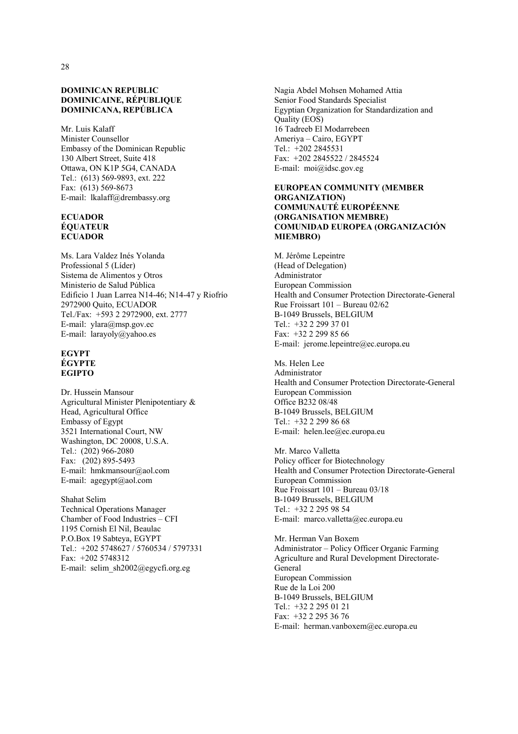**DOMINICAN REPUBLIC**
**DOMINICAINE, RÉPUBLIQUE**
**DOMINICANA, REPÚBLICA**

Mr. Luis Kalaff
Minister Counsellor
Embassy of the Dominican Republic
130 Albert Street, Suite 418
Ottawa, ON K1P 5G4, CANADA
Tel.: (613) 569-9893, ext. 222
Fax: (613) 569-8673
E-mail: lkalaff@drembassy.org

**ECUADOR**
**ÉQUATEUR**
**ECUADOR**

Ms. Lara Valdez Inés Yolanda
Professional 5 (Líder)
Sistema de Alimentos y Otros
Ministerio de Salud Pública
Edificio 1 Juan Larrea N14-46; N14-47 y Riofrío
2972900 Quito, ECUADOR
Tel./Fax: +593 2 2972900, ext. 2777
E-mail: ylara@msp.gov.ec
E-mail: larayoly@yahoo.es

**EGYPT**
**ÉGYPTE**
**EGIPTO**

Dr. Hussein Mansour
Agricultural Minister Plenipotentiary &
Head, Agricultural Office
Embassy of Egypt
3521 International Court, NW
Washington, DC 20008, U.S.A.
Tel.: (202) 966-2080
Fax: (202) 895-5493
E-mail: hmkmansour@aol.com
E-mail: agegypt@aol.com

Shahat Selim
Technical Operations Manager
Chamber of Food Industries – CFI
1195 Cornish El Nil, Beaulac
P.O.Box 19 Sabteya, EGYPT
Tel.: +202 5748627 / 5760534 / 5797331
Fax: +202 5748312
E-mail: selim_sh2002@egycfi.org.eg

Nagia Abdel Mohsen Mohamed Attia
Senior Food Standards Specialist
Egyptian Organization for Standardization and Quality (EOS)
16 Tadreeb El Modarrebeen
Ameriya – Cairo, EGYPT
Tel.: +202 2845531
Fax: +202 2845522 / 2845524
E-mail: moi@idsc.gov.eg

**EUROPEAN COMMUNITY (MEMBER ORGANIZATION)**
**COMMUNAUTÉ EUROPÉENNE (ORGANISATION MEMBRE)**
**COMUNIDAD EUROPEA (ORGANIZACIÓN MIEMBRO)**

M. Jérôme Lepeintre
(Head of Delegation)
Administrator
European Commission
Health and Consumer Protection Directorate-General
Rue Froissart 101 – Bureau 02/62
B-1049 Brussels, BELGIUM
Tel.: +32 2 299 37 01
Fax: +32 2 299 85 66
E-mail: jerome.lepeintre@ec.europa.eu

Ms. Helen Lee
Administrator
Health and Consumer Protection Directorate-General
European Commission
Office B232 08/48
B-1049 Brussels, BELGIUM
Tel.: +32 2 299 86 68
E-mail: helen.lee@ec.europa.eu

Mr. Marco Valletta
Policy officer for Biotechnology
Health and Consumer Protection Directorate-General
European Commission
Rue Froissart 101 – Bureau 03/18
B-1049 Brussels, BELGIUM
Tel.: +32 2 295 98 54
E-mail: marco.valletta@ec.europa.eu

Mr. Herman Van Boxem
Administrator – Policy Officer Organic Farming
Agriculture and Rural Development Directorate-General
European Commission
Rue de la Loi 200
B-1049 Brussels, BELGIUM
Tel.: +32 2 295 01 21
Fax: +32 2 295 36 76
E-mail: herman.vanboxem@ec.europa.eu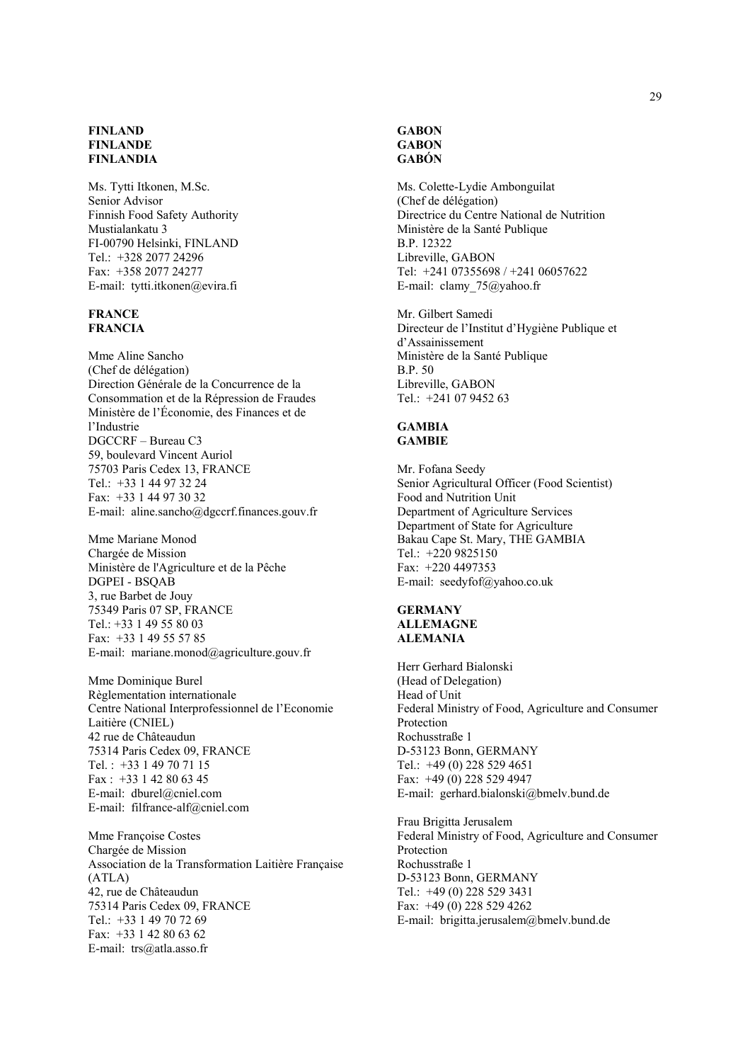**FINLAND**
**FINLANDE**
**FINLANDIA**

Ms. Tytti Itkonen, M.Sc.
Senior Advisor
Finnish Food Safety Authority
Mustialankatu 3
FI-00790 Helsinki, FINLAND
Tel.: +328 2077 24296
Fax: +358 2077 24277
E-mail: tytti.itkonen@evira.fi

**FRANCE**
**FRANCIA**

Mme Aline Sancho
(Chef de délégation)
Direction Générale de la Concurrence de la Consommation et de la Répression de Fraudes
Ministère de l'Économie, des Finances et de l'Industrie
DGCCRF – Bureau C3
59, boulevard Vincent Auriol
75703 Paris Cedex 13, FRANCE
Tel.: +33 1 44 97 32 24
Fax: +33 1 44 97 30 32
E-mail: aline.sancho@dgccrf.finances.gouv.fr

Mme Mariane Monod
Chargée de Mission
Ministère de l'Agriculture et de la Pêche
DGPEI - BSQAB
3, rue Barbet de Jouy
75349 Paris 07 SP, FRANCE
Tel.: +33 1 49 55 80 03
Fax: +33 1 49 55 57 85
E-mail: mariane.monod@agriculture.gouv.fr

Mme Dominique Burel
Règlementation internationale
Centre National Interprofessionnel de l'Economie Laitière (CNIEL)
42 rue de Châteaudun
75314 Paris Cedex 09, FRANCE
Tel. : +33 1 49 70 71 15
Fax : +33 1 42 80 63 45
E-mail: dburel@cniel.com
E-mail: filfrance-alf@cniel.com

Mme Françoise Costes
Chargée de Mission
Association de la Transformation Laitière Française (ATLA)
42, rue de Châteaudun
75314 Paris Cedex 09, FRANCE
Tel.: +33 1 49 70 72 69
Fax: +33 1 42 80 63 62
E-mail: trs@atla.asso.fr

**GABON**
**GABON**
**GABÓN**

Ms. Colette-Lydie Ambonguilat
(Chef de délégation)
Directrice du Centre National de Nutrition
Ministère de la Santé Publique
B.P. 12322
Libreville, GABON
Tel: +241 07355698 / +241 06057622
E-mail: clamy_75@yahoo.fr

Mr. Gilbert Samedi
Directeur de l'Institut d'Hygiène Publique et d'Assainissement
Ministère de la Santé Publique
B.P. 50
Libreville, GABON
Tel.: +241 07 9452 63

**GAMBIA**
**GAMBIE**

Mr. Fofana Seedy
Senior Agricultural Officer (Food Scientist)
Food and Nutrition Unit
Department of Agriculture Services
Department of State for Agriculture
Bakau Cape St. Mary, THE GAMBIA
Tel.: +220 9825150
Fax: +220 4497353
E-mail: seedyfof@yahoo.co.uk

**GERMANY**
**ALLEMAGNE**
**ALEMANIA**

Herr Gerhard Bialonski
(Head of Delegation)
Head of Unit
Federal Ministry of Food, Agriculture and Consumer Protection
Rochusstraße 1
D-53123 Bonn, GERMANY
Tel.: +49 (0) 228 529 4651
Fax: +49 (0) 228 529 4947
E-mail: gerhard.bialonski@bmelv.bund.de

Frau Brigitta Jerusalem
Federal Ministry of Food, Agriculture and Consumer Protection
Rochusstraße 1
D-53123 Bonn, GERMANY
Tel.: +49 (0) 228 529 3431
Fax: +49 (0) 228 529 4262
E-mail: brigitta.jerusalem@bmelv.bund.de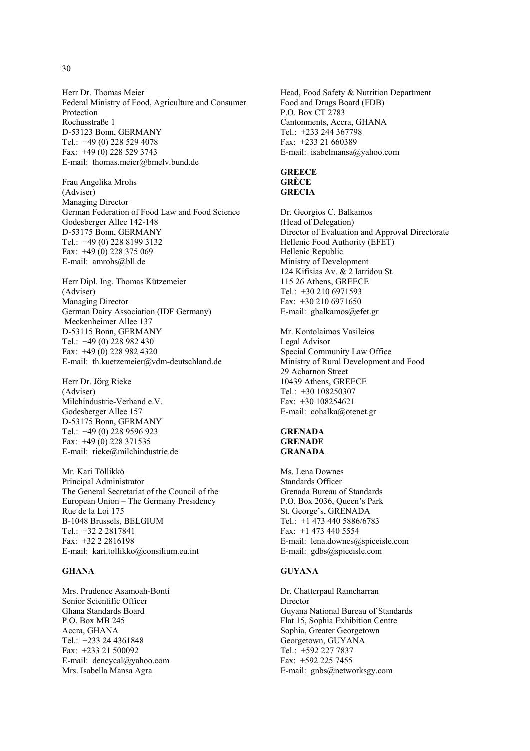Herr Dr. Thomas Meier
Federal Ministry of Food, Agriculture and Consumer Protection
Rochusstraße 1
D-53123 Bonn, GERMANY
Tel.: +49 (0) 228 529 4078
Fax: +49 (0) 228 529 3743
E-mail: thomas.meier@bmelv.bund.de

Frau Angelika Mrohs
(Adviser)
Managing Director
German Federation of Food Law and Food Science
Godesberger Allee 142-148
D-53175 Bonn, GERMANY
Tel.: +49 (0) 228 8199 3132
Fax: +49 (0) 228 375 069
E-mail: amrohs@bll.de

Herr Dipl. Ing. Thomas Kützemeier
(Adviser)
Managing Director
German Dairy Association (IDF Germany)
Meckenheimer Allee 137
D-53115 Bonn, GERMANY
Tel.: +49 (0) 228 982 430
Fax: +49 (0) 228 982 4320
E-mail: th.kuetzemeier@vdm-deutschland.de

Herr Dr. Jörg Rieke
(Adviser)
Milchindustrie-Verband e.V.
Godesberger Allee 157
D-53175 Bonn, GERMANY
Tel.: +49 (0) 228 9596 923
Fax: +49 (0) 228 371535
E-mail: rieke@milchindustrie.de

Mr. Kari Töllikkö
Principal Administrator
The General Secretariat of the Council of the European Union – The Germany Presidency
Rue de la Loi 175
B-1048 Brussels, BELGIUM
Tel.: +32 2 2817841
Fax: +32 2 2816198
E-mail: kari.tollikko@consilium.eu.int

**GHANA**

Mrs. Prudence Asamoah-Bonti
Senior Scientific Officer
Ghana Standards Board
P.O. Box MB 245
Accra, GHANA
Tel.: +233 24 4361848
Fax: +233 21 500092
E-mail: dencycal@yahoo.com

Mrs. Isabella Mansa Agra
Head, Food Safety & Nutrition Department
Food and Drugs Board (FDB)
P.O. Box CT 2783
Cantonments, Accra, GHANA
Tel.: +233 244 367798
Fax: +233 21 660389
E-mail: isabelmansa@yahoo.com

**GREECE**
**GRÈCE**
**GRECIA**

Dr. Georgios C. Balkamos
(Head of Delegation)
Director of Evaluation and Approval Directorate
Hellenic Food Authority (EFET)
Hellenic Republic
Ministry of Development
124 Kifisias Av. & 2 Iatridou St.
115 26 Athens, GREECE
Tel.: +30 210 6971593
Fax: +30 210 6971650
E-mail: gbalkamos@efet.gr

Mr. Kontolaimos Vasileios
Legal Advisor
Special Community Law Office
Ministry of Rural Development and Food
29 Acharnon Street
10439 Athens, GREECE
Tel.: +30 108250307
Fax: +30 108254621
E-mail: cohalka@otenet.gr

**GRENADA**
**GRENADE**
**GRANADA**

Ms. Lena Downes
Standards Officer
Grenada Bureau of Standards
P.O. Box 2036, Queen's Park
St. George's, GRENADA
Tel.: +1 473 440 5886/6783
Fax: +1 473 440 5554
E-mail: lena.downes@spiceisle.com
E-mail: gdbs@spiceisle.com

**GUYANA**

Dr. Chatterpaul Ramcharran
Director
Guyana National Bureau of Standards
Flat 15, Sophia Exhibition Centre
Sophia, Greater Georgetown
Georgetown, GUYANA
Tel.: +592 227 7837
Fax: +592 225 7455
E-mail: gnbs@networksgy.com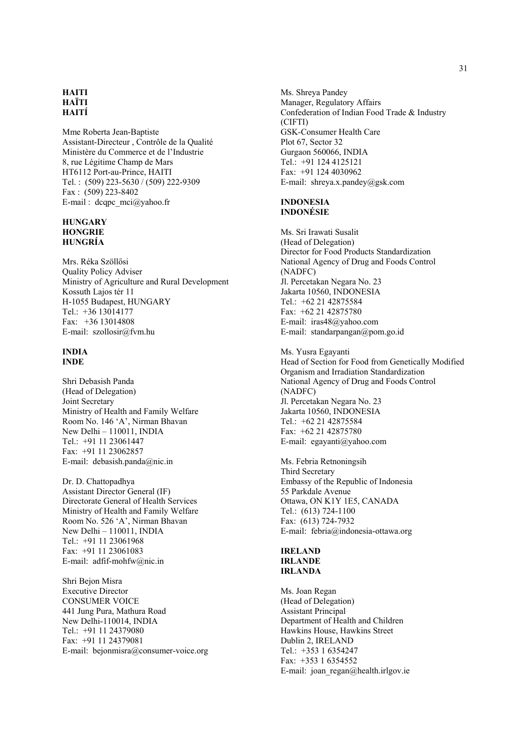**HAITI**
**HAÏTI**
**HAITÍ**

Mme Roberta Jean-Baptiste
Assistant-Directeur , Contrôle de la Qualité
Ministère du Commerce et de l'Industrie
8, rue Légitime Champ de Mars
HT6112 Port-au-Prince, HAITI
Tel. : (509) 223-5630 / (509) 222-9309
Fax : (509) 223-8402
E-mail : dcqpc_mci@yahoo.fr

**HUNGARY**
**HONGRIE**
**HUNGRÍA**

Mrs. Réka Szöllősi
Quality Policy Adviser
Ministry of Agriculture and Rural Development
Kossuth Lajos tér 11
H-1055 Budapest, HUNGARY
Tel.: +36 13014177
Fax: +36 13014808
E-mail: szollosir@fvm.hu

**INDIA**
**INDE**

Shri Debasish Panda
(Head of Delegation)
Joint Secretary
Ministry of Health and Family Welfare
Room No. 146 'A', Nirman Bhavan
New Delhi – 110011, INDIA
Tel.: +91 11 23061447
Fax: +91 11 23062857
E-mail: debasish.panda@nic.in

Dr. D. Chattopadhya
Assistant Director General (IF)
Directorate General of Health Services
Ministry of Health and Family Welfare
Room No. 526 'A', Nirman Bhavan
New Delhi – 110011, INDIA
Tel.: +91 11 23061968
Fax: +91 11 23061083
E-mail: adfif-mohfw@nic.in

Shri Bejon Misra
Executive Director
CONSUMER VOICE
441 Jung Pura, Mathura Road
New Delhi-110014, INDIA
Tel.: +91 11 24379080
Fax: +91 11 24379081
E-mail: bejonmisra@consumer-voice.org

Ms. Shreya Pandey
Manager, Regulatory Affairs
Confederation of Indian Food Trade & Industry (CIFTI)
GSK-Consumer Health Care
Plot 67, Sector 32
Gurgaon 560066, INDIA
Tel.: +91 124 4125121
Fax: +91 124 4030962
E-mail: shreya.x.pandey@gsk.com

**INDONESIA**
**INDONÉSIE**

Ms. Sri Irawati Susalit
(Head of Delegation)
Director for Food Products Standardization
National Agency of Drug and Foods Control (NADFC)
Jl. Percetakan Negara No. 23
Jakarta 10560, INDONESIA
Tel.: +62 21 42875584
Fax: +62 21 42875780
E-mail: iras48@yahoo.com
E-mail: standarpangan@pom.go.id

Ms. Yusra Egayanti
Head of Section for Food from Genetically Modified Organism and Irradiation Standardization
National Agency of Drug and Foods Control (NADFC)
Jl. Percetakan Negara No. 23
Jakarta 10560, INDONESIA
Tel.: +62 21 42875584
Fax: +62 21 42875780
E-mail: egayanti@yahoo.com

Ms. Febria Retnoningsih
Third Secretary
Embassy of the Republic of Indonesia
55 Parkdale Avenue
Ottawa, ON K1Y 1E5, CANADA
Tel.: (613) 724-1100
Fax: (613) 724-7932
E-mail: febria@indonesia-ottawa.org

**IRELAND**
**IRLANDE**
**IRLANDA**

Ms. Joan Regan
(Head of Delegation)
Assistant Principal
Department of Health and Children
Hawkins House, Hawkins Street
Dublin 2, IRELAND
Tel.: +353 1 6354247
Fax: +353 1 6354552
E-mail: joan_regan@health.irlgov.ie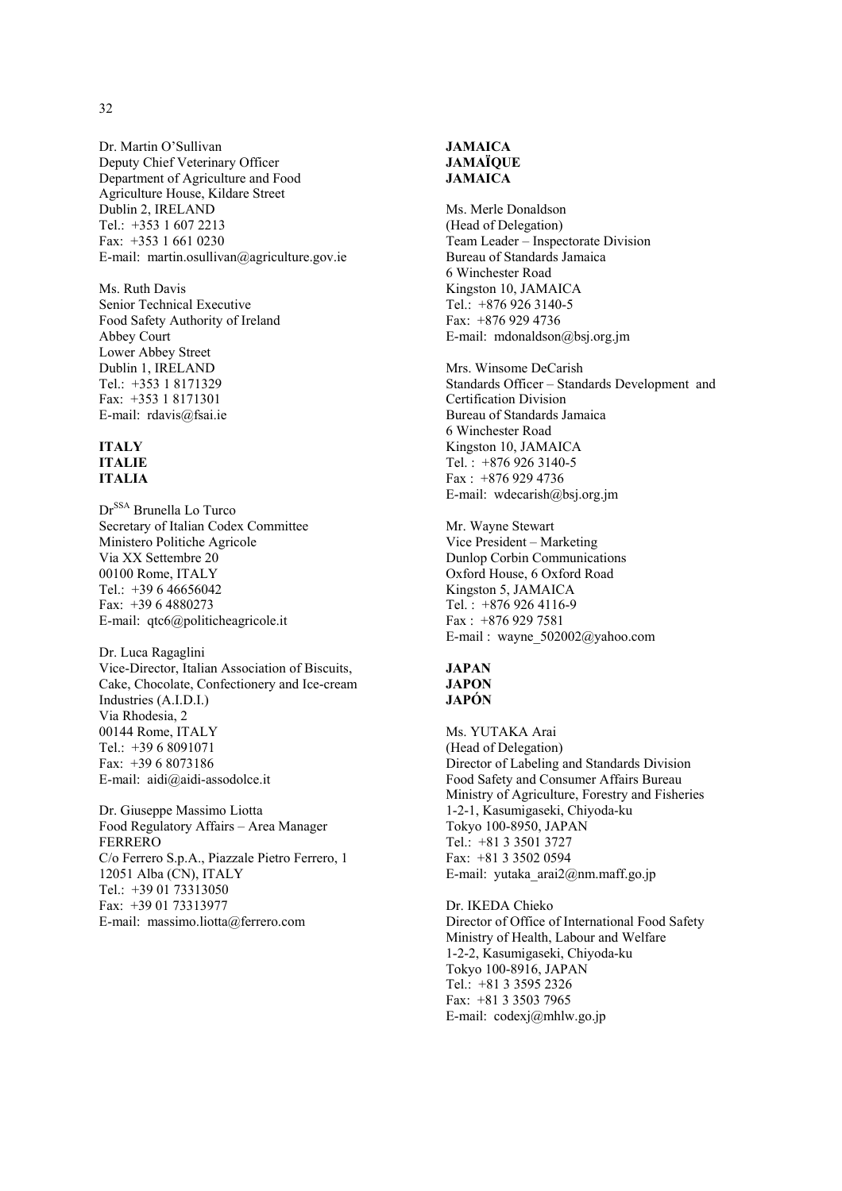Dr. Martin O'Sullivan
Deputy Chief Veterinary Officer
Department of Agriculture and Food
Agriculture House, Kildare Street
Dublin 2, IRELAND
Tel.: +353 1 607 2213
Fax: +353 1 661 0230
E-mail: martin.osullivan@agriculture.gov.ie

Ms. Ruth Davis
Senior Technical Executive
Food Safety Authority of Ireland
Abbey Court
Lower Abbey Street
Dublin 1, IRELAND
Tel.: +353 1 8171329
Fax: +353 1 8171301
E-mail: rdavis@fsai.ie

**ITALY**
**ITALIE**
**ITALIA**

Dr[SSA] Brunella Lo Turco
Secretary of Italian Codex Committee
Ministero Politiche Agricole
Via XX Settembre 20
00100 Rome, ITALY
Tel.: +39 6 46656042
Fax: +39 6 4880273
E-mail: qtc6@politicheagricole.it

Dr. Luca Ragaglini
Vice-Director, Italian Association of Biscuits, Cake, Chocolate, Confectionery and Ice-cream Industries (A.I.D.I.)
Via Rhodesia, 2
00144 Rome, ITALY
Tel.: +39 6 8091071
Fax: +39 6 8073186
E-mail: aidi@aidi-assodolce.it

Dr. Giuseppe Massimo Liotta
Food Regulatory Affairs – Area Manager
FERRERO
C/o Ferrero S.p.A., Piazzale Pietro Ferrero, 1
12051 Alba (CN), ITALY
Tel.: +39 01 73313050
Fax: +39 01 73313977
E-mail: massimo.liotta@ferrero.com

**JAMAICA**
**JAMAÏQUE**
**JAMAICA**

Ms. Merle Donaldson
(Head of Delegation)
Team Leader – Inspectorate Division
Bureau of Standards Jamaica
6 Winchester Road
Kingston 10, JAMAICA
Tel.: +876 926 3140-5
Fax: +876 929 4736
E-mail: mdonaldson@bsj.org.jm

Mrs. Winsome DeCarish
Standards Officer – Standards Development and Certification Division
Bureau of Standards Jamaica
6 Winchester Road
Kingston 10, JAMAICA
Tel. : +876 926 3140-5
Fax : +876 929 4736
E-mail: wdecarish@bsj.org.jm

Mr. Wayne Stewart
Vice President – Marketing
Dunlop Corbin Communications
Oxford House, 6 Oxford Road
Kingston 5, JAMAICA
Tel. : +876 926 4116-9
Fax : +876 929 7581
E-mail : wayne_502002@yahoo.com

**JAPAN**
**JAPON**
**JAPÓN**

Ms. YUTAKA Arai
(Head of Delegation)
Director of Labeling and Standards Division
Food Safety and Consumer Affairs Bureau
Ministry of Agriculture, Forestry and Fisheries
1-2-1, Kasumigaseki, Chiyoda-ku
Tokyo 100-8950, JAPAN
Tel.: +81 3 3501 3727
Fax: +81 3 3502 0594
E-mail: yutaka_arai2@nm.maff.go.jp

Dr. IKEDA Chieko
Director of Office of International Food Safety
Ministry of Health, Labour and Welfare
1-2-2, Kasumigaseki, Chiyoda-ku
Tokyo 100-8916, JAPAN
Tel.: +81 3 3595 2326
Fax: +81 3 3503 7965
E-mail: codexj@mhlw.go.jp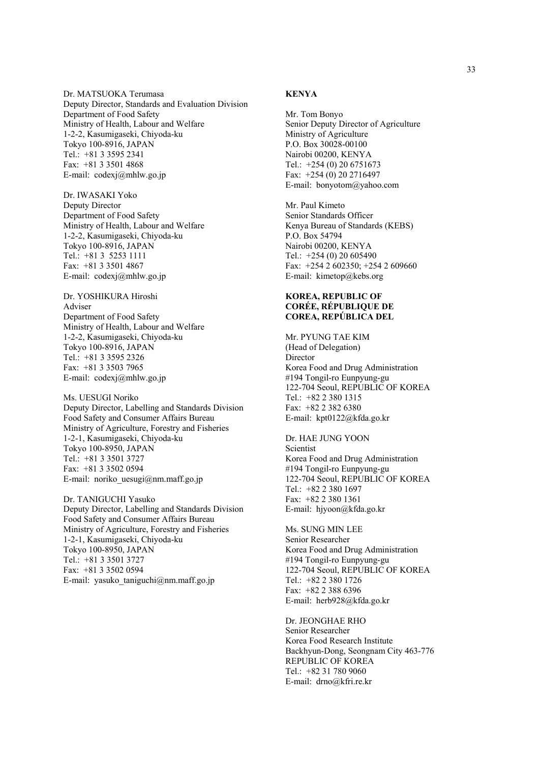Dr. MATSUOKA Terumasa
Deputy Director, Standards and Evaluation Division
Department of Food Safety
Ministry of Health, Labour and Welfare
1-2-2, Kasumigaseki, Chiyoda-ku
Tokyo 100-8916, JAPAN
Tel.: +81 3 3595 2341
Fax: +81 3 3501 4868
E-mail: codexj@mhlw.go.jp

Dr. IWASAKI Yoko
Deputy Director
Department of Food Safety
Ministry of Health, Labour and Welfare
1-2-2, Kasumigaseki, Chiyoda-ku
Tokyo 100-8916, JAPAN
Tel.: +81 3 5253 1111
Fax: +81 3 3501 4867
E-mail: codexj@mhlw.go.jp

Dr. YOSHIKURA Hiroshi
Adviser
Department of Food Safety
Ministry of Health, Labour and Welfare
1-2-2, Kasumigaseki, Chiyoda-ku
Tokyo 100-8916, JAPAN
Tel.: +81 3 3595 2326
Fax: +81 3 3503 7965
E-mail: codexj@mhlw.go.jp

Ms. UESUGI Noriko
Deputy Director, Labelling and Standards Division
Food Safety and Consumer Affairs Bureau
Ministry of Agriculture, Forestry and Fisheries
1-2-1, Kasumigaseki, Chiyoda-ku
Tokyo 100-8950, JAPAN
Tel.: +81 3 3501 3727
Fax: +81 3 3502 0594
E-mail: noriko_uesugi@nm.maff.go.jp

Dr. TANIGUCHI Yasuko
Deputy Director, Labelling and Standards Division
Food Safety and Consumer Affairs Bureau
Ministry of Agriculture, Forestry and Fisheries
1-2-1, Kasumigaseki, Chiyoda-ku
Tokyo 100-8950, JAPAN
Tel.: +81 3 3501 3727
Fax: +81 3 3502 0594
E-mail: yasuko_taniguchi@nm.maff.go.jp

**KENYA**

Mr. Tom Bonyo
Senior Deputy Director of Agriculture
Ministry of Agriculture
P.O. Box 30028-00100
Nairobi 00200, KENYA
Tel.: +254 (0) 20 6751673
Fax: +254 (0) 20 2716497
E-mail: bonyotom@yahoo.com

Mr. Paul Kimeto
Senior Standards Officer
Kenya Bureau of Standards (KEBS)
P.O. Box 54794
Nairobi 00200, KENYA
Tel.: +254 (0) 20 605490
Fax: +254 2 602350; +254 2 609660
E-mail: kimetop@kebs.org

**KOREA, REPUBLIC OF**
**CORÉE, RÉPUBLIQUE DE**
**COREA, REPÚBLICA DEL**

Mr. PYUNG TAE KIM
(Head of Delegation)
Director
Korea Food and Drug Administration
#194 Tongil-ro Eunpyung-gu
122-704 Seoul, REPUBLIC OF KOREA
Tel.: +82 2 380 1315
Fax: +82 2 382 6380
E-mail: kpt0122@kfda.go.kr

Dr. HAE JUNG YOON
Scientist
Korea Food and Drug Administration
#194 Tongil-ro Eunpyung-gu
122-704 Seoul, REPUBLIC OF KOREA
Tel.: +82 2 380 1697
Fax: +82 2 380 1361
E-mail: hjyoon@kfda.go.kr

Ms. SUNG MIN LEE
Senior Researcher
Korea Food and Drug Administration
#194 Tongil-ro Eunpyung-gu
122-704 Seoul, REPUBLIC OF KOREA
Tel.: +82 2 380 1726
Fax: +82 2 388 6396
E-mail: herb928@kfda.go.kr

Dr. JEONGHAE RHO
Senior Researcher
Korea Food Research Institute
Backhyun-Dong, Seongnam City 463-776
REPUBLIC OF KOREA
Tel.: +82 31 780 9060
E-mail: drno@kfri.re.kr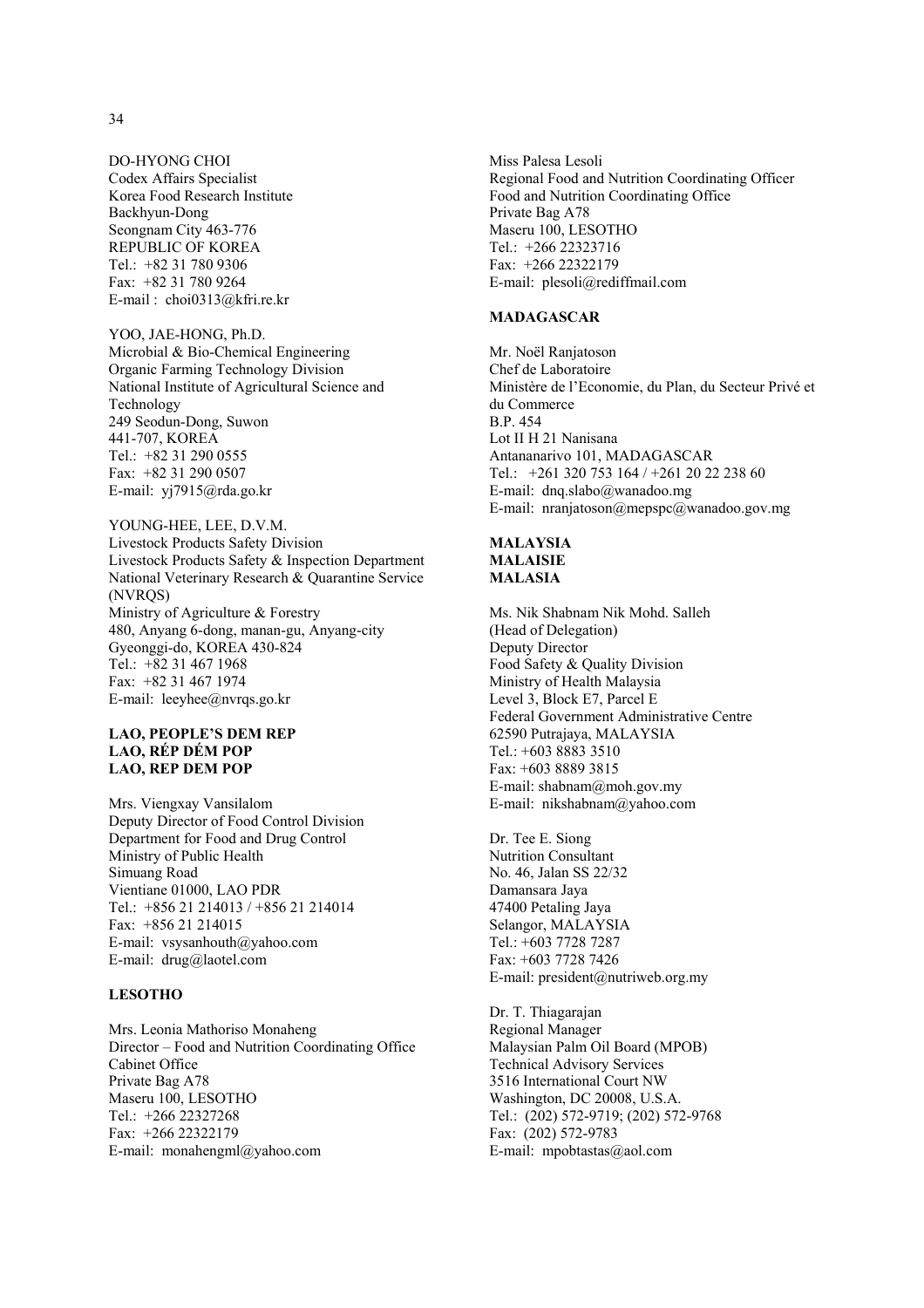DO-HYONG CHOI
Codex Affairs Specialist
Korea Food Research Institute
Backhyun-Dong
Seongnam City 463-776
REPUBLIC OF KOREA
Tel.: +82 31 780 9306
Fax: +82 31 780 9264
E-mail : choi0313@kfri.re.kr

YOO, JAE-HONG, Ph.D.
Microbial & Bio-Chemical Engineering
Organic Farming Technology Division
National Institute of Agricultural Science and Technology
249 Seodun-Dong, Suwon
441-707, KOREA
Tel.: +82 31 290 0555
Fax: +82 31 290 0507
E-mail: yj7915@rda.go.kr

YOUNG-HEE, LEE, D.V.M.
Livestock Products Safety Division
Livestock Products Safety & Inspection Department
National Veterinary Research & Quarantine Service (NVRQS)
Ministry of Agriculture & Forestry
480, Anyang 6-dong, manan-gu, Anyang-city
Gyeonggi-do, KOREA 430-824
Tel.: +82 31 467 1968
Fax: +82 31 467 1974
E-mail: leeyhee@nvrqs.go.kr

**LAO, PEOPLE'S DEM REP**
**LAO, RÉP DÉM POP**
**LAO, REP DEM POP**

Mrs. Viengxay Vansilalom
Deputy Director of Food Control Division
Department for Food and Drug Control
Ministry of Public Health
Simuang Road
Vientiane 01000, LAO PDR
Tel.: +856 21 214013 / +856 21 214014
Fax: +856 21 214015
E-mail: vsysanhouth@yahoo.com
E-mail: drug@laotel.com

**LESOTHO**

Mrs. Leonia Mathoriso Monaheng
Director – Food and Nutrition Coordinating Office
Cabinet Office
Private Bag A78
Maseru 100, LESOTHO
Tel.: +266 22327268
Fax: +266 22322179
E-mail: monahengml@yahoo.com

Miss Palesa Lesoli
Regional Food and Nutrition Coordinating Officer
Food and Nutrition Coordinating Office
Private Bag A78
Maseru 100, LESOTHO
Tel.: +266 22323716
Fax: +266 22322179
E-mail: plesoli@rediffmail.com

**MADAGASCAR**

Mr. Noël Ranjatoson
Chef de Laboratoire
Ministère de l'Economie, du Plan, du Secteur Privé et du Commerce
B.P. 454
Lot II H 21 Nanisana
Antananarivo 101, MADAGASCAR
Tel.: +261 320 753 164 / +261 20 22 238 60
E-mail: dnq.slabo@wanadoo.mg
E-mail: nranjatoson@mepspc@wanadoo.gov.mg

**MALAYSIA**
**MALAISIE**
**MALASIA**

Ms. Nik Shabnam Nik Mohd. Salleh
(Head of Delegation)
Deputy Director
Food Safety & Quality Division
Ministry of Health Malaysia
Level 3, Block E7, Parcel E
Federal Government Administrative Centre
62590 Putrajaya, MALAYSIA
Tel.: +603 8883 3510
Fax: +603 8889 3815
E-mail: shabnam@moh.gov.my
E-mail: nikshabnam@yahoo.com

Dr. Tee E. Siong
Nutrition Consultant
No. 46, Jalan SS 22/32
Damansara Jaya
47400 Petaling Jaya
Selangor, MALAYSIA
Tel.: +603 7728 7287
Fax: +603 7728 7426
E-mail: president@nutriweb.org.my

Dr. T. Thiagarajan
Regional Manager
Malaysian Palm Oil Board (MPOB)
Technical Advisory Services
3516 International Court NW
Washington, DC 20008, U.S.A.
Tel.: (202) 572-9719; (202) 572-9768
Fax: (202) 572-9783
E-mail: mpobtastas@aol.com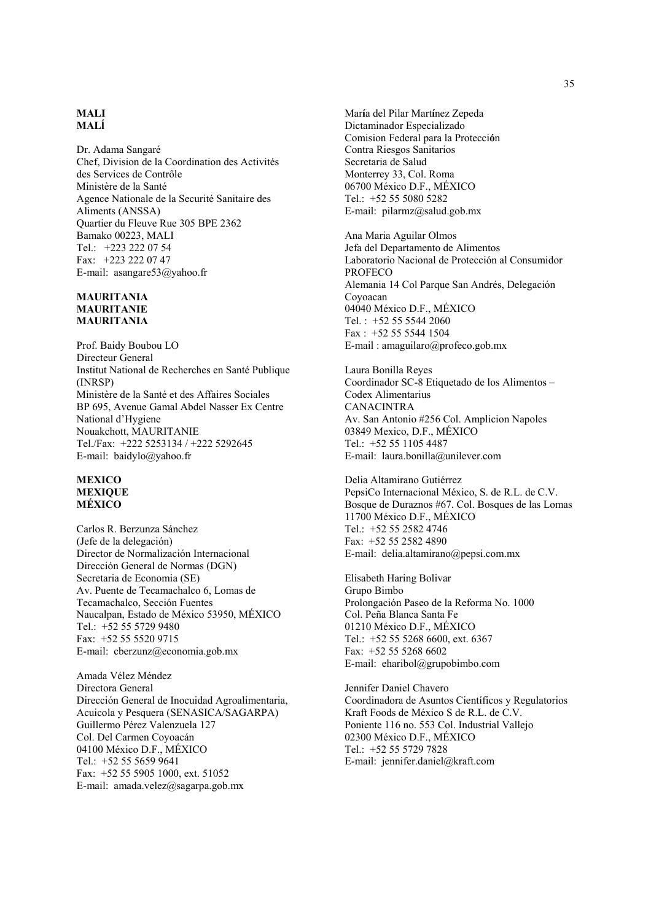**MALI**
**MALÍ**

Dr. Adama Sangaré
Chef, Division de la Coordination des Activités des Services de Contrôle
Ministère de la Santé
Agence Nationale de la Securité Sanitaire des Aliments (ANSSA)
Quartier du Fleuve Rue 305 BPE 2362
Bamako 00223, MALI
Tel.: +223 222 07 54
Fax: +223 222 07 47
E-mail: asangare53@yahoo.fr

**MAURITANIA**
**MAURITANIE**
**MAURITANIA**

Prof. Baidy Boubou LO
Directeur General
Institut National de Recherches en Santé Publique (INRSP)
Ministère de la Santé et des Affaires Sociales
BP 695, Avenue Gamal Abdel Nasser Ex Centre National d'Hygiene
Nouakchott, MAURITANIE
Tel./Fax: +222 5253134 / +222 5292645
E-mail: baidylo@yahoo.fr

**MEXICO**
**MEXIQUE**
**MÉXICO**

Carlos R. Berzunza Sánchez
(Jefe de la delegación)
Director de Normalización Internacional
Dirección General de Normas (DGN)
Secretaria de Economia (SE)
Av. Puente de Tecamachalco 6, Lomas de Tecamachalco, Sección Fuentes
Naucalpan, Estado de México 53950, MÉXICO
Tel.: +52 55 5729 9480
Fax: +52 55 5520 9715
E-mail: cberzunz@economia.gob.mx

Amada Vélez Méndez
Directora General
Dirección General de Inocuidad Agroalimentaria, Acuicola y Pesquera (SENASICA/SAGARPA)
Guillermo Pérez Valenzuela 127
Col. Del Carmen Coyoacán
04100 México D.F., MÉXICO
Tel.: +52 55 5659 9641
Fax: +52 55 5905 1000, ext. 51052
E-mail: amada.velez@sagarpa.gob.mx

María del Pilar Martínez Zepeda
Dictaminador Especializado
Comision Federal para la Protección Contra Riesgos Sanitarios
Secretaria de Salud
Monterrey 33, Col. Roma
06700 México D.F., MÉXICO
Tel.: +52 55 5080 5282
E-mail: pilarmz@salud.gob.mx

Ana Maria Aguilar Olmos
Jefa del Departamento de Alimentos
Laboratorio Nacional de Protección al Consumidor
PROFECO
Alemania 14 Col Parque San Andrés, Delegación Coyoacan
04040 México D.F., MÉXICO
Tel. : +52 55 5544 2060
Fax : +52 55 5544 1504
E-mail : amaguilaro@profeco.gob.mx

Laura Bonilla Reyes
Coordinador SC-8 Etiquetado de los Alimentos – Codex Alimentarius
CANACINTRA
Av. San Antonio #256 Col. Amplicion Napoles
03849 Mexico, D.F., MÉXICO
Tel.: +52 55 1105 4487
E-mail: laura.bonilla@unilever.com

Delia Altamirano Gutiérrez
PepsiCo Internacional México, S. de R.L. de C.V.
Bosque de Duraznos #67. Col. Bosques de las Lomas
11700 México D.F., MÉXICO
Tel.: +52 55 2582 4746
Fax: +52 55 2582 4890
E-mail: delia.altamirano@pepsi.com.mx

Elisabeth Haring Bolivar
Grupo Bimbo
Prolongación Paseo de la Reforma No. 1000
Col. Peña Blanca Santa Fe
01210 México D.F., MÉXICO
Tel.: +52 55 5268 6600, ext. 6367
Fax: +52 55 5268 6602
E-mail: eharibol@grupobimbo.com

Jennifer Daniel Chavero
Coordinadora de Asuntos Científicos y Regulatorios
Kraft Foods de México S de R.L. de C.V.
Poniente 116 no. 553 Col. Industrial Vallejo
02300 México D.F., MÉXICO
Tel.: +52 55 5729 7828
E-mail: jennifer.daniel@kraft.com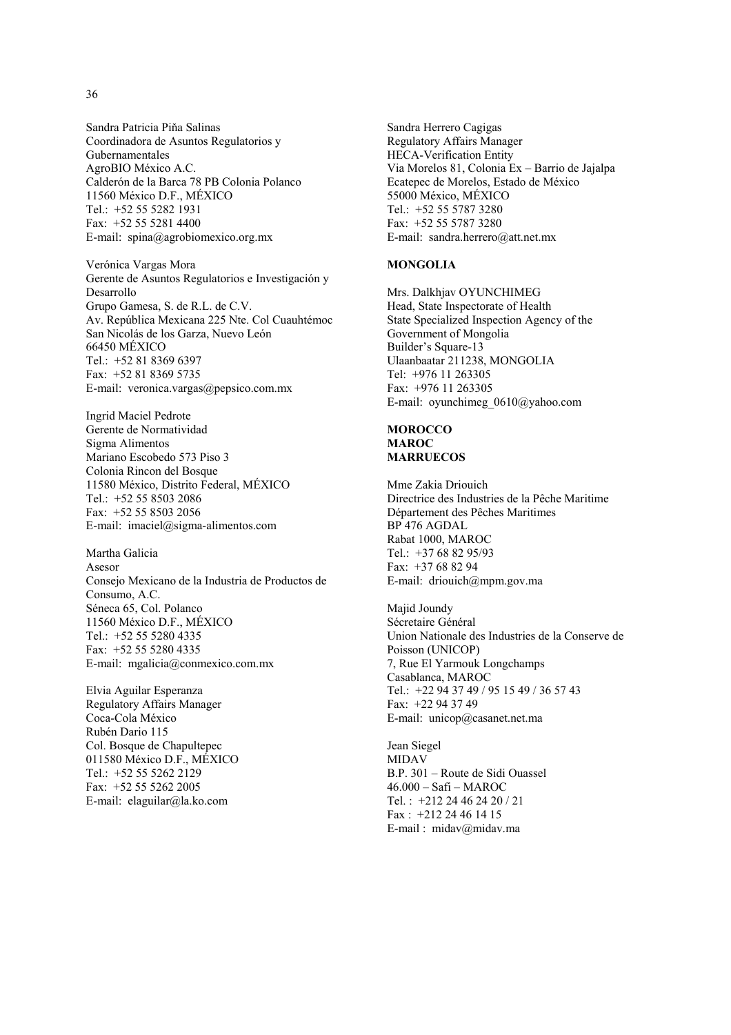Sandra Patricia Piňa Salinas
Coordinadora de Asuntos Regulatorios y Gubernamentales
AgroBIO México A.C.
Calderón de la Barca 78 PB Colonia Polanco
11560 México D.F., MÉXICO
Tel.: +52 55 5282 1931
Fax: +52 55 5281 4400
E-mail: spina@agrobiomexico.org.mx

Verónica Vargas Mora
Gerente de Asuntos Regulatorios e Investigación y Desarrollo
Grupo Gamesa, S. de R.L. de C.V.
Av. República Mexicana 225 Nte. Col Cuauhtémoc
San Nicolás de los Garza, Nuevo León
66450 MÉXICO
Tel.: +52 81 8369 6397
Fax: +52 81 8369 5735
E-mail: veronica.vargas@pepsico.com.mx

Ingrid Maciel Pedrote
Gerente de Normatividad
Sigma Alimentos
Mariano Escobedo 573 Piso 3
Colonia Rincon del Bosque
11580 México, Distrito Federal, MÉXICO
Tel.: +52 55 8503 2086
Fax: +52 55 8503 2056
E-mail: imaciel@sigma-alimentos.com

Martha Galicia
Asesor
Consejo Mexicano de la Industria de Productos de Consumo, A.C.
Séneca 65, Col. Polanco
11560 México D.F., MÉXICO
Tel.: +52 55 5280 4335
Fax: +52 55 5280 4335
E-mail: mgalicia@conmexico.com.mx

Elvia Aguilar Esperanza
Regulatory Affairs Manager
Coca-Cola México
Rubén Dario 115
Col. Bosque de Chapultepec
011580 México D.F., MÉXICO
Tel.: +52 55 5262 2129
Fax: +52 55 5262 2005
E-mail: elaguilar@la.ko.com

Sandra Herrero Cagigas
Regulatory Affairs Manager
HECA-Verification Entity
Via Morelos 81, Colonia Ex – Barrio de Jajalpa
Ecatepec de Morelos, Estado de México
55000 México, MÉXICO
Tel.: +52 55 5787 3280
Fax: +52 55 5787 3280
E-mail: sandra.herrero@att.net.mx

**MONGOLIA**

Mrs. Dalkhjav OYUNCHIMEG
Head, State Inspectorate of Health
State Specialized Inspection Agency of the Government of Mongolia
Builder's Square-13
Ulaanbaatar 211238, MONGOLIA
Tel: +976 11 263305
Fax: +976 11 263305
E-mail: oyunchimeg_0610@yahoo.com

**MOROCCO**
**MAROC**
**MARRUECOS**

Mme Zakia Driouich
Directrice des Industries de la Pêche Maritime
Département des Pêches Maritimes
BP 476 AGDAL
Rabat 1000, MAROC
Tel.: +37 68 82 95/93
Fax: +37 68 82 94
E-mail: driouich@mpm.gov.ma

Majid Joundy
Sécretaire Général
Union Nationale des Industries de la Conserve de Poisson (UNICOP)
7, Rue El Yarmouk Longchamps
Casablanca, MAROC
Tel.: +22 94 37 49 / 95 15 49 / 36 57 43
Fax: +22 94 37 49
E-mail: unicop@casanet.net.ma

Jean Siegel
MIDAV
B.P. 301 – Route de Sidi Ouassel
46.000 – Safi – MAROC
Tel. : +212 24 46 24 20 / 21
Fax : +212 24 46 14 15
E-mail : midav@midav.ma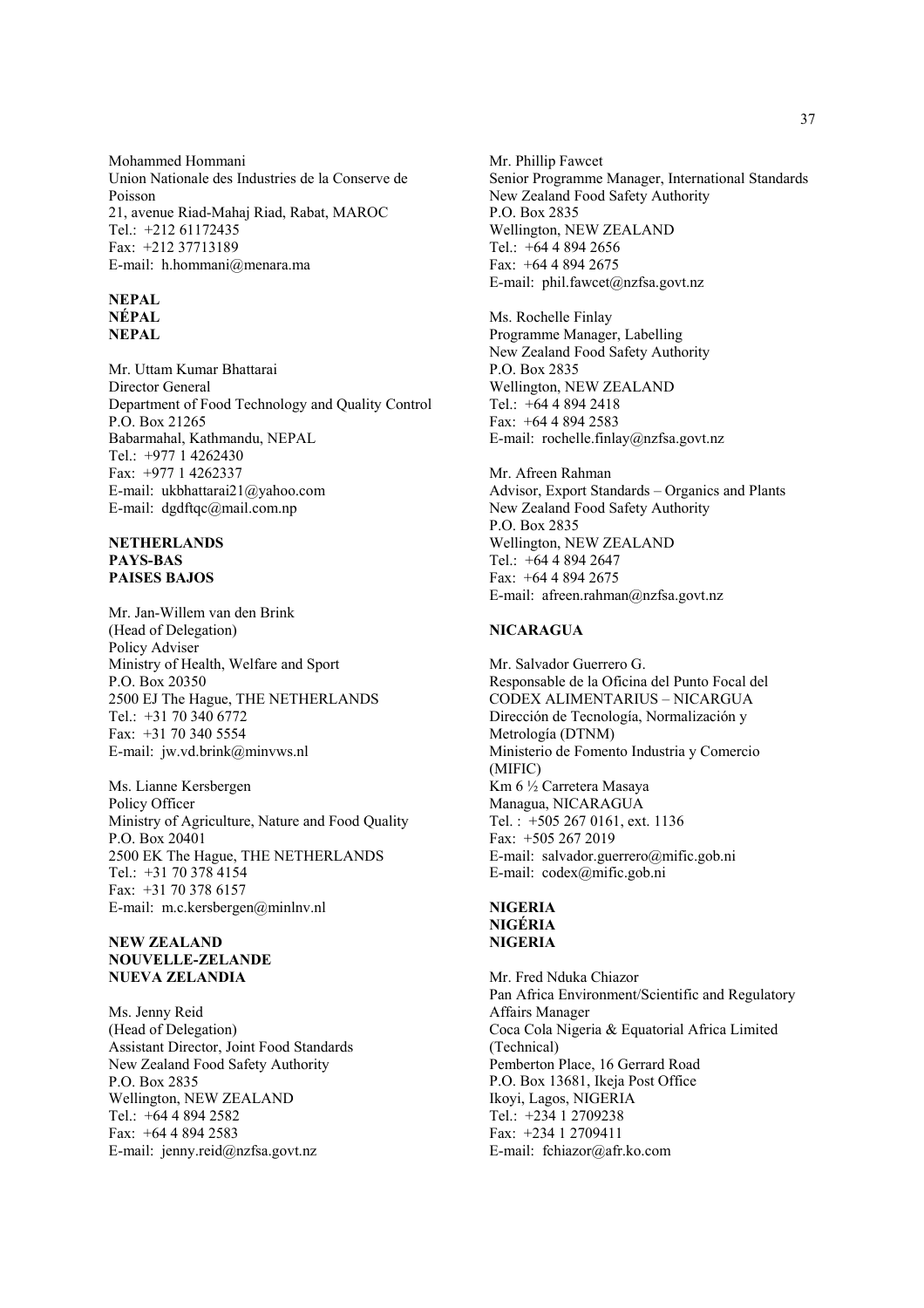Mohammed Hommani
Union Nationale des Industries de la Conserve de Poisson
21, avenue Riad-Mahaj Riad, Rabat, MAROC
Tel.: +212 61172435
Fax: +212 37713189
E-mail: h.hommani@menara.ma

**NEPAL**
**NÉPAL**
**NEPAL**

Mr. Uttam Kumar Bhattarai
Director General
Department of Food Technology and Quality Control
P.O. Box 21265
Babarmahal, Kathmandu, NEPAL
Tel.: +977 1 4262430
Fax: +977 1 4262337
E-mail: ukbhattarai21@yahoo.com
E-mail: dgdftqc@mail.com.np

**NETHERLANDS**
**PAYS-BAS**
**PAISES BAJOS**

Mr. Jan-Willem van den Brink
(Head of Delegation)
Policy Adviser
Ministry of Health, Welfare and Sport
P.O. Box 20350
2500 EJ The Hague, THE NETHERLANDS
Tel.: +31 70 340 6772
Fax: +31 70 340 5554
E-mail: jw.vd.brink@minvws.nl

Ms. Lianne Kersbergen
Policy Officer
Ministry of Agriculture, Nature and Food Quality
P.O. Box 20401
2500 EK The Hague, THE NETHERLANDS
Tel.: +31 70 378 4154
Fax: +31 70 378 6157
E-mail: m.c.kersbergen@minlnv.nl

**NEW ZEALAND**
**NOUVELLE-ZELANDE**
**NUEVA ZELANDIA**

Ms. Jenny Reid
(Head of Delegation)
Assistant Director, Joint Food Standards
New Zealand Food Safety Authority
P.O. Box 2835
Wellington, NEW ZEALAND
Tel.: +64 4 894 2582
Fax: +64 4 894 2583
E-mail: jenny.reid@nzfsa.govt.nz

Mr. Phillip Fawcet
Senior Programme Manager, International Standards
New Zealand Food Safety Authority
P.O. Box 2835
Wellington, NEW ZEALAND
Tel.: +64 4 894 2656
Fax: +64 4 894 2675
E-mail: phil.fawcet@nzfsa.govt.nz

Ms. Rochelle Finlay
Programme Manager, Labelling
New Zealand Food Safety Authority
P.O. Box 2835
Wellington, NEW ZEALAND
Tel.: +64 4 894 2418
Fax: +64 4 894 2583
E-mail: rochelle.finlay@nzfsa.govt.nz

Mr. Afreen Rahman
Advisor, Export Standards – Organics and Plants
New Zealand Food Safety Authority
P.O. Box 2835
Wellington, NEW ZEALAND
Tel.: +64 4 894 2647
Fax: +64 4 894 2675
E-mail: afreen.rahman@nzfsa.govt.nz

**NICARAGUA**

Mr. Salvador Guerrero G.
Responsable de la Oficina del Punto Focal del CODEX ALIMENTARIUS – NICARGUA
Dirección de Tecnología, Normalización y Metrología (DTNM)
Ministerio de Fomento Industria y Comercio (MIFIC)
Km 6 ½ Carretera Masaya
Managua, NICARAGUA
Tel. : +505 267 0161, ext. 1136
Fax: +505 267 2019
E-mail: salvador.guerrero@mific.gob.ni
E-mail: codex@mific.gob.ni

**NIGERIA**
**NIGÉRIA**
**NIGERIA**

Mr. Fred Nduka Chiazor
Pan Africa Environment/Scientific and Regulatory Affairs Manager
Coca Cola Nigeria & Equatorial Africa Limited (Technical)
Pemberton Place, 16 Gerrard Road
P.O. Box 13681, Ikeja Post Office
Ikoyi, Lagos, NIGERIA
Tel.: +234 1 2709238
Fax: +234 1 2709411
E-mail: fchiazor@afr.ko.com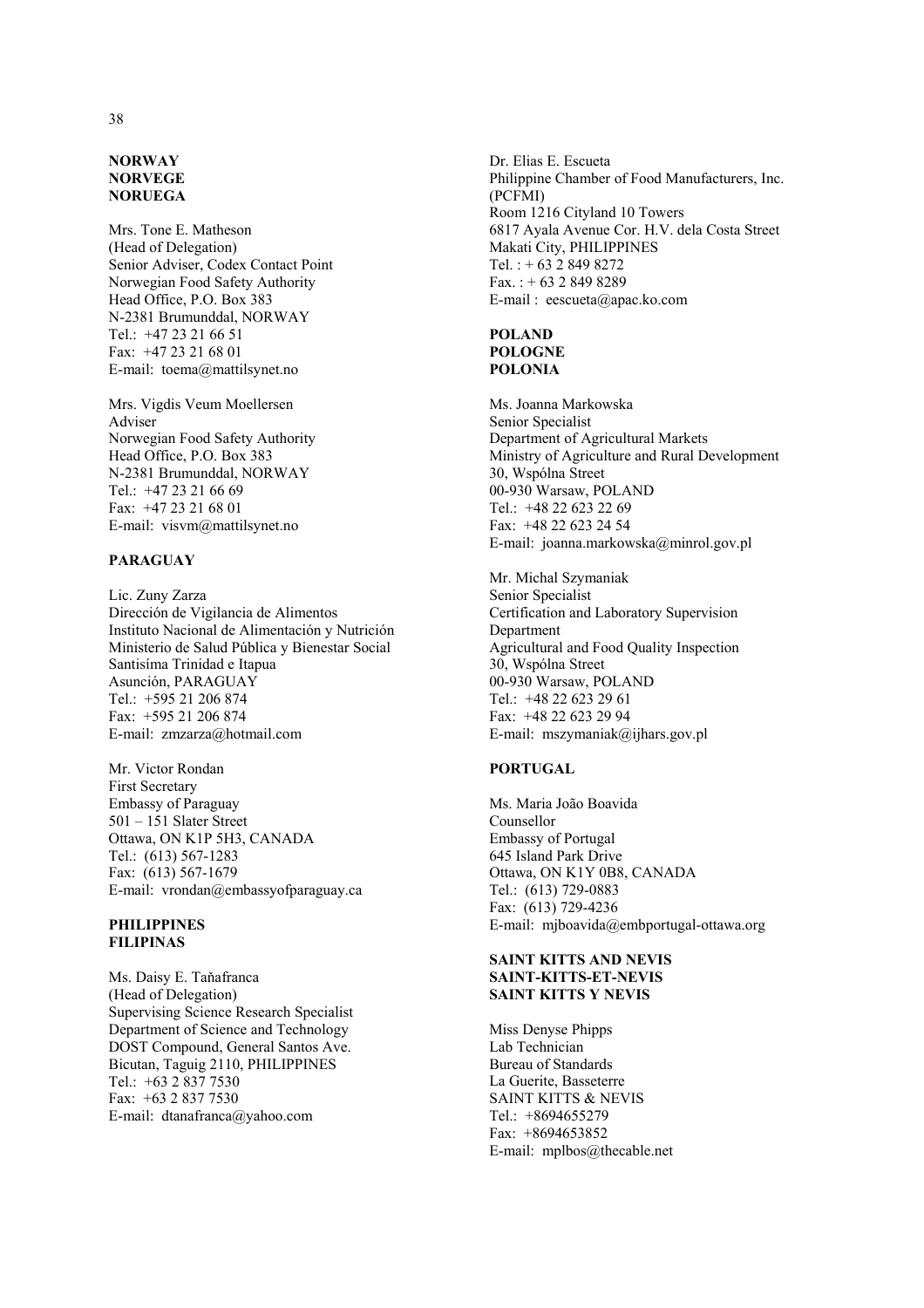**NORWAY**
**NORVEGE**
**NORUEGA**

Mrs. Tone E. Matheson
(Head of Delegation)
Senior Adviser, Codex Contact Point
Norwegian Food Safety Authority
Head Office, P.O. Box 383
N-2381 Brumunddal, NORWAY
Tel.: +47 23 21 66 51
Fax: +47 23 21 68 01
E-mail: toema@mattilsynet.no

Mrs. Vigdis Veum Moellersen
Adviser
Norwegian Food Safety Authority
Head Office, P.O. Box 383
N-2381 Brumunddal, NORWAY
Tel.: +47 23 21 66 69
Fax: +47 23 21 68 01
E-mail: visvm@mattilsynet.no

**PARAGUAY**

Lic. Zuny Zarza
Dirección de Vigilancia de Alimentos
Instituto Nacional de Alimentación y Nutrición
Ministerio de Salud Pública y Bienestar Social
Santisíma Trinidad e Itapua
Asunción, PARAGUAY
Tel.: +595 21 206 874
Fax: +595 21 206 874
E-mail: zmzarza@hotmail.com

Mr. Victor Rondan
First Secretary
Embassy of Paraguay
501 – 151 Slater Street
Ottawa, ON K1P 5H3, CANADA
Tel.: (613) 567-1283
Fax: (613) 567-1679
E-mail: vrondan@embassyofparaguay.ca

**PHILIPPINES**
**FILIPINAS**

Ms. Daisy E. Taňafranca
(Head of Delegation)
Supervising Science Research Specialist
Department of Science and Technology
DOST Compound, General Santos Ave.
Bicutan, Taguig 2110, PHILIPPINES
Tel.: +63 2 837 7530
Fax: +63 2 837 7530
E-mail: dtanafranca@yahoo.com

Dr. Elias E. Escueta
Philippine Chamber of Food Manufacturers, Inc. (PCFMI)
Room 1216 Cityland 10 Towers
6817 Ayala Avenue Cor. H.V. dela Costa Street
Makati City, PHILIPPINES
Tel. : + 63 2 849 8272
Fax. : + 63 2 849 8289
E-mail : eescueta@apac.ko.com

**POLAND**
**POLOGNE**
**POLONIA**

Ms. Joanna Markowska
Senior Specialist
Department of Agricultural Markets
Ministry of Agriculture and Rural Development
30, Wspólna Street
00-930 Warsaw, POLAND
Tel.: +48 22 623 22 69
Fax: +48 22 623 24 54
E-mail: joanna.markowska@minrol.gov.pl

Mr. Michal Szymaniak
Senior Specialist
Certification and Laboratory Supervision Department
Agricultural and Food Quality Inspection
30, Wspólna Street
00-930 Warsaw, POLAND
Tel.: +48 22 623 29 61
Fax: +48 22 623 29 94
E-mail: mszymaniak@ijhars.gov.pl

**PORTUGAL**

Ms. Maria João Boavida
Counsellor
Embassy of Portugal
645 Island Park Drive
Ottawa, ON K1Y 0B8, CANADA
Tel.: (613) 729-0883
Fax: (613) 729-4236
E-mail: mjboavida@embportugal-ottawa.org

**SAINT KITTS AND NEVIS**
**SAINT-KITTS-ET-NEVIS**
**SAINT KITTS Y NEVIS**

Miss Denyse Phipps
Lab Technician
Bureau of Standards
La Guerite, Basseterre
SAINT KITTS & NEVIS
Tel.: +8694655279
Fax: +8694653852
E-mail: mplbos@thecable.net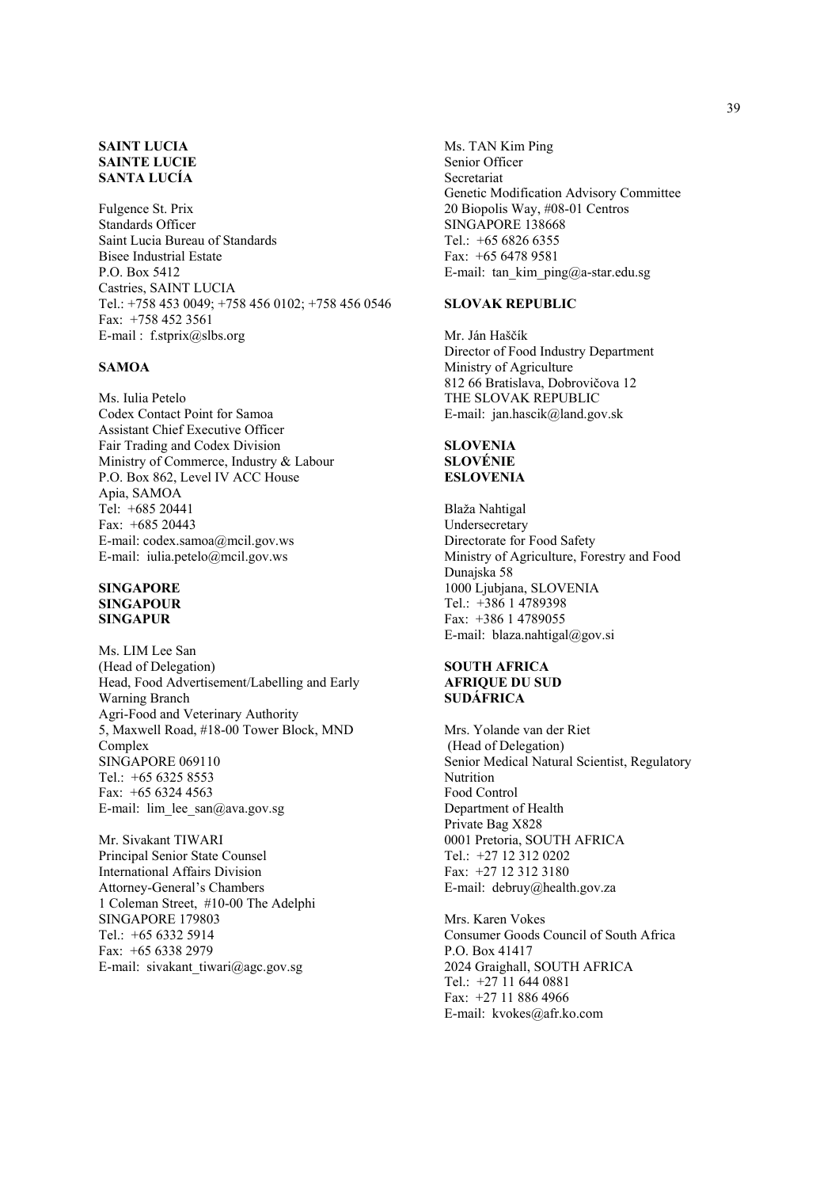**SAINT LUCIA**
**SAINTE LUCIE**
**SANTA LUCÍA**

Fulgence St. Prix
Standards Officer
Saint Lucia Bureau of Standards
Bisee Industrial Estate
P.O. Box 5412
Castries, SAINT LUCIA
Tel.: +758 453 0049; +758 456 0102; +758 456 0546
Fax: +758 452 3561
E-mail : f.stprix@slbs.org

**SAMOA**

Ms. Iulia Petelo
Codex Contact Point for Samoa
Assistant Chief Executive Officer
Fair Trading and Codex Division
Ministry of Commerce, Industry & Labour
P.O. Box 862, Level IV ACC House
Apia, SAMOA
Tel: +685 20441
Fax: +685 20443
E-mail: codex.samoa@mcil.gov.ws
E-mail: iulia.petelo@mcil.gov.ws

**SINGAPORE**
**SINGAPOUR**
**SINGAPUR**

Ms. LIM Lee San
(Head of Delegation)
Head, Food Advertisement/Labelling and Early Warning Branch
Agri-Food and Veterinary Authority
5, Maxwell Road, #18-00 Tower Block, MND Complex
SINGAPORE 069110
Tel.: +65 6325 8553
Fax: +65 6324 4563
E-mail: lim_lee_san@ava.gov.sg

Mr. Sivakant TIWARI
Principal Senior State Counsel
International Affairs Division
Attorney-General's Chambers
1 Coleman Street, #10-00 The Adelphi
SINGAPORE 179803
Tel.: +65 6332 5914
Fax: +65 6338 2979
E-mail: sivakant_tiwari@agc.gov.sg

Ms. TAN Kim Ping
Senior Officer
Secretariat
Genetic Modification Advisory Committee
20 Biopolis Way, #08-01 Centros
SINGAPORE 138668
Tel.: +65 6826 6355
Fax: +65 6478 9581
E-mail: tan_kim_ping@a-star.edu.sg

**SLOVAK REPUBLIC**

Mr. Ján Haščík
Director of Food Industry Department
Ministry of Agriculture
812 66 Bratislava, Dobrovičova 12
THE SLOVAK REPUBLIC
E-mail: jan.hascik@land.gov.sk

**SLOVENIA**
**SLOVÉNIE**
**ESLOVENIA**

Blaža Nahtigal
Undersecretary
Directorate for Food Safety
Ministry of Agriculture, Forestry and Food
Dunajska 58
1000 Ljubjana, SLOVENIA
Tel.: +386 1 4789398
Fax: +386 1 4789055
E-mail: blaza.nahtigal@gov.si

**SOUTH AFRICA**
**AFRIQUE DU SUD**
**SUDÁFRICA**

Mrs. Yolande van der Riet
(Head of Delegation)
Senior Medical Natural Scientist, Regulatory Nutrition
Food Control
Department of Health
Private Bag X828
0001 Pretoria, SOUTH AFRICA
Tel.: +27 12 312 0202
Fax: +27 12 312 3180
E-mail: debruy@health.gov.za

Mrs. Karen Vokes
Consumer Goods Council of South Africa
P.O. Box 41417
2024 Graighall, SOUTH AFRICA
Tel.: +27 11 644 0881
Fax: +27 11 886 4966
E-mail: kvokes@afr.ko.com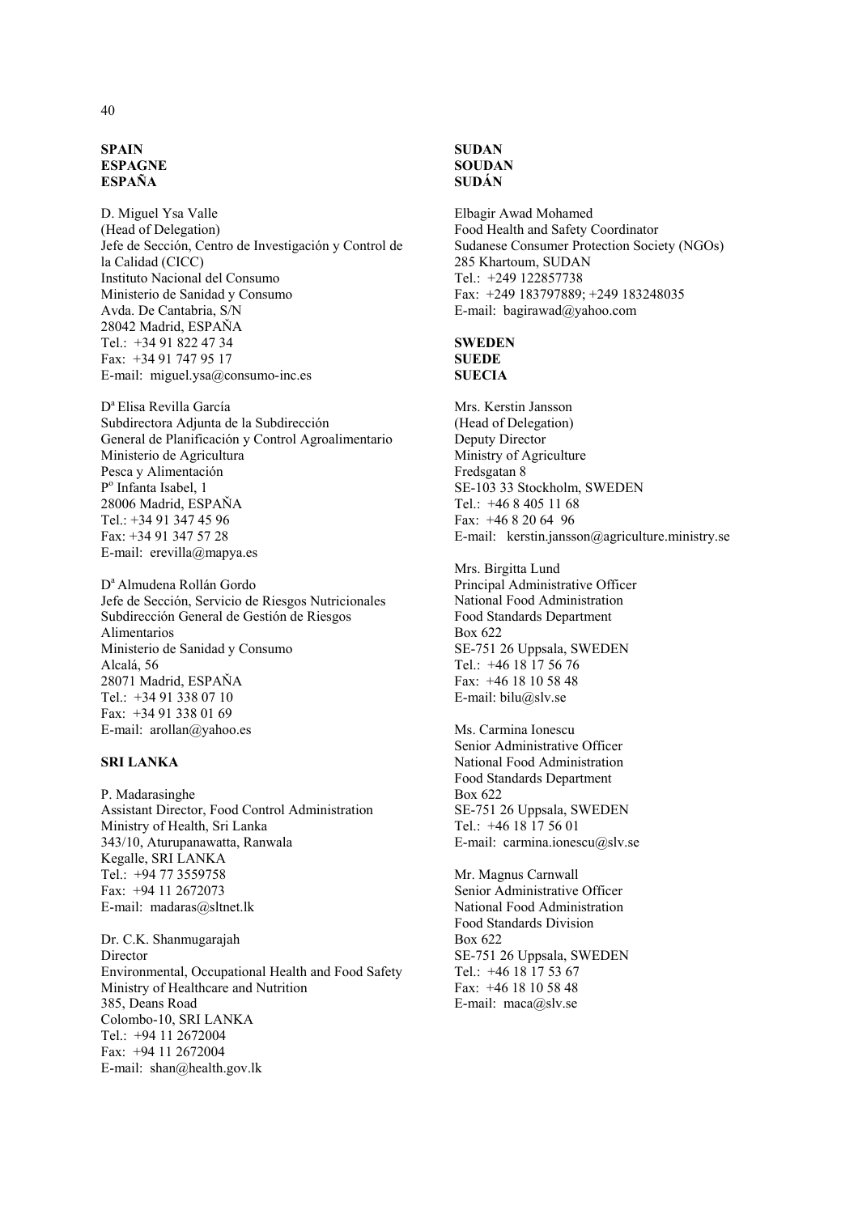**SPAIN**
**ESPAGNE**
**ESPAÑA**

D. Miguel Ysa Valle
(Head of Delegation)
Jefe de Sección, Centro de Investigación y Control de la Calidad (CICC)
Instituto Nacional del Consumo
Ministerio de Sanidad y Consumo
Avda. De Cantabria, S/N
28042 Madrid, ESPAÑA
Tel.: +34 91 822 47 34
Fax: +34 91 747 95 17
E-mail: miguel.ysa@consumo-inc.es

Dª Elisa Revilla García
Subdirectora Adjunta de la Subdirección General de Planificación y Control Agroalimentario
Ministerio de Agricultura
Pesca y Alimentación
Pº Infanta Isabel, 1
28006 Madrid, ESPAÑA
Tel.: +34 91 347 45 96
Fax: +34 91 347 57 28
E-mail: erevilla@mapya.es

Dª Almudena Rollán Gordo
Jefe de Sección, Servicio de Riesgos Nutricionales
Subdirección General de Gestión de Riesgos Alimentarios
Ministerio de Sanidad y Consumo
Alcalá, 56
28071 Madrid, ESPAÑA
Tel.: +34 91 338 07 10
Fax: +34 91 338 01 69
E-mail: arollan@yahoo.es

**SRI LANKA**

P. Madarasinghe
Assistant Director, Food Control Administration
Ministry of Health, Sri Lanka
343/10, Aturupanawatta, Ranwala
Kegalle, SRI LANKA
Tel.: +94 77 3559758
Fax: +94 11 2672073
E-mail: madaras@sltnet.lk

Dr. C.K. Shanmugarajah
Director
Environmental, Occupational Health and Food Safety
Ministry of Healthcare and Nutrition
385, Deans Road
Colombo-10, SRI LANKA
Tel.: +94 11 2672004
Fax: +94 11 2672004
E-mail: shan@health.gov.lk

**SUDAN**
**SOUDAN**
**SUDÁN**

Elbagir Awad Mohamed
Food Health and Safety Coordinator
Sudanese Consumer Protection Society (NGOs)
285 Khartoum, SUDAN
Tel.: +249 122857738
Fax: +249 183797889; +249 183248035
E-mail: bagirawad@yahoo.com

**SWEDEN**
**SUEDE**
**SUECIA**

Mrs. Kerstin Jansson
(Head of Delegation)
Deputy Director
Ministry of Agriculture
Fredsgatan 8
SE-103 33 Stockholm, SWEDEN
Tel.: +46 8 405 11 68
Fax: +46 8 20 64 96
E-mail: kerstin.jansson@agriculture.ministry.se

Mrs. Birgitta Lund
Principal Administrative Officer
National Food Administration
Food Standards Department
Box 622
SE-751 26 Uppsala, SWEDEN
Tel.: +46 18 17 56 76
Fax: +46 18 10 58 48
E-mail: bilu@slv.se

Ms. Carmina Ionescu
Senior Administrative Officer
National Food Administration
Food Standards Department
Box 622
SE-751 26 Uppsala, SWEDEN
Tel.: +46 18 17 56 01
E-mail: carmina.ionescu@slv.se

Mr. Magnus Carnwall
Senior Administrative Officer
National Food Administration
Food Standards Division
Box 622
SE-751 26 Uppsala, SWEDEN
Tel.: +46 18 17 53 67
Fax: +46 18 10 58 48
E-mail: maca@slv.se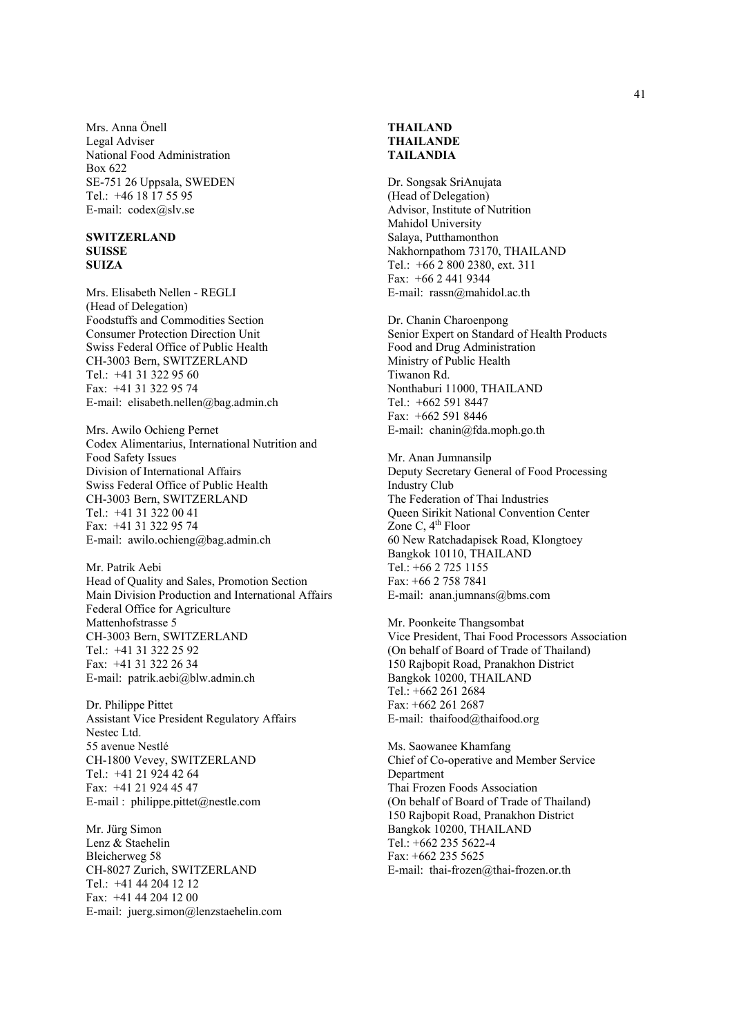Mrs. Anna Önell
Legal Adviser
National Food Administration
Box 622
SE-751 26 Uppsala, SWEDEN
Tel.: +46 18 17 55 95
E-mail: codex@slv.se

**SWITZERLAND**
**SUISSE**
**SUIZA**

Mrs. Elisabeth Nellen - REGLI
(Head of Delegation)
Foodstuffs and Commodities Section
Consumer Protection Direction Unit
Swiss Federal Office of Public Health
CH-3003 Bern, SWITZERLAND
Tel.: +41 31 322 95 60
Fax: +41 31 322 95 74
E-mail: elisabeth.nellen@bag.admin.ch

Mrs. Awilo Ochieng Pernet
Codex Alimentarius, International Nutrition and Food Safety Issues
Division of International Affairs
Swiss Federal Office of Public Health
CH-3003 Bern, SWITZERLAND
Tel.: +41 31 322 00 41
Fax: +41 31 322 95 74
E-mail: awilo.ochieng@bag.admin.ch

Mr. Patrik Aebi
Head of Quality and Sales, Promotion Section
Main Division Production and International Affairs
Federal Office for Agriculture
Mattenhofstrasse 5
CH-3003 Bern, SWITZERLAND
Tel.: +41 31 322 25 92
Fax: +41 31 322 26 34
E-mail: patrik.aebi@blw.admin.ch

Dr. Philippe Pittet
Assistant Vice President Regulatory Affairs
Nestec Ltd.
55 avenue Nestlé
CH-1800 Vevey, SWITZERLAND
Tel.: +41 21 924 42 64
Fax: +41 21 924 45 47
E-mail : philippe.pittet@nestle.com

Mr. Jürg Simon
Lenz & Staehelin
Bleicherweg 58
CH-8027 Zurich, SWITZERLAND
Tel.: +41 44 204 12 12
Fax: +41 44 204 12 00
E-mail: juerg.simon@lenzstaehelin.com

**THAILAND**
**THAILANDE**
**TAILANDIA**

Dr. Songsak SriAnujata
(Head of Delegation)
Advisor, Institute of Nutrition
Mahidol University
Salaya, Putthamonthon
Nakhornpathom 73170, THAILAND
Tel.: +66 2 800 2380, ext. 311
Fax: +66 2 441 9344
E-mail: rassn@mahidol.ac.th

Dr. Chanin Charoenpong
Senior Expert on Standard of Health Products
Food and Drug Administration
Ministry of Public Health
Tiwanon Rd.
Nonthaburi 11000, THAILAND
Tel.: +662 591 8447
Fax: +662 591 8446
E-mail: chanin@fda.moph.go.th

Mr. Anan Jumnansilp
Deputy Secretary General of Food Processing Industry Club
The Federation of Thai Industries
Queen Sirikit National Convention Center
Zone C, 4th Floor
60 New Ratchadapisek Road, Klongtoey
Bangkok 10110, THAILAND
Tel.: +66 2 725 1155
Fax: +66 2 758 7841
E-mail: anan.jumnans@bms.com

Mr. Poonkeite Thangsombat
Vice President, Thai Food Processors Association
(On behalf of Board of Trade of Thailand)
150 Rajbopit Road, Pranakhon District
Bangkok 10200, THAILAND
Tel.: +662 261 2684
Fax: +662 261 2687
E-mail: thaifood@thaifood.org

Ms. Saowanee Khamfang
Chief of Co-operative and Member Service Department
Thai Frozen Foods Association
(On behalf of Board of Trade of Thailand)
150 Rajbopit Road, Pranakhon District
Bangkok 10200, THAILAND
Tel.: +662 235 5622-4
Fax: +662 235 5625
E-mail: thai-frozen@thai-frozen.or.th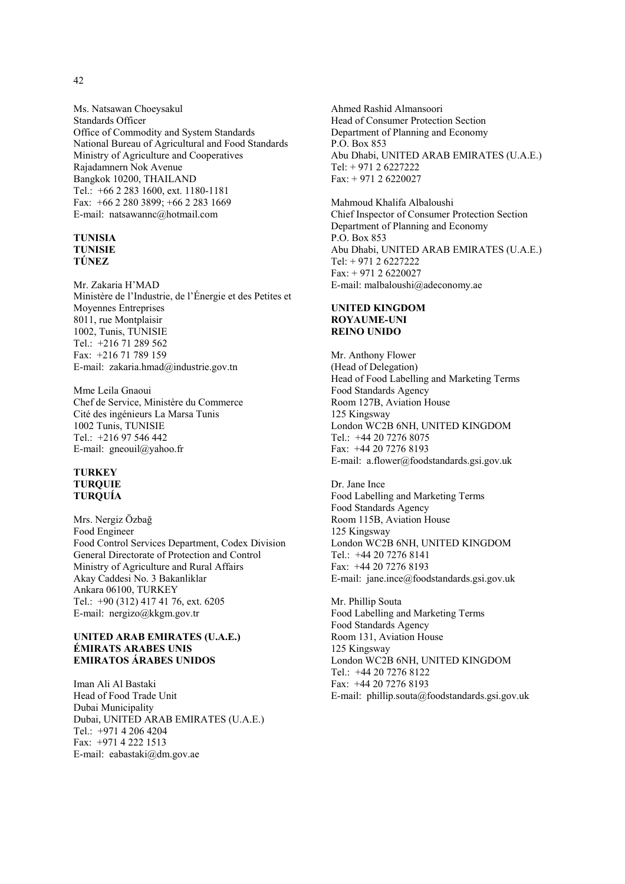Ms. Natsawan Choeysakul
Standards Officer
Office of Commodity and System Standards
National Bureau of Agricultural and Food Standards
Ministry of Agriculture and Cooperatives
Rajadamnern Nok Avenue
Bangkok 10200, THAILAND
Tel.: +66 2 283 1600, ext. 1180-1181
Fax: +66 2 280 3899; +66 2 283 1669
E-mail: natsawannc@hotmail.com

**TUNISIA**
**TUNISIE**
**TÚNEZ**

Mr. Zakaria H'MAD
Ministère de l'Industrie, de l'Énergie et des Petites et Moyennes Entreprises
8011, rue Montplaisir
1002, Tunis, TUNISIE
Tel.: +216 71 289 562
Fax: +216 71 789 159
E-mail: zakaria.hmad@industrie.gov.tn

Mme Leila Gnaoui
Chef de Service, Ministère du Commerce
Cité des ingénieurs La Marsa Tunis
1002 Tunis, TUNISIE
Tel.: +216 97 546 442
E-mail: gneouil@yahoo.fr

**TURKEY**
**TURQUIE**
**TURQUÍA**

Mrs. Nergiz Özbağ
Food Engineer
Food Control Services Department, Codex Division
General Directorate of Protection and Control
Ministry of Agriculture and Rural Affairs
Akay Caddesi No. 3 Bakanliklar
Ankara 06100, TURKEY
Tel.: +90 (312) 417 41 76, ext. 6205
E-mail: nergizo@kkgm.gov.tr

**UNITED ARAB EMIRATES (U.A.E.)**
**ÉMIRATS ARABES UNIS**
**EMIRATOS ÁRABES UNIDOS**

Iman Ali Al Bastaki
Head of Food Trade Unit
Dubai Municipality
Dubai, UNITED ARAB EMIRATES (U.A.E.)
Tel.: +971 4 206 4204
Fax: +971 4 222 1513
E-mail: eabastaki@dm.gov.ae

Ahmed Rashid Almansoori
Head of Consumer Protection Section
Department of Planning and Economy
P.O. Box 853
Abu Dhabi, UNITED ARAB EMIRATES (U.A.E.)
Tel: + 971 2 6227222
Fax: + 971 2 6220027

Mahmoud Khalifa Albaloushi
Chief Inspector of Consumer Protection Section
Department of Planning and Economy
P.O. Box 853
Abu Dhabi, UNITED ARAB EMIRATES (U.A.E.)
Tel: + 971 2 6227222
Fax: + 971 2 6220027
E-mail: malbaloushi@adeconomy.ae

**UNITED KINGDOM**
**ROYAUME-UNI**
**REINO UNIDO**

Mr. Anthony Flower
(Head of Delegation)
Head of Food Labelling and Marketing Terms
Food Standards Agency
Room 127B, Aviation House
125 Kingsway
London WC2B 6NH, UNITED KINGDOM
Tel.: +44 20 7276 8075
Fax: +44 20 7276 8193
E-mail: a.flower@foodstandards.gsi.gov.uk

Dr. Jane Ince
Food Labelling and Marketing Terms
Food Standards Agency
Room 115B, Aviation House
125 Kingsway
London WC2B 6NH, UNITED KINGDOM
Tel.: +44 20 7276 8141
Fax: +44 20 7276 8193
E-mail: jane.ince@foodstandards.gsi.gov.uk

Mr. Phillip Souta
Food Labelling and Marketing Terms
Food Standards Agency
Room 131, Aviation House
125 Kingsway
London WC2B 6NH, UNITED KINGDOM
Tel.: +44 20 7276 8122
Fax: +44 20 7276 8193
E-mail: phillip.souta@foodstandards.gsi.gov.uk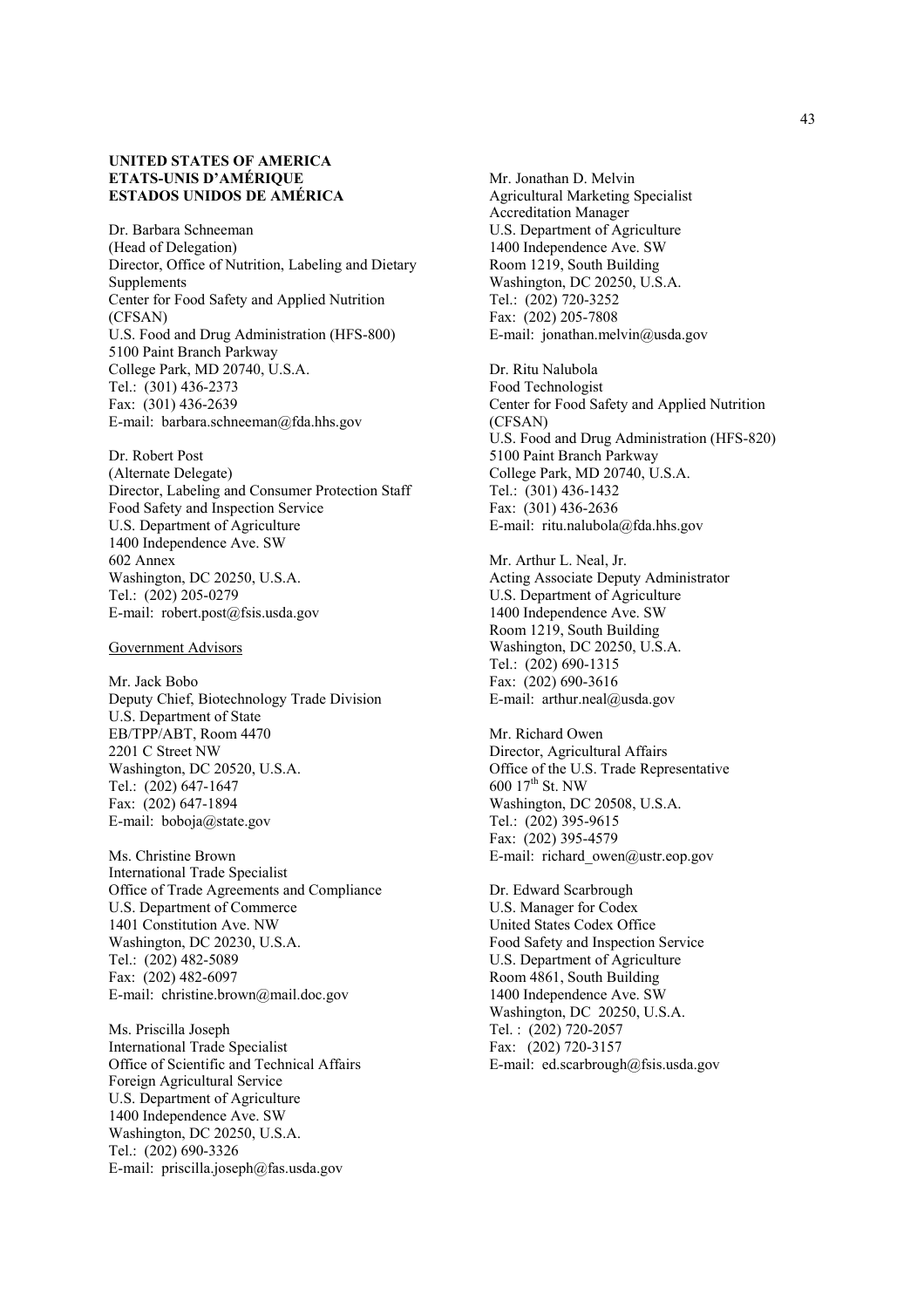**UNITED STATES OF AMERICA**
**ETATS-UNIS D'AMÉRIQUE**
**ESTADOS UNIDOS DE AMÉRICA**

Dr. Barbara Schneeman
(Head of Delegation)
Director, Office of Nutrition, Labeling and Dietary Supplements
Center for Food Safety and Applied Nutrition (CFSAN)
U.S. Food and Drug Administration (HFS-800)
5100 Paint Branch Parkway
College Park, MD 20740, U.S.A.
Tel.: (301) 436-2373
Fax: (301) 436-2639
E-mail: barbara.schneeman@fda.hhs.gov

Dr. Robert Post
(Alternate Delegate)
Director, Labeling and Consumer Protection Staff
Food Safety and Inspection Service
U.S. Department of Agriculture
1400 Independence Ave. SW
602 Annex
Washington, DC 20250, U.S.A.
Tel.: (202) 205-0279
E-mail: robert.post@fsis.usda.gov

Government Advisors

Mr. Jack Bobo
Deputy Chief, Biotechnology Trade Division
U.S. Department of State
EB/TPP/ABT, Room 4470
2201 C Street NW
Washington, DC 20520, U.S.A.
Tel.: (202) 647-1647
Fax: (202) 647-1894
E-mail: boboja@state.gov

Ms. Christine Brown
International Trade Specialist
Office of Trade Agreements and Compliance
U.S. Department of Commerce
1401 Constitution Ave. NW
Washington, DC 20230, U.S.A.
Tel.: (202) 482-5089
Fax: (202) 482-6097
E-mail: christine.brown@mail.doc.gov

Ms. Priscilla Joseph
International Trade Specialist
Office of Scientific and Technical Affairs
Foreign Agricultural Service
U.S. Department of Agriculture
1400 Independence Ave. SW
Washington, DC 20250, U.S.A.
Tel.: (202) 690-3326
E-mail: priscilla.joseph@fas.usda.gov

Mr. Jonathan D. Melvin
Agricultural Marketing Specialist
Accreditation Manager
U.S. Department of Agriculture
1400 Independence Ave. SW
Room 1219, South Building
Washington, DC 20250, U.S.A.
Tel.: (202) 720-3252
Fax: (202) 205-7808
E-mail: jonathan.melvin@usda.gov

Dr. Ritu Nalubola
Food Technologist
Center for Food Safety and Applied Nutrition (CFSAN)
U.S. Food and Drug Administration (HFS-820)
5100 Paint Branch Parkway
College Park, MD 20740, U.S.A.
Tel.: (301) 436-1432
Fax: (301) 436-2636
E-mail: ritu.nalubola@fda.hhs.gov

Mr. Arthur L. Neal, Jr.
Acting Associate Deputy Administrator
U.S. Department of Agriculture
1400 Independence Ave. SW
Room 1219, South Building
Washington, DC 20250, U.S.A.
Tel.: (202) 690-1315
Fax: (202) 690-3616
E-mail: arthur.neal@usda.gov

Mr. Richard Owen
Director, Agricultural Affairs
Office of the U.S. Trade Representative
600 17th St. NW
Washington, DC 20508, U.S.A.
Tel.: (202) 395-9615
Fax: (202) 395-4579
E-mail: richard_owen@ustr.eop.gov

Dr. Edward Scarbrough
U.S. Manager for Codex
United States Codex Office
Food Safety and Inspection Service
U.S. Department of Agriculture
Room 4861, South Building
1400 Independence Ave. SW
Washington, DC 20250, U.S.A.
Tel. : (202) 720-2057
Fax: (202) 720-3157
E-mail: ed.scarbrough@fsis.usda.gov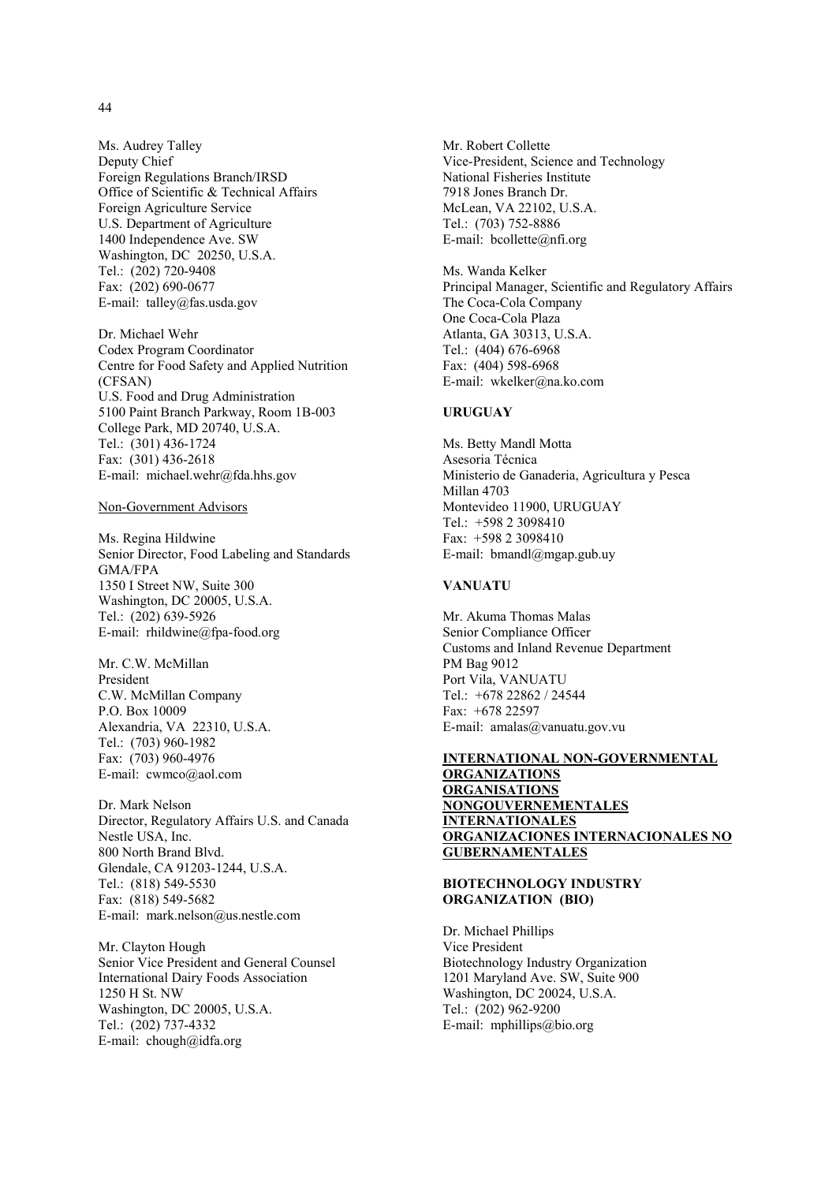Ms. Audrey Talley
Deputy Chief
Foreign Regulations Branch/IRSD
Office of Scientific & Technical Affairs
Foreign Agriculture Service
U.S. Department of Agriculture
1400 Independence Ave. SW
Washington, DC 20250, U.S.A.
Tel.: (202) 720-9408
Fax: (202) 690-0677
E-mail: talley@fas.usda.gov

Dr. Michael Wehr
Codex Program Coordinator
Centre for Food Safety and Applied Nutrition (CFSAN)
U.S. Food and Drug Administration
5100 Paint Branch Parkway, Room 1B-003
College Park, MD 20740, U.S.A.
Tel.: (301) 436-1724
Fax: (301) 436-2618
E-mail: michael.wehr@fda.hhs.gov

<u>Non-Government Advisors</u>

Ms. Regina Hildwine
Senior Director, Food Labeling and Standards
GMA/FPA
1350 I Street NW, Suite 300
Washington, DC 20005, U.S.A.
Tel.: (202) 639-5926
E-mail: rhildwine@fpa-food.org

Mr. C.W. McMillan
President
C.W. McMillan Company
P.O. Box 10009
Alexandria, VA 22310, U.S.A.
Tel.: (703) 960-1982
Fax: (703) 960-4976
E-mail: cwmco@aol.com

Dr. Mark Nelson
Director, Regulatory Affairs U.S. and Canada
Nestle USA, Inc.
800 North Brand Blvd.
Glendale, CA 91203-1244, U.S.A.
Tel.: (818) 549-5530
Fax: (818) 549-5682
E-mail: mark.nelson@us.nestle.com

Mr. Clayton Hough
Senior Vice President and General Counsel
International Dairy Foods Association
1250 H St. NW
Washington, DC 20005, U.S.A.
Tel.: (202) 737-4332
E-mail: chough@idfa.org

Mr. Robert Collette
Vice-President, Science and Technology
National Fisheries Institute
7918 Jones Branch Dr.
McLean, VA 22102, U.S.A.
Tel.: (703) 752-8886
E-mail: bcollette@nfi.org

Ms. Wanda Kelker
Principal Manager, Scientific and Regulatory Affairs
The Coca-Cola Company
One Coca-Cola Plaza
Atlanta, GA 30313, U.S.A.
Tel.: (404) 676-6968
Fax: (404) 598-6968
E-mail: wkelker@na.ko.com

**URUGUAY**

Ms. Betty Mandl Motta
Asesoria Técnica
Ministerio de Ganaderia, Agricultura y Pesca
Millan 4703
Montevideo 11900, URUGUAY
Tel.: +598 2 3098410
Fax: +598 2 3098410
E-mail: bmandl@mgap.gub.uy

**VANUATU**

Mr. Akuma Thomas Malas
Senior Compliance Officer
Customs and Inland Revenue Department
PM Bag 9012
Port Vila, VANUATU
Tel.: +678 22862 / 24544
Fax: +678 22597
E-mail: amalas@vanuatu.gov.vu

**<u>INTERNATIONAL NON-GOVERNMENTAL ORGANIZATIONS</u>**
**<u>ORGANISATIONS NONGOUVERNEMENTALES INTERNATIONALES</u>**
**<u>ORGANIZACIONES INTERNACIONALES NO GUBERNAMENTALES</u>**

**BIOTECHNOLOGY INDUSTRY ORGANIZATION (BIO)**

Dr. Michael Phillips
Vice President
Biotechnology Industry Organization
1201 Maryland Ave. SW, Suite 900
Washington, DC 20024, U.S.A.
Tel.: (202) 962-9200
E-mail: mphillips@bio.org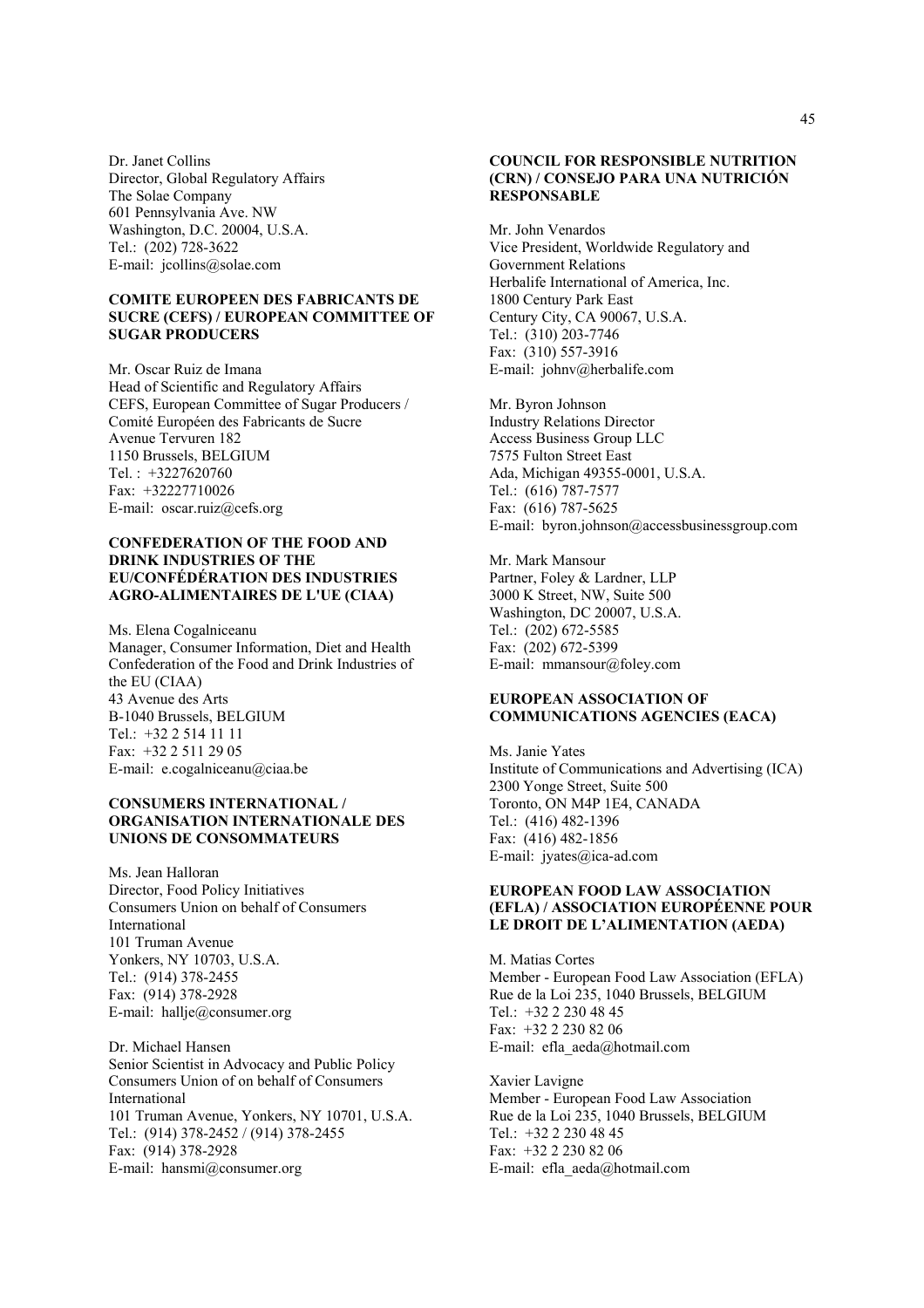Dr. Janet Collins
Director, Global Regulatory Affairs
The Solae Company
601 Pennsylvania Ave. NW
Washington, D.C. 20004, U.S.A.
Tel.: (202) 728-3622
E-mail: jcollins@solae.com

**COMITE EUROPEEN DES FABRICANTS DE SUCRE (CEFS) / EUROPEAN COMMITTEE OF SUGAR PRODUCERS**

Mr. Oscar Ruiz de Imana
Head of Scientific and Regulatory Affairs
CEFS, European Committee of Sugar Producers / Comité Européen des Fabricants de Sucre
Avenue Tervuren 182
1150 Brussels, BELGIUM
Tel. : +3227620760
Fax: +32227710026
E-mail: oscar.ruiz@cefs.org

**CONFEDERATION OF THE FOOD AND DRINK INDUSTRIES OF THE EU/CONFÉDÉRATION DES INDUSTRIES AGRO-ALIMENTAIRES DE L'UE (CIAA)**

Ms. Elena Cogalniceanu
Manager, Consumer Information, Diet and Health
Confederation of the Food and Drink Industries of the EU (CIAA)
43 Avenue des Arts
B-1040 Brussels, BELGIUM
Tel.: +32 2 514 11 11
Fax: +32 2 511 29 05
E-mail: e.cogalniceanu@ciaa.be

**CONSUMERS INTERNATIONAL / ORGANISATION INTERNATIONALE DES UNIONS DE CONSOMMATEURS**

Ms. Jean Halloran
Director, Food Policy Initiatives
Consumers Union on behalf of Consumers International
101 Truman Avenue
Yonkers, NY 10703, U.S.A.
Tel.: (914) 378-2455
Fax: (914) 378-2928
E-mail: hallje@consumer.org

Dr. Michael Hansen
Senior Scientist in Advocacy and Public Policy
Consumers Union of on behalf of Consumers International
101 Truman Avenue, Yonkers, NY 10701, U.S.A.
Tel.: (914) 378-2452 / (914) 378-2455
Fax: (914) 378-2928
E-mail: hansmi@consumer.org

**COUNCIL FOR RESPONSIBLE NUTRITION (CRN) / CONSEJO PARA UNA NUTRICIÓN RESPONSABLE**

Mr. John Venardos
Vice President, Worldwide Regulatory and Government Relations
Herbalife International of America, Inc.
1800 Century Park East
Century City, CA 90067, U.S.A.
Tel.: (310) 203-7746
Fax: (310) 557-3916
E-mail: johnv@herbalife.com

Mr. Byron Johnson
Industry Relations Director
Access Business Group LLC
7575 Fulton Street East
Ada, Michigan 49355-0001, U.S.A.
Tel.: (616) 787-7577
Fax: (616) 787-5625
E-mail: byron.johnson@accessbusinessgroup.com

Mr. Mark Mansour
Partner, Foley & Lardner, LLP
3000 K Street, NW, Suite 500
Washington, DC 20007, U.S.A.
Tel.: (202) 672-5585
Fax: (202) 672-5399
E-mail: mmansour@foley.com

**EUROPEAN ASSOCIATION OF COMMUNICATIONS AGENCIES (EACA)**

Ms. Janie Yates
Institute of Communications and Advertising (ICA)
2300 Yonge Street, Suite 500
Toronto, ON M4P 1E4, CANADA
Tel.: (416) 482-1396
Fax: (416) 482-1856
E-mail: jyates@ica-ad.com

**EUROPEAN FOOD LAW ASSOCIATION (EFLA) / ASSOCIATION EUROPÉENNE POUR LE DROIT DE L'ALIMENTATION (AEDA)**

M. Matias Cortes
Member - European Food Law Association (EFLA)
Rue de la Loi 235, 1040 Brussels, BELGIUM
Tel.: +32 2 230 48 45
Fax: +32 2 230 82 06
E-mail: efla_aeda@hotmail.com

Xavier Lavigne
Member - European Food Law Association
Rue de la Loi 235, 1040 Brussels, BELGIUM
Tel.: +32 2 230 48 45
Fax: +32 2 230 82 06
E-mail: efla_aeda@hotmail.com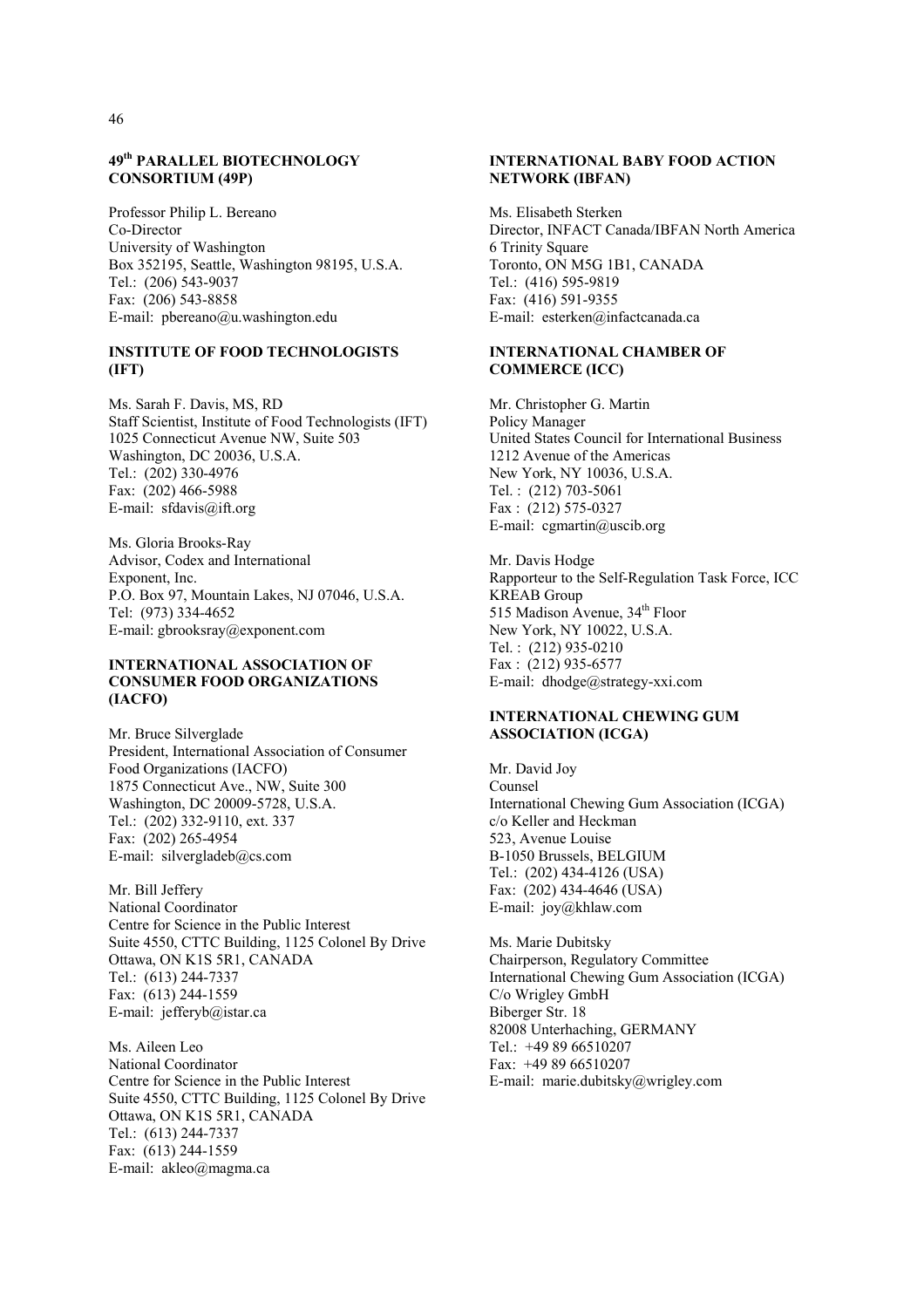**49th PARALLEL BIOTECHNOLOGY CONSORTIUM (49P)**

Professor Philip L. Bereano
Co-Director
University of Washington
Box 352195, Seattle, Washington 98195, U.S.A.
Tel.: (206) 543-9037
Fax: (206) 543-8858
E-mail: pbereano@u.washington.edu

**INSTITUTE OF FOOD TECHNOLOGISTS (IFT)**

Ms. Sarah F. Davis, MS, RD
Staff Scientist, Institute of Food Technologists (IFT)
1025 Connecticut Avenue NW, Suite 503
Washington, DC 20036, U.S.A.
Tel.: (202) 330-4976
Fax: (202) 466-5988
E-mail: sfdavis@ift.org

Ms. Gloria Brooks-Ray
Advisor, Codex and International
Exponent, Inc.
P.O. Box 97, Mountain Lakes, NJ 07046, U.S.A.
Tel: (973) 334-4652
E-mail: gbrooksray@exponent.com

**INTERNATIONAL ASSOCIATION OF CONSUMER FOOD ORGANIZATIONS (IACFO)**

Mr. Bruce Silverglade
President, International Association of Consumer Food Organizations (IACFO)
1875 Connecticut Ave., NW, Suite 300
Washington, DC 20009-5728, U.S.A.
Tel.: (202) 332-9110, ext. 337
Fax: (202) 265-4954
E-mail: silvergladeb@cs.com

Mr. Bill Jeffery
National Coordinator
Centre for Science in the Public Interest
Suite 4550, CTTC Building, 1125 Colonel By Drive
Ottawa, ON K1S 5R1, CANADA
Tel.: (613) 244-7337
Fax: (613) 244-1559
E-mail: jefferyb@istar.ca

Ms. Aileen Leo
National Coordinator
Centre for Science in the Public Interest
Suite 4550, CTTC Building, 1125 Colonel By Drive
Ottawa, ON K1S 5R1, CANADA
Tel.: (613) 244-7337
Fax: (613) 244-1559
E-mail: akleo@magma.ca

**INTERNATIONAL BABY FOOD ACTION NETWORK (IBFAN)**

Ms. Elisabeth Sterken
Director, INFACT Canada/IBFAN North America
6 Trinity Square
Toronto, ON M5G 1B1, CANADA
Tel.: (416) 595-9819
Fax: (416) 591-9355
E-mail: esterken@infactcanada.ca

**INTERNATIONAL CHAMBER OF COMMERCE (ICC)**

Mr. Christopher G. Martin
Policy Manager
United States Council for International Business
1212 Avenue of the Americas
New York, NY 10036, U.S.A.
Tel. : (212) 703-5061
Fax : (212) 575-0327
E-mail: cgmartin@uscib.org

Mr. Davis Hodge
Rapporteur to the Self-Regulation Task Force, ICC
KREAB Group
515 Madison Avenue, 34th Floor
New York, NY 10022, U.S.A.
Tel. : (212) 935-0210
Fax : (212) 935-6577
E-mail: dhodge@strategy-xxi.com

**INTERNATIONAL CHEWING GUM ASSOCIATION (ICGA)**

Mr. David Joy
Counsel
International Chewing Gum Association (ICGA)
c/o Keller and Heckman
523, Avenue Louise
B-1050 Brussels, BELGIUM
Tel.: (202) 434-4126 (USA)
Fax: (202) 434-4646 (USA)
E-mail: joy@khlaw.com

Ms. Marie Dubitsky
Chairperson, Regulatory Committee
International Chewing Gum Association (ICGA)
C/o Wrigley GmbH
Biberger Str. 18
82008 Unterhaching, GERMANY
Tel.: +49 89 66510207
Fax: +49 89 66510207
E-mail: marie.dubitsky@wrigley.com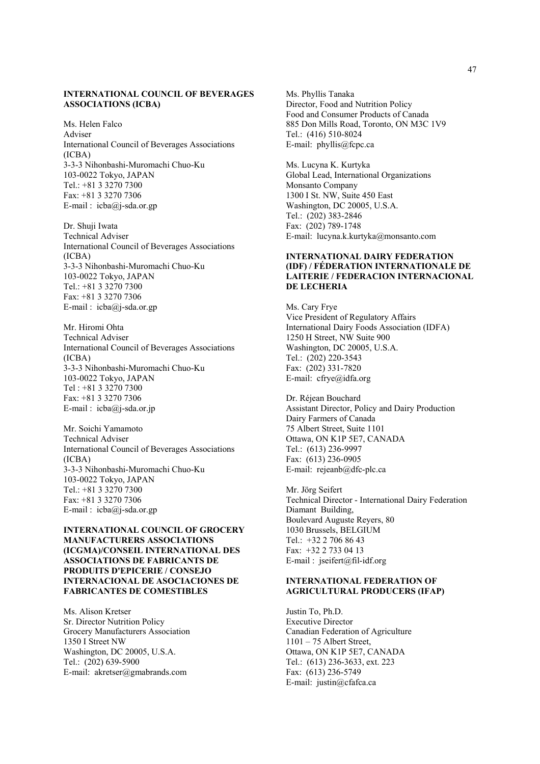**INTERNATIONAL COUNCIL OF BEVERAGES ASSOCIATIONS (ICBA)**

Ms. Helen Falco
Adviser
International Council of Beverages Associations (ICBA)
3-3-3 Nihonbashi-Muromachi Chuo-Ku
103-0022 Tokyo, JAPAN
Tel.: +81 3 3270 7300
Fax: +81 3 3270 7306
E-mail : icba@j-sda.or.gp

Dr. Shuji Iwata
Technical Adviser
International Council of Beverages Associations (ICBA)
3-3-3 Nihonbashi-Muromachi Chuo-Ku
103-0022 Tokyo, JAPAN
Tel.: +81 3 3270 7300
Fax: +81 3 3270 7306
E-mail : icba@j-sda.or.gp

Mr. Hiromi Ohta
Technical Adviser
International Council of Beverages Associations (ICBA)
3-3-3 Nihonbashi-Muromachi Chuo-Ku
103-0022 Tokyo, JAPAN
Tel : +81 3 3270 7300
Fax: +81 3 3270 7306
E-mail : icba@j-sda.or.jp

Mr. Soichi Yamamoto
Technical Adviser
International Council of Beverages Associations (ICBA)
3-3-3 Nihonbashi-Muromachi Chuo-Ku
103-0022 Tokyo, JAPAN
Tel.: +81 3 3270 7300
Fax: +81 3 3270 7306
E-mail : icba@j-sda.or.gp

**INTERNATIONAL COUNCIL OF GROCERY MANUFACTURERS ASSOCIATIONS (ICGMA)/CONSEIL INTERNATIONAL DES ASSOCIATIONS DE FABRICANTS DE PRODUITS D'EPICERIE / CONSEJO INTERNACIONAL DE ASOCIACIONES DE FABRICANTES DE COMESTIBLES**

Ms. Alison Kretser
Sr. Director Nutrition Policy
Grocery Manufacturers Association
1350 I Street NW
Washington, DC 20005, U.S.A.
Tel.: (202) 639-5900
E-mail: akretser@gmabrands.com

Ms. Phyllis Tanaka
Director, Food and Nutrition Policy
Food and Consumer Products of Canada
885 Don Mills Road, Toronto, ON M3C 1V9
Tel.: (416) 510-8024
E-mail: phyllis@fcpc.ca

Ms. Lucyna K. Kurtyka
Global Lead, International Organizations
Monsanto Company
1300 I St. NW, Suite 450 East
Washington, DC 20005, U.S.A.
Tel.: (202) 383-2846
Fax: (202) 789-1748
E-mail: lucyna.k.kurtyka@monsanto.com

**INTERNATIONAL DAIRY FEDERATION (IDF) / FÉDERATION INTERNATIONALE DE LAITERIE / FEDERACION INTERNACIONAL DE LECHERIA**

Ms. Cary Frye
Vice President of Regulatory Affairs
International Dairy Foods Association (IDFA)
1250 H Street, NW Suite 900
Washington, DC 20005, U.S.A.
Tel.: (202) 220-3543
Fax: (202) 331-7820
E-mail: cfrye@idfa.org

Dr. Réjean Bouchard
Assistant Director, Policy and Dairy Production
Dairy Farmers of Canada
75 Albert Street, Suite 1101
Ottawa, ON K1P 5E7, CANADA
Tel.: (613) 236-9997
Fax: (613) 236-0905
E-mail: rejeanb@dfc-plc.ca

Mr. Jörg Seifert
Technical Director - International Dairy Federation
Diamant Building,
Boulevard Auguste Reyers, 80
1030 Brussels, BELGIUM
Tel.: +32 2 706 86 43
Fax: +32 2 733 04 13
E-mail : jseifert@fil-idf.org

**INTERNATIONAL FEDERATION OF AGRICULTURAL PRODUCERS (IFAP)**

Justin To, Ph.D.
Executive Director
Canadian Federation of Agriculture
1101 – 75 Albert Street,
Ottawa, ON K1P 5E7, CANADA
Tel.: (613) 236-3633, ext. 223
Fax: (613) 236-5749
E-mail: justin@cfafca.ca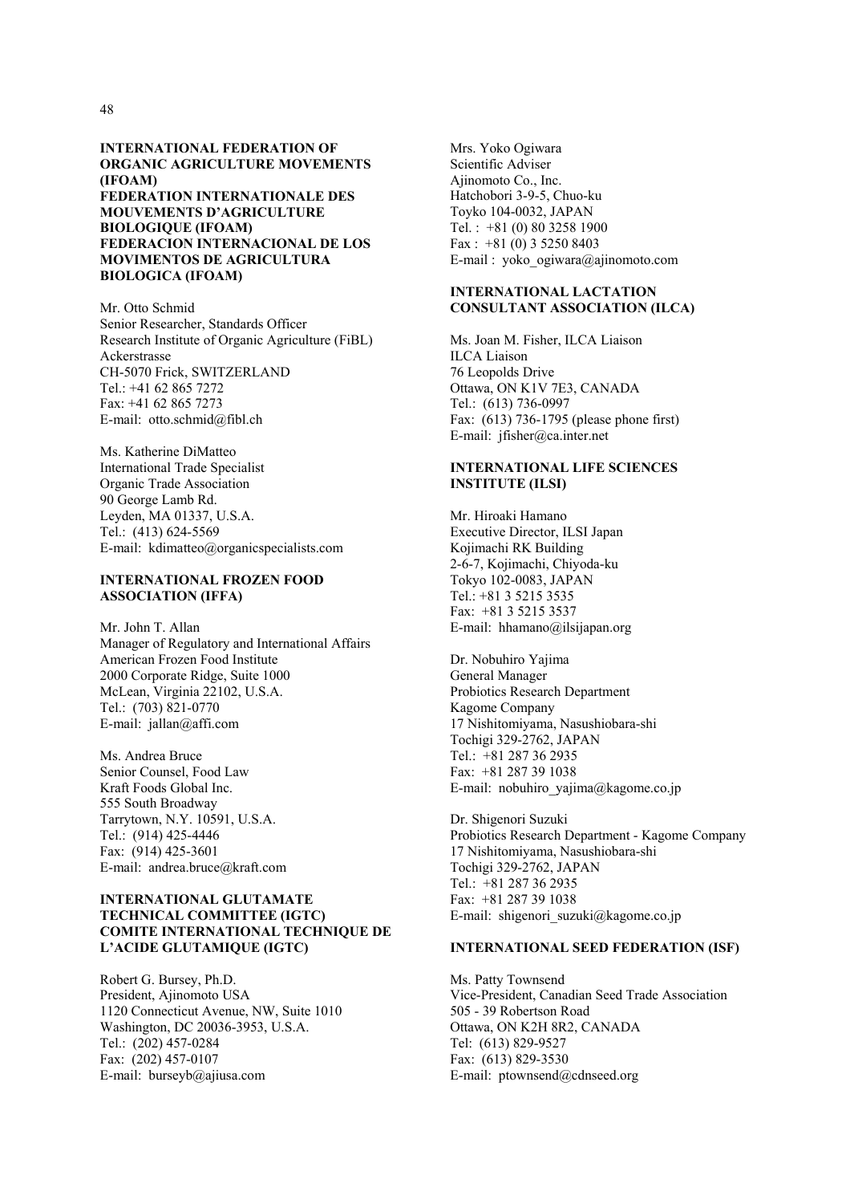**INTERNATIONAL FEDERATION OF ORGANIC AGRICULTURE MOVEMENTS (IFOAM)**
**FEDERATION INTERNATIONALE DES MOUVEMENTS D'AGRICULTURE BIOLOGIQUE (IFOAM)**
**FEDERACION INTERNACIONAL DE LOS MOVIMENTOS DE AGRICULTURA BIOLOGICA (IFOAM)**

Mr. Otto Schmid
Senior Researcher, Standards Officer
Research Institute of Organic Agriculture (FiBL)
Ackerstrasse
CH-5070 Frick, SWITZERLAND
Tel.: +41 62 865 7272
Fax: +41 62 865 7273
E-mail: otto.schmid@fibl.ch

Ms. Katherine DiMatteo
International Trade Specialist
Organic Trade Association
90 George Lamb Rd.
Leyden, MA 01337, U.S.A.
Tel.: (413) 624-5569
E-mail: kdimatteo@organicspecialists.com

**INTERNATIONAL FROZEN FOOD ASSOCIATION (IFFA)**

Mr. John T. Allan
Manager of Regulatory and International Affairs
American Frozen Food Institute
2000 Corporate Ridge, Suite 1000
McLean, Virginia 22102, U.S.A.
Tel.: (703) 821-0770
E-mail: jallan@affi.com

Ms. Andrea Bruce
Senior Counsel, Food Law
Kraft Foods Global Inc.
555 South Broadway
Tarrytown, N.Y. 10591, U.S.A.
Tel.: (914) 425-4446
Fax: (914) 425-3601
E-mail: andrea.bruce@kraft.com

**INTERNATIONAL GLUTAMATE TECHNICAL COMMITTEE (IGTC)**
**COMITE INTERNATIONAL TECHNIQUE DE L'ACIDE GLUTAMIQUE (IGTC)**

Robert G. Bursey, Ph.D.
President, Ajinomoto USA
1120 Connecticut Avenue, NW, Suite 1010
Washington, DC 20036-3953, U.S.A.
Tel.: (202) 457-0284
Fax: (202) 457-0107
E-mail: burseyb@ajiusa.com

Mrs. Yoko Ogiwara
Scientific Adviser
Ajinomoto Co., Inc.
Hatchobori 3-9-5, Chuo-ku
Toyko 104-0032, JAPAN
Tel. : +81 (0) 80 3258 1900
Fax : +81 (0) 3 5250 8403
E-mail : yoko_ogiwara@ajinomoto.com

**INTERNATIONAL LACTATION CONSULTANT ASSOCIATION (ILCA)**

Ms. Joan M. Fisher, ILCA Liaison
ILCA Liaison
76 Leopolds Drive
Ottawa, ON K1V 7E3, CANADA
Tel.: (613) 736-0997
Fax: (613) 736-1795 (please phone first)
E-mail: jfisher@ca.inter.net

**INTERNATIONAL LIFE SCIENCES INSTITUTE (ILSI)**

Mr. Hiroaki Hamano
Executive Director, ILSI Japan
Kojimachi RK Building
2-6-7, Kojimachi, Chiyoda-ku
Tokyo 102-0083, JAPAN
Tel.: +81 3 5215 3535
Fax: +81 3 5215 3537
E-mail: hhamano@ilsijapan.org

Dr. Nobuhiro Yajima
General Manager
Probiotics Research Department
Kagome Company
17 Nishitomiyama, Nasushiobara-shi
Tochigi 329-2762, JAPAN
Tel.: +81 287 36 2935
Fax: +81 287 39 1038
E-mail: nobuhiro_yajima@kagome.co.jp

Dr. Shigenori Suzuki
Probiotics Research Department - Kagome Company
17 Nishitomiyama, Nasushiobara-shi
Tochigi 329-2762, JAPAN
Tel.: +81 287 36 2935
Fax: +81 287 39 1038
E-mail: shigenori_suzuki@kagome.co.jp

**INTERNATIONAL SEED FEDERATION (ISF)**

Ms. Patty Townsend
Vice-President, Canadian Seed Trade Association
505 - 39 Robertson Road
Ottawa, ON K2H 8R2, CANADA
Tel: (613) 829-9527
Fax: (613) 829-3530
E-mail: ptownsend@cdnseed.org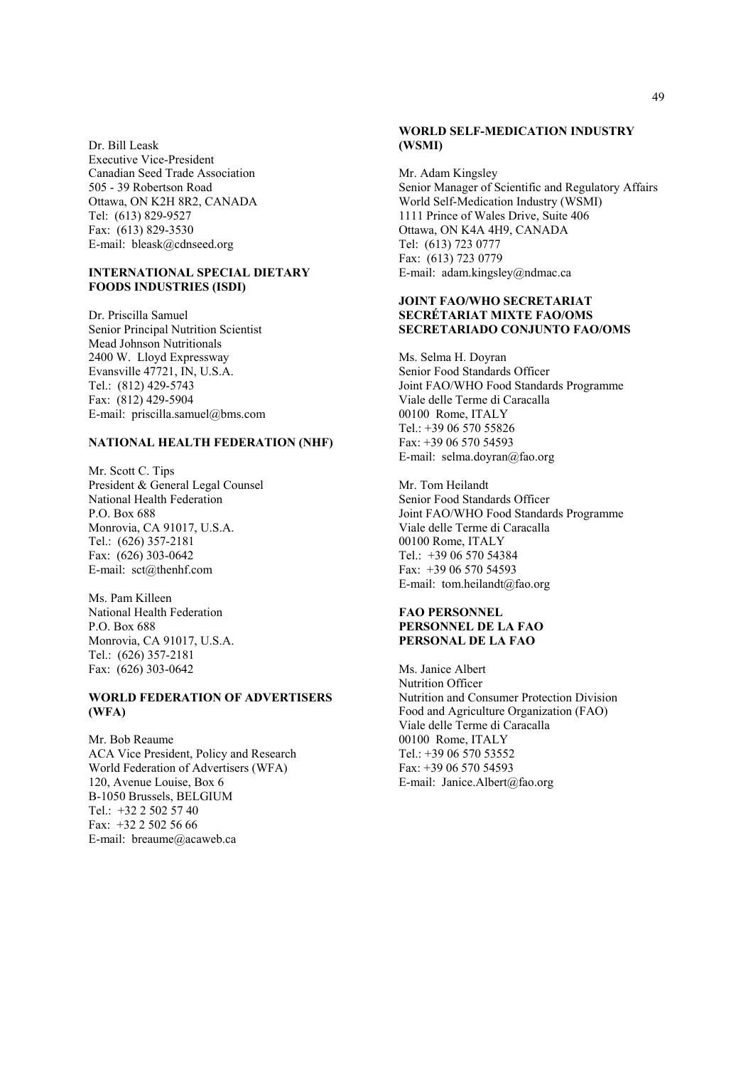Dr. Bill Leask
Executive Vice-President
Canadian Seed Trade Association
505 - 39 Robertson Road
Ottawa, ON K2H 8R2, CANADA
Tel: (613) 829-9527
Fax: (613) 829-3530
E-mail: bleask@cdnseed.org

**INTERNATIONAL SPECIAL DIETARY FOODS INDUSTRIES (ISDI)**

Dr. Priscilla Samuel
Senior Principal Nutrition Scientist
Mead Johnson Nutritionals
2400 W. Lloyd Expressway
Evansville 47721, IN, U.S.A.
Tel.: (812) 429-5743
Fax: (812) 429-5904
E-mail: priscilla.samuel@bms.com

**NATIONAL HEALTH FEDERATION (NHF)**

Mr. Scott C. Tips
President & General Legal Counsel
National Health Federation
P.O. Box 688
Monrovia, CA 91017, U.S.A.
Tel.: (626) 357-2181
Fax: (626) 303-0642
E-mail: sct@thenhf.com

Ms. Pam Killeen
National Health Federation
P.O. Box 688
Monrovia, CA 91017, U.S.A.
Tel.: (626) 357-2181
Fax: (626) 303-0642

**WORLD FEDERATION OF ADVERTISERS (WFA)**

Mr. Bob Reaume
ACA Vice President, Policy and Research
World Federation of Advertisers (WFA)
120, Avenue Louise, Box 6
B-1050 Brussels, BELGIUM
Tel.: +32 2 502 57 40
Fax: +32 2 502 56 66
E-mail: breaume@acaweb.ca

**WORLD SELF-MEDICATION INDUSTRY (WSMI)**

Mr. Adam Kingsley
Senior Manager of Scientific and Regulatory Affairs
World Self-Medication Industry (WSMI)
1111 Prince of Wales Drive, Suite 406
Ottawa, ON K4A 4H9, CANADA
Tel: (613) 723 0777
Fax: (613) 723 0779
E-mail: adam.kingsley@ndmac.ca

**JOINT FAO/WHO SECRETARIAT
SECRÉTARIAT MIXTE FAO/OMS
SECRETARIADO CONJUNTO FAO/OMS**

Ms. Selma H. Doyran
Senior Food Standards Officer
Joint FAO/WHO Food Standards Programme
Viale delle Terme di Caracalla
00100 Rome, ITALY
Tel.: +39 06 570 55826
Fax: +39 06 570 54593
E-mail: selma.doyran@fao.org

Mr. Tom Heilandt
Senior Food Standards Officer
Joint FAO/WHO Food Standards Programme
Viale delle Terme di Caracalla
00100 Rome, ITALY
Tel.: +39 06 570 54384
Fax: +39 06 570 54593
E-mail: tom.heilandt@fao.org

**FAO PERSONNEL
PERSONNEL DE LA FAO
PERSONAL DE LA FAO**

Ms. Janice Albert
Nutrition Officer
Nutrition and Consumer Protection Division
Food and Agriculture Organization (FAO)
Viale delle Terme di Caracalla
00100 Rome, ITALY
Tel.: +39 06 570 53552
Fax: +39 06 570 54593
E-mail: Janice.Albert@fao.org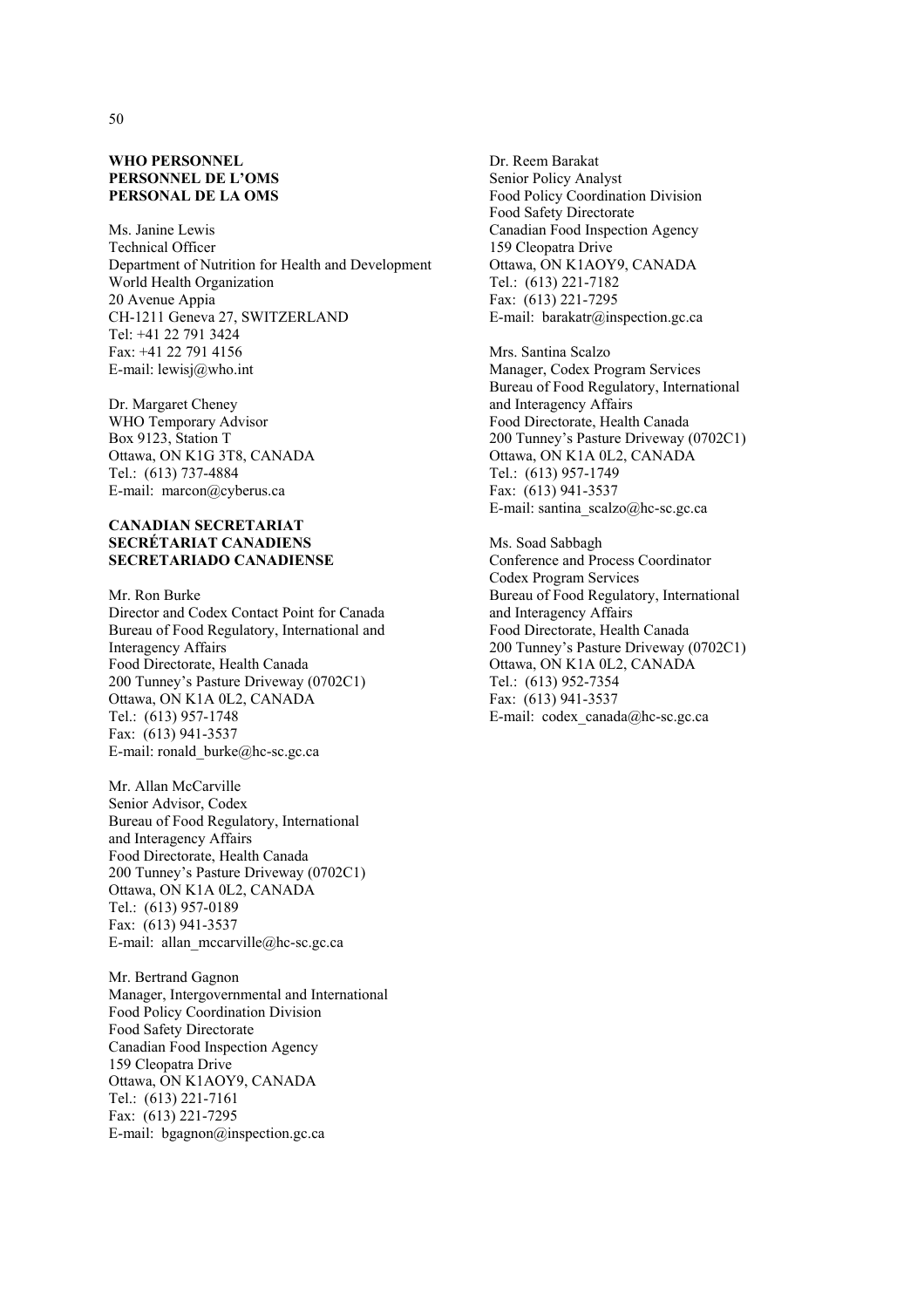**WHO PERSONNEL**
**PERSONNEL DE L'OMS**
**PERSONAL DE LA OMS**

Ms. Janine Lewis
Technical Officer
Department of Nutrition for Health and Development
World Health Organization
20 Avenue Appia
CH-1211 Geneva 27, SWITZERLAND
Tel: +41 22 791 3424
Fax: +41 22 791 4156
E-mail: lewisj@who.int

Dr. Margaret Cheney
WHO Temporary Advisor
Box 9123, Station T
Ottawa, ON K1G 3T8, CANADA
Tel.: (613) 737-4884
E-mail: marcon@cyberus.ca

**CANADIAN SECRETARIAT**
**SECRÉTARIAT CANADIENS**
**SECRETARIADO CANADIENSE**

Mr. Ron Burke
Director and Codex Contact Point for Canada
Bureau of Food Regulatory, International and Interagency Affairs
Food Directorate, Health Canada
200 Tunney's Pasture Driveway (0702C1)
Ottawa, ON K1A 0L2, CANADA
Tel.: (613) 957-1748
Fax: (613) 941-3537
E-mail: ronald_burke@hc-sc.gc.ca

Mr. Allan McCarville
Senior Advisor, Codex
Bureau of Food Regulatory, International and Interagency Affairs
Food Directorate, Health Canada
200 Tunney's Pasture Driveway (0702C1)
Ottawa, ON K1A 0L2, CANADA
Tel.: (613) 957-0189
Fax: (613) 941-3537
E-mail: allan_mccarville@hc-sc.gc.ca

Mr. Bertrand Gagnon
Manager, Intergovernmental and International
Food Policy Coordination Division
Food Safety Directorate
Canadian Food Inspection Agency
159 Cleopatra Drive
Ottawa, ON K1AOY9, CANADA
Tel.: (613) 221-7161
Fax: (613) 221-7295
E-mail: bgagnon@inspection.gc.ca

Dr. Reem Barakat
Senior Policy Analyst
Food Policy Coordination Division
Food Safety Directorate
Canadian Food Inspection Agency
159 Cleopatra Drive
Ottawa, ON K1AOY9, CANADA
Tel.: (613) 221-7182
Fax: (613) 221-7295
E-mail: barakatr@inspection.gc.ca

Mrs. Santina Scalzo
Manager, Codex Program Services
Bureau of Food Regulatory, International and Interagency Affairs
Food Directorate, Health Canada
200 Tunney's Pasture Driveway (0702C1)
Ottawa, ON K1A 0L2, CANADA
Tel.: (613) 957-1749
Fax: (613) 941-3537
E-mail: santina_scalzo@hc-sc.gc.ca

Ms. Soad Sabbagh
Conference and Process Coordinator
Codex Program Services
Bureau of Food Regulatory, International and Interagency Affairs
Food Directorate, Health Canada
200 Tunney's Pasture Driveway (0702C1)
Ottawa, ON K1A 0L2, CANADA
Tel.: (613) 952-7354
Fax: (613) 941-3537
E-mail: codex_canada@hc-sc.gc.ca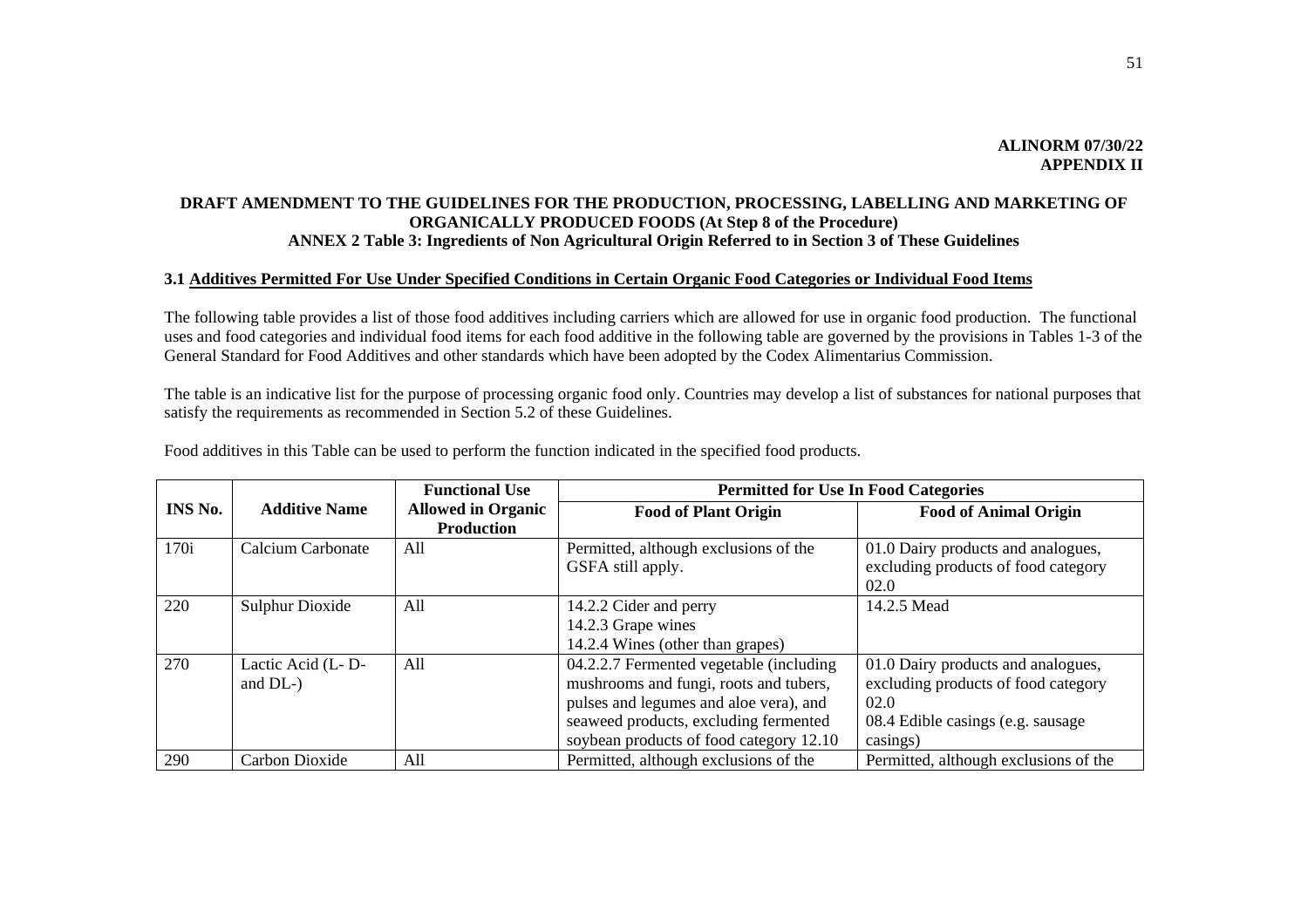**ALINORM 07/30/22**
**APPENDIX II**

**DRAFT AMENDMENT TO THE GUIDELINES FOR THE PRODUCTION, PROCESSING, LABELLING AND MARKETING OF ORGANICALLY PRODUCED FOODS (At Step 8 of the Procedure)**
**ANNEX 2 Table 3: Ingredients of Non Agricultural Origin Referred to in Section 3 of These Guidelines**

**3.1 Additives Permitted For Use Under Specified Conditions in Certain Organic Food Categories or Individual Food Items**

The following table provides a list of those food additives including carriers which are allowed for use in organic food production. The functional uses and food categories and individual food items for each food additive in the following table are governed by the provisions in Tables 1-3 of the General Standard for Food Additives and other standards which have been adopted by the Codex Alimentarius Commission.

The table is an indicative list for the purpose of processing organic food only. Countries may develop a list of substances for national purposes that satisfy the requirements as recommended in Section 5.2 of these Guidelines.

Food additives in this Table can be used to perform the function indicated in the specified food products.

| INS No. | Additive Name | Functional Use Allowed in Organic Production | Permitted for Use In Food Categories | |
|---|---|---|---|---|
| | | | **Food of Plant Origin** | **Food of Animal Origin** |
| 170i | Calcium Carbonate | All | Permitted, although exclusions of the GSFA still apply. | 01.0 Dairy products and analogues, excluding products of food category 02.0 |
| 220 | Sulphur Dioxide | All | 14.2.2 Cider and perry<br>14.2.3 Grape wines<br>14.2.4 Wines (other than grapes) | 14.2.5 Mead |
| 270 | Lactic Acid (L- D- and DL-) | All | 04.2.2.7 Fermented vegetable (including mushrooms and fungi, roots and tubers, pulses and legumes and aloe vera), and seaweed products, excluding fermented soybean products of food category 12.10 | 01.0 Dairy products and analogues, excluding products of food category 02.0<br>08.4 Edible casings (e.g. sausage casings) |
| 290 | Carbon Dioxide | All | Permitted, although exclusions of the | Permitted, although exclusions of the |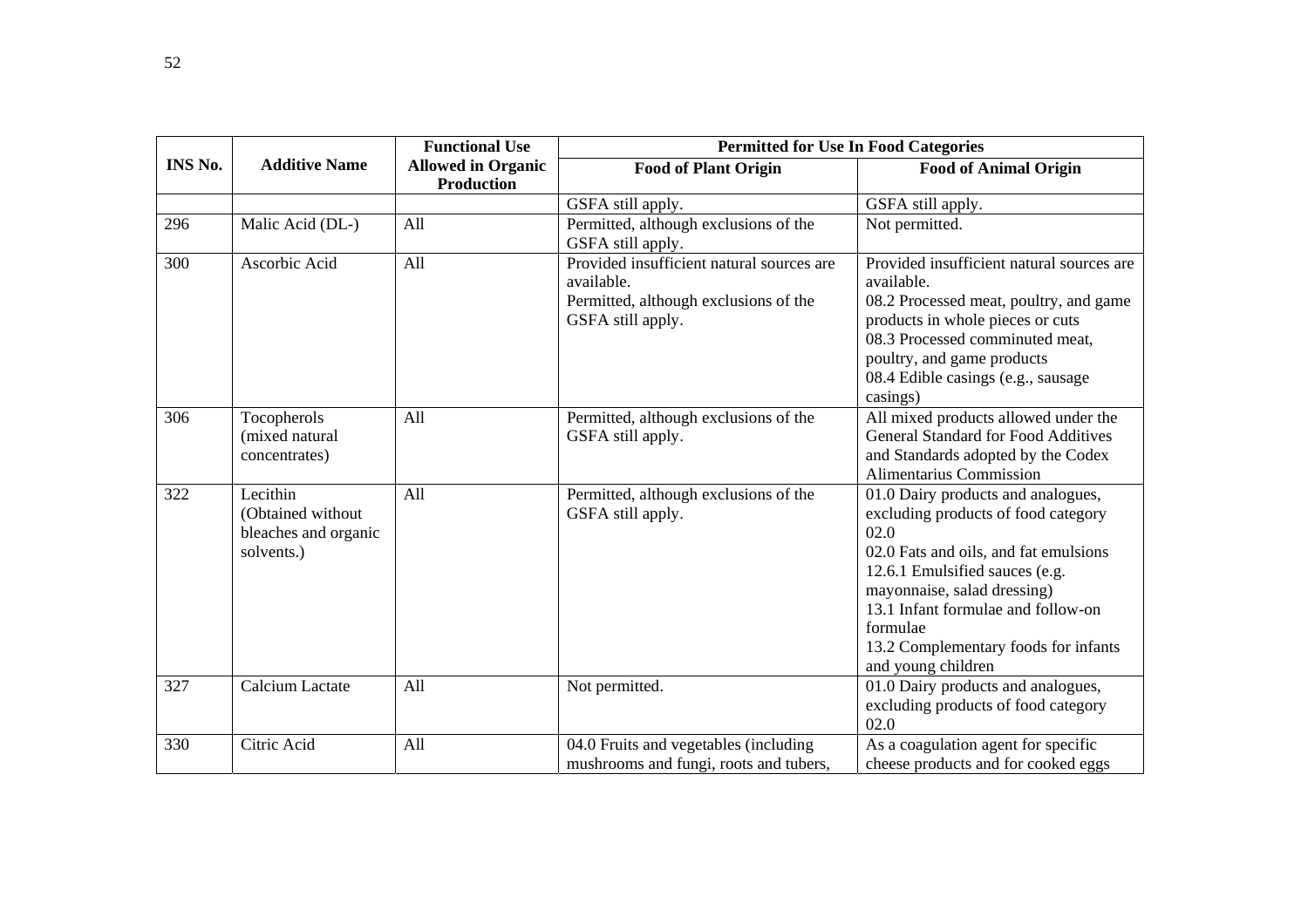| INS No. | Additive Name | Functional Use Allowed in Organic Production | Permitted for Use In Food Categories | |
|---|---|---|---|---|
| | | | **Food of Plant Origin** | **Food of Animal Origin** |
| | | | GSFA still apply. | GSFA still apply. |
| 296 | Malic Acid (DL-) | All | Permitted, although exclusions of the GSFA still apply. | Not permitted. |
| 300 | Ascorbic Acid | All | Provided insufficient natural sources are available.<br>Permitted, although exclusions of the GSFA still apply. | Provided insufficient natural sources are available.<br>08.2 Processed meat, poultry, and game products in whole pieces or cuts<br>08.3 Processed comminuted meat, poultry, and game products<br>08.4 Edible casings (e.g., sausage casings) |
| 306 | Tocopherols (mixed natural concentrates) | All | Permitted, although exclusions of the GSFA still apply. | All mixed products allowed under the General Standard for Food Additives and Standards adopted by the Codex Alimentarius Commission |
| 322 | Lecithin (Obtained without bleaches and organic solvents.) | All | Permitted, although exclusions of the GSFA still apply. | 01.0 Dairy products and analogues, excluding products of food category 02.0<br>02.0 Fats and oils, and fat emulsions<br>12.6.1 Emulsified sauces (e.g. mayonnaise, salad dressing)<br>13.1 Infant formulae and follow-on formulae<br>13.2 Complementary foods for infants and young children |
| 327 | Calcium Lactate | All | Not permitted. | 01.0 Dairy products and analogues, excluding products of food category 02.0 |
| 330 | Citric Acid | All | 04.0 Fruits and vegetables (including mushrooms and fungi, roots and tubers, | As a coagulation agent for specific cheese products and for cooked eggs |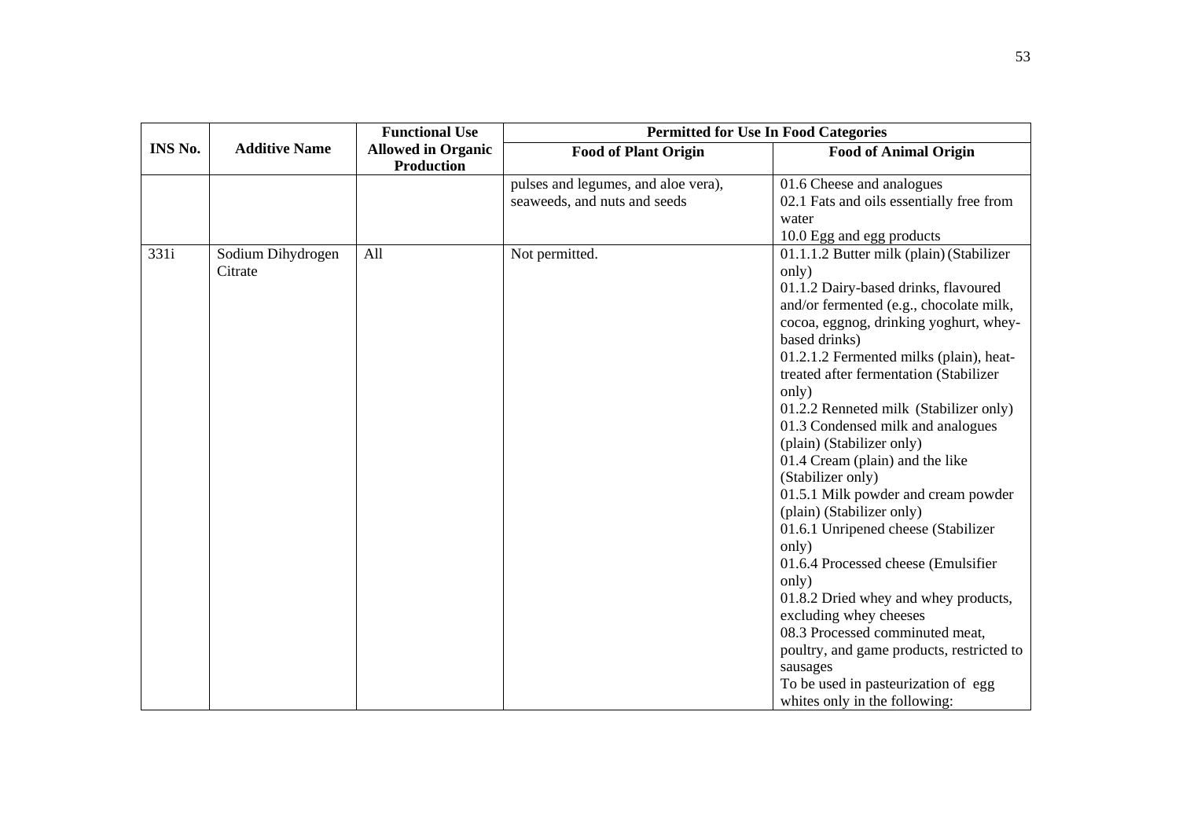| INS No. | Additive Name | Functional Use Allowed in Organic Production | Permitted for Use In Food Categories | |
|---|---|---|---|---|
| | | | Food of Plant Origin | Food of Animal Origin |
| | | | pulses and legumes, and aloe vera), seaweeds, and nuts and seeds | 01.6 Cheese and analogues<br>02.1 Fats and oils essentially free from water<br>10.0 Egg and egg products |
| 331i | Sodium Dihydrogen Citrate | All | Not permitted. | 01.1.1.2 Butter milk (plain) (Stabilizer only)<br>01.1.2 Dairy-based drinks, flavoured and/or fermented (e.g., chocolate milk, cocoa, eggnog, drinking yoghurt, whey-based drinks)<br>01.2.1.2 Fermented milks (plain), heat-treated after fermentation (Stabilizer only)<br>01.2.2 Renneted milk (Stabilizer only)<br>01.3 Condensed milk and analogues (plain) (Stabilizer only)<br>01.4 Cream (plain) and the like (Stabilizer only)<br>01.5.1 Milk powder and cream powder (plain) (Stabilizer only)<br>01.6.1 Unripened cheese (Stabilizer only)<br>01.6.4 Processed cheese (Emulsifier only)<br>01.8.2 Dried whey and whey products, excluding whey cheeses<br>08.3 Processed comminuted meat, poultry, and game products, restricted to sausages<br>To be used in pasteurization of egg whites only in the following: |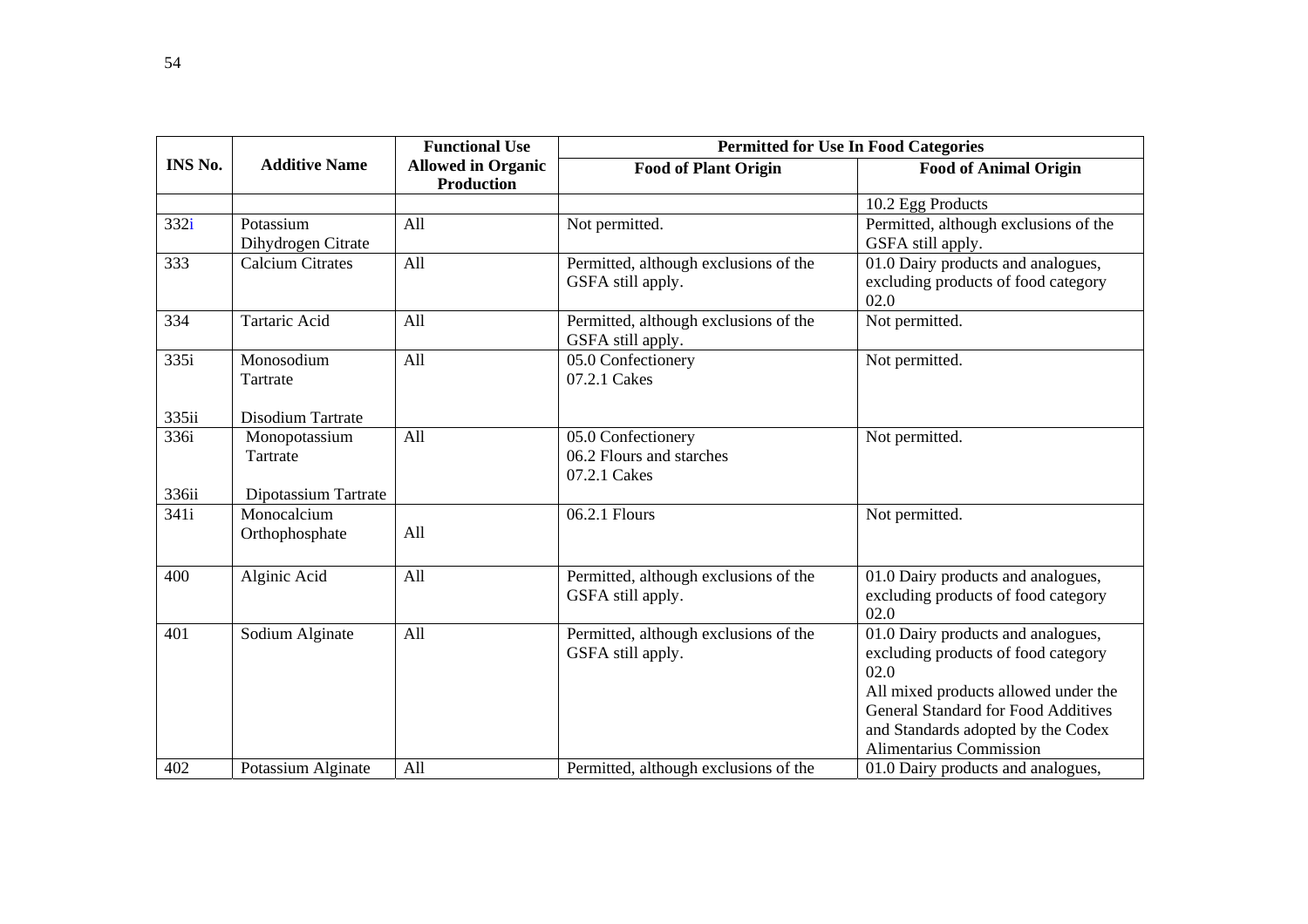| INS No. | Additive Name | Functional Use Allowed in Organic Production | Permitted for Use In Food Categories | |
|---|---|---|---|---|
| | | | Food of Plant Origin | Food of Animal Origin |
| | | | | 10.2 Egg Products |
| 332i | Potassium Dihydrogen Citrate | All | Not permitted. | Permitted, although exclusions of the GSFA still apply. |
| 333 | Calcium Citrates | All | Permitted, although exclusions of the GSFA still apply. | 01.0 Dairy products and analogues, excluding products of food category 02.0 |
| 334 | Tartaric Acid | All | Permitted, although exclusions of the GSFA still apply. | Not permitted. |
| 335i<br><br>335ii | Monosodium Tartrate<br><br>Disodium Tartrate | All | 05.0 Confectionery<br>07.2.1 Cakes | Not permitted. |
| 336i<br><br>336ii | Monopotassium Tartrate<br><br>Dipotassium Tartrate | All | 05.0 Confectionery<br>06.2 Flours and starches<br>07.2.1 Cakes | Not permitted. |
| 341i | Monocalcium Orthophosphate | All | 06.2.1 Flours | Not permitted. |
| 400 | Alginic Acid | All | Permitted, although exclusions of the GSFA still apply. | 01.0 Dairy products and analogues, excluding products of food category 02.0 |
| 401 | Sodium Alginate | All | Permitted, although exclusions of the GSFA still apply. | 01.0 Dairy products and analogues, excluding products of food category 02.0<br>All mixed products allowed under the General Standard for Food Additives and Standards adopted by the Codex Alimentarius Commission |
| 402 | Potassium Alginate | All | Permitted, although exclusions of the | 01.0 Dairy products and analogues, |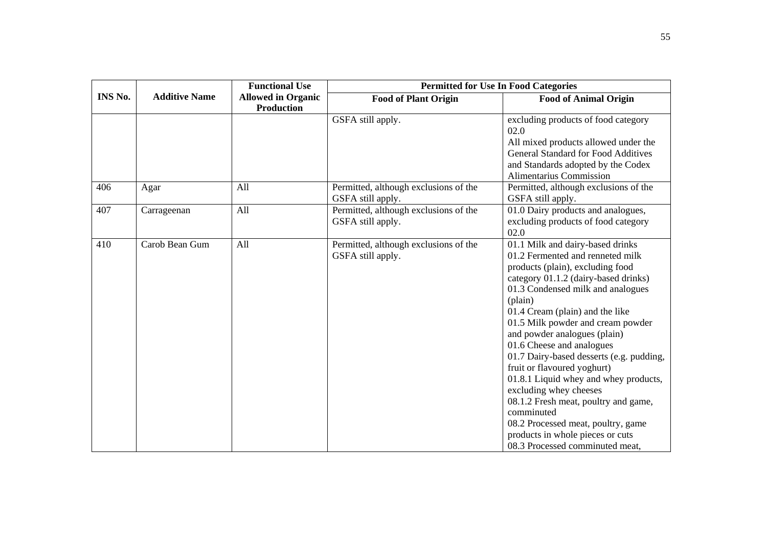| INS No. | Additive Name | Functional Use Allowed in Organic Production | Permitted for Use In Food Categories | |
|---|---|---|---|---|
| | | | Food of Plant Origin | Food of Animal Origin |
| | | | GSFA still apply. | excluding products of food category 02.0<br>All mixed products allowed under the General Standard for Food Additives and Standards adopted by the Codex Alimentarius Commission |
| 406 | Agar | All | Permitted, although exclusions of the GSFA still apply. | Permitted, although exclusions of the GSFA still apply. |
| 407 | Carrageenan | All | Permitted, although exclusions of the GSFA still apply. | 01.0 Dairy products and analogues, excluding products of food category 02.0 |
| 410 | Carob Bean Gum | All | Permitted, although exclusions of the GSFA still apply. | 01.1 Milk and dairy-based drinks<br>01.2 Fermented and renneted milk products (plain), excluding food category 01.1.2 (dairy-based drinks)<br>01.3 Condensed milk and analogues (plain)<br>01.4 Cream (plain) and the like<br>01.5 Milk powder and cream powder and powder analogues (plain)<br>01.6 Cheese and analogues<br>01.7 Dairy-based desserts (e.g. pudding, fruit or flavoured yoghurt)<br>01.8.1 Liquid whey and whey products, excluding whey cheeses<br>08.1.2 Fresh meat, poultry and game, comminuted<br>08.2 Processed meat, poultry, game products in whole pieces or cuts<br>08.3 Processed comminuted meat, |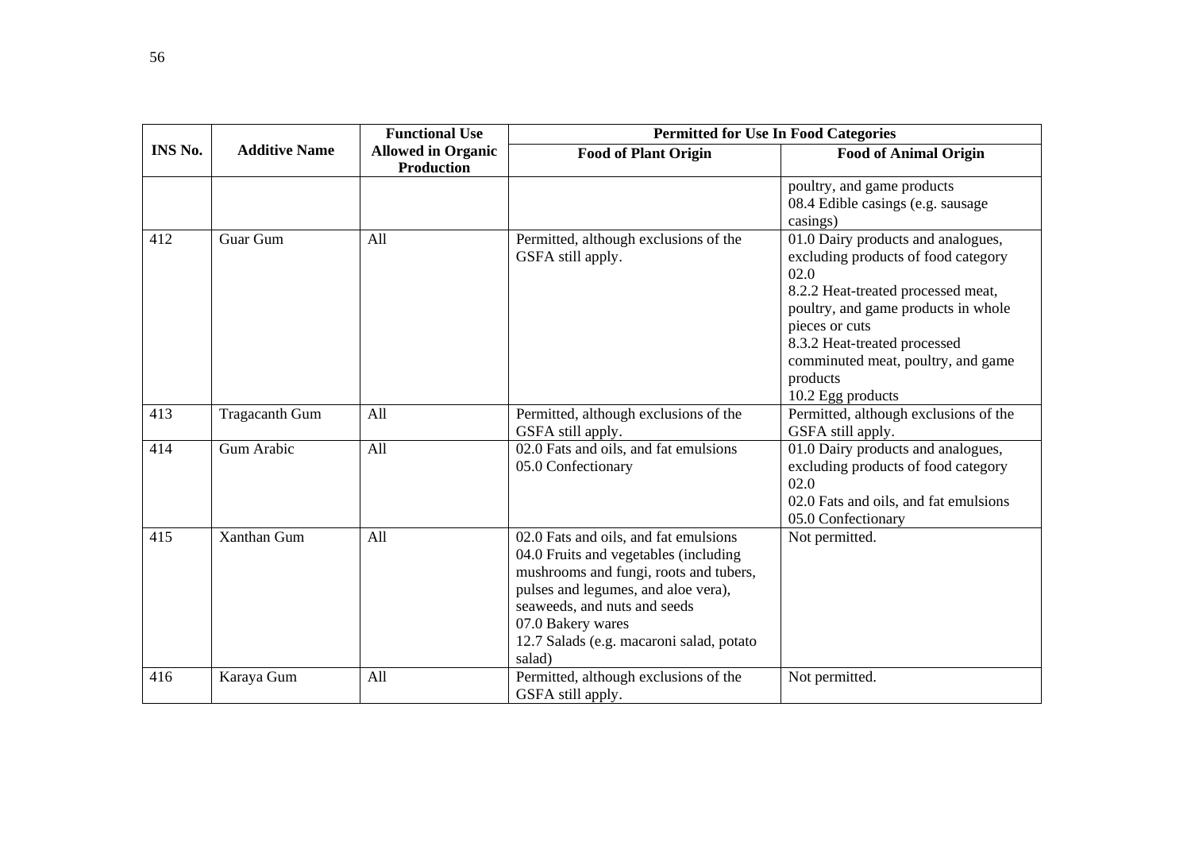| INS No. | Additive Name | Functional Use Allowed in Organic Production | Permitted for Use In Food Categories | |
|---|---|---|---|---|
| | | | Food of Plant Origin | Food of Animal Origin |
| | | | | poultry, and game products<br>08.4 Edible casings (e.g. sausage casings) |
| 412 | Guar Gum | All | Permitted, although exclusions of the GSFA still apply. | 01.0 Dairy products and analogues, excluding products of food category 02.0<br>8.2.2 Heat-treated processed meat, poultry, and game products in whole pieces or cuts<br>8.3.2 Heat-treated processed comminuted meat, poultry, and game products<br>10.2 Egg products |
| 413 | Tragacanth Gum | All | Permitted, although exclusions of the GSFA still apply. | Permitted, although exclusions of the GSFA still apply. |
| 414 | Gum Arabic | All | 02.0 Fats and oils, and fat emulsions<br>05.0 Confectionary | 01.0 Dairy products and analogues, excluding products of food category 02.0<br>02.0 Fats and oils, and fat emulsions<br>05.0 Confectionary |
| 415 | Xanthan Gum | All | 02.0 Fats and oils, and fat emulsions<br>04.0 Fruits and vegetables (including mushrooms and fungi, roots and tubers, pulses and legumes, and aloe vera), seaweeds, and nuts and seeds<br>07.0 Bakery wares<br>12.7 Salads (e.g. macaroni salad, potato salad) | Not permitted. |
| 416 | Karaya Gum | All | Permitted, although exclusions of the GSFA still apply. | Not permitted. |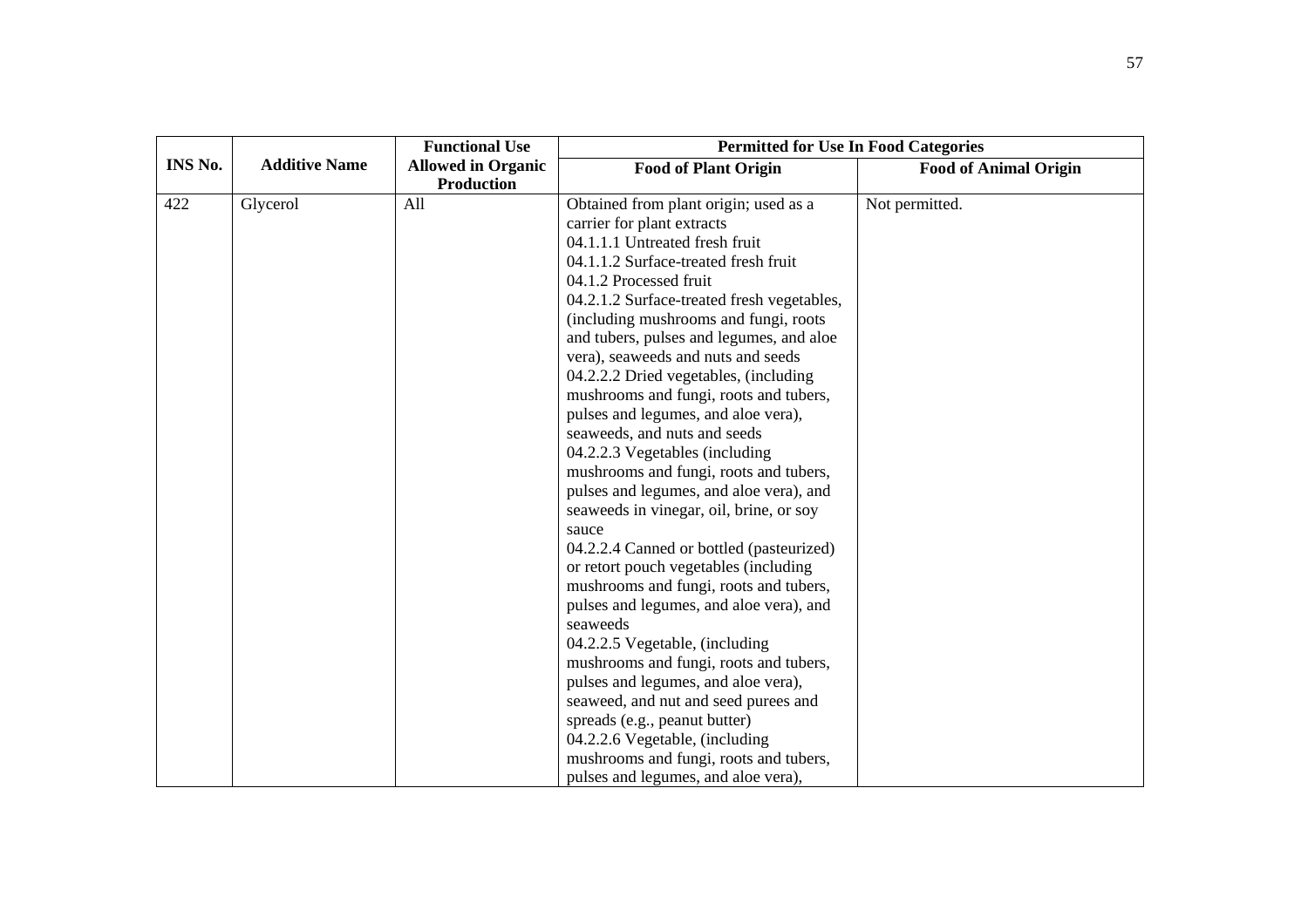| INS No. | Additive Name | Functional Use Allowed in Organic Production | Permitted for Use In Food Categories | |
|---|---|---|---|---|
| | | | Food of Plant Origin | Food of Animal Origin |
| 422 | Glycerol | All | Obtained from plant origin; used as a carrier for plant extracts<br>04.1.1.1 Untreated fresh fruit<br>04.1.1.2 Surface-treated fresh fruit<br>04.1.2 Processed fruit<br>04.2.1.2 Surface-treated fresh vegetables, (including mushrooms and fungi, roots and tubers, pulses and legumes, and aloe vera), seaweeds and nuts and seeds<br>04.2.2.2 Dried vegetables, (including mushrooms and fungi, roots and tubers, pulses and legumes, and aloe vera), seaweeds, and nuts and seeds<br>04.2.2.3 Vegetables (including mushrooms and fungi, roots and tubers, pulses and legumes, and aloe vera), and seaweeds in vinegar, oil, brine, or soy sauce<br>04.2.2.4 Canned or bottled (pasteurized) or retort pouch vegetables (including mushrooms and fungi, roots and tubers, pulses and legumes, and aloe vera), and seaweeds<br>04.2.2.5 Vegetable, (including mushrooms and fungi, roots and tubers, pulses and legumes, and aloe vera), seaweed, and nut and seed purees and spreads (e.g., peanut butter)<br>04.2.2.6 Vegetable, (including mushrooms and fungi, roots and tubers, pulses and legumes, and aloe vera), | Not permitted. |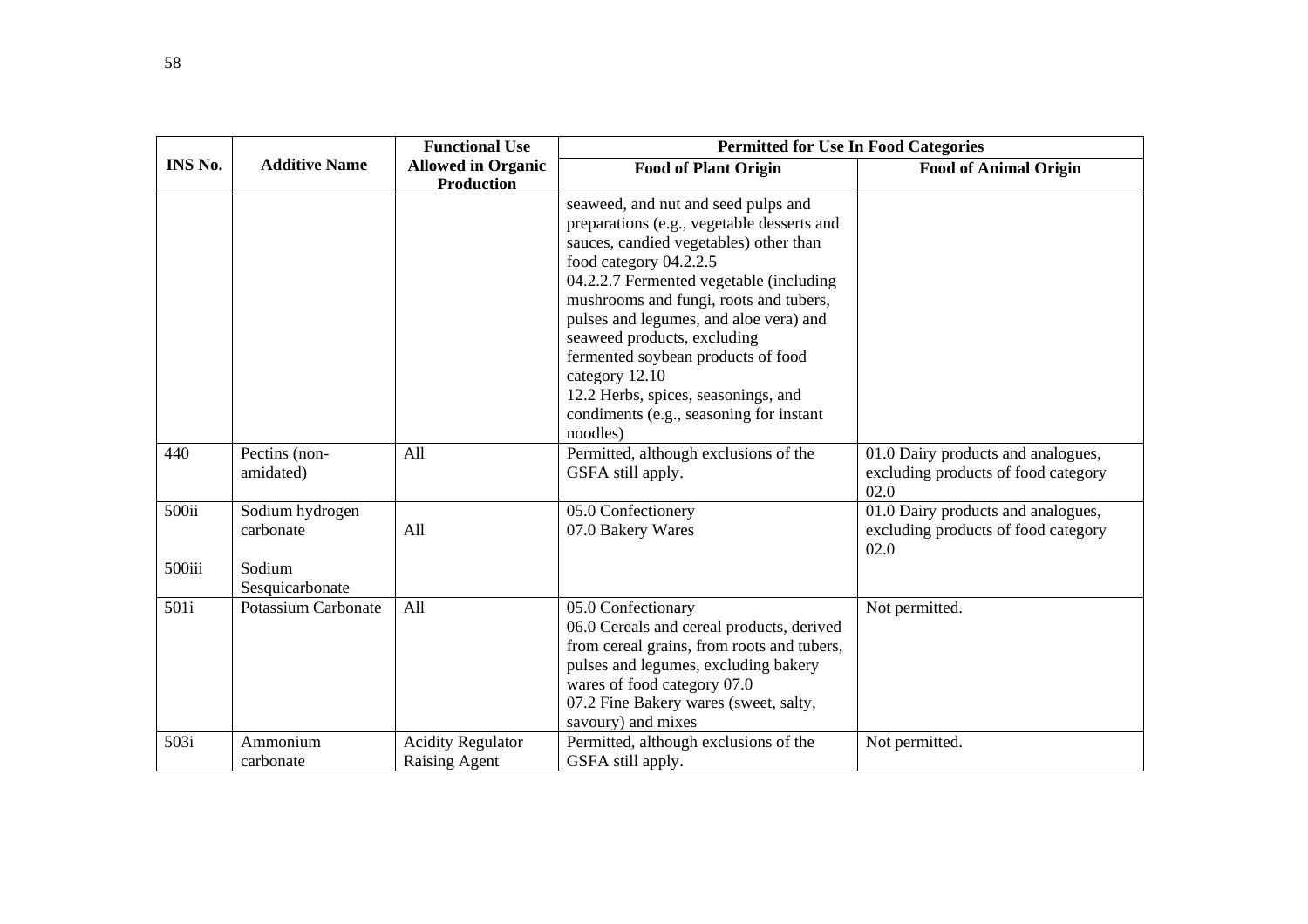| INS No. | Additive Name | Functional Use Allowed in Organic Production | Permitted for Use In Food Categories | |
|---|---|---|---|---|
| | | | Food of Plant Origin | Food of Animal Origin |
| | | | seaweed, and nut and seed pulps and preparations (e.g., vegetable desserts and sauces, candied vegetables) other than food category 04.2.2.5<br>04.2.2.7 Fermented vegetable (including mushrooms and fungi, roots and tubers, pulses and legumes, and aloe vera) and seaweed products, excluding fermented soybean products of food category 12.10<br>12.2 Herbs, spices, seasonings, and condiments (e.g., seasoning for instant noodles) | |
| 440 | Pectins (non-amidated) | All | Permitted, although exclusions of the GSFA still apply. | 01.0 Dairy products and analogues, excluding products of food category 02.0 |
| 500ii<br><br>500iii | Sodium hydrogen carbonate<br><br>Sodium Sesquicarbonate | All | 05.0 Confectionery<br>07.0 Bakery Wares | 01.0 Dairy products and analogues, excluding products of food category 02.0 |
| 501i | Potassium Carbonate | All | 05.0 Confectionary<br>06.0 Cereals and cereal products, derived from cereal grains, from roots and tubers, pulses and legumes, excluding bakery wares of food category 07.0<br>07.2 Fine Bakery wares (sweet, salty, savoury) and mixes | Not permitted. |
| 503i | Ammonium carbonate | Acidity Regulator<br>Raising Agent | Permitted, although exclusions of the GSFA still apply. | Not permitted. |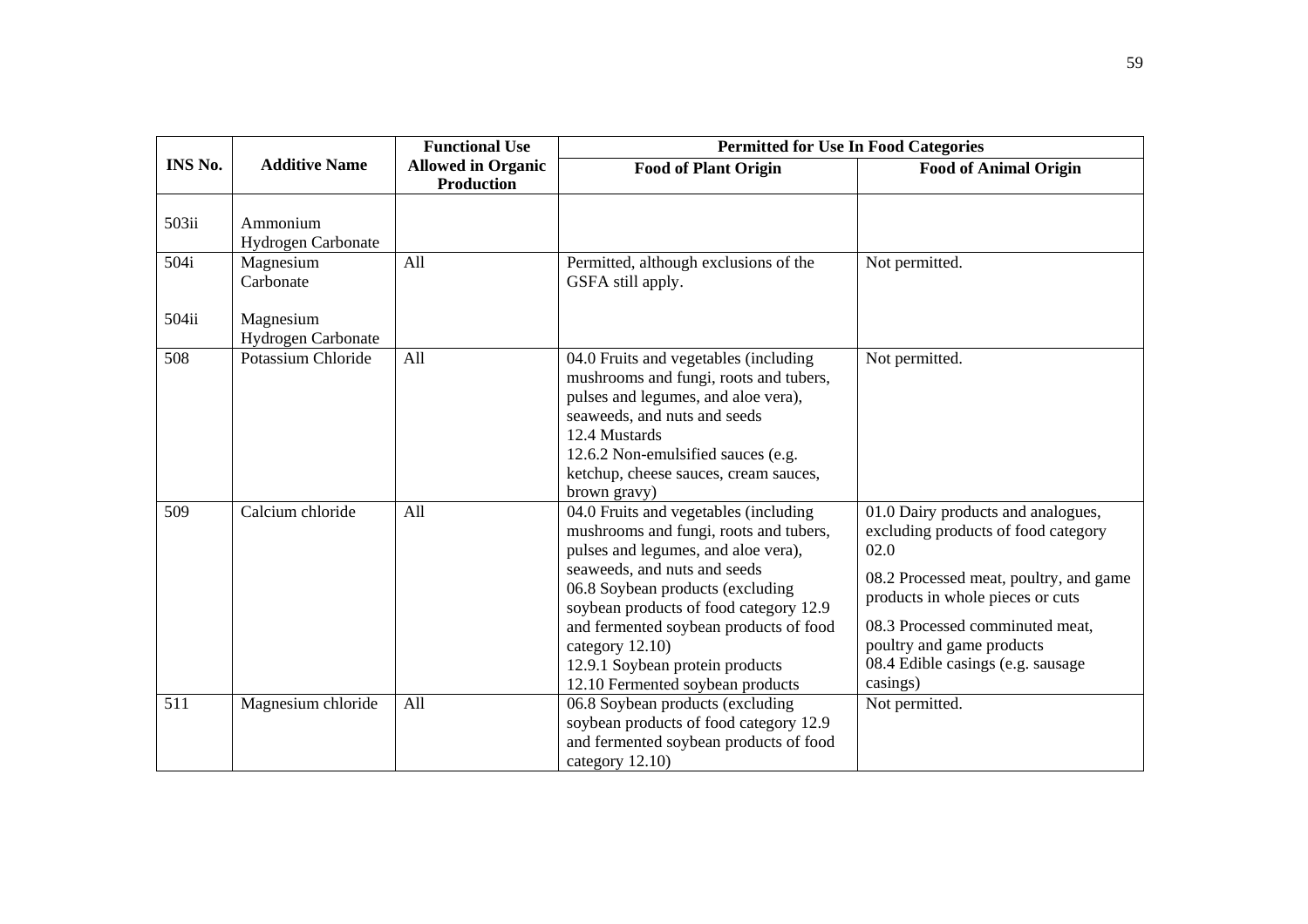| INS No. | Additive Name | Functional Use Allowed in Organic Production | Permitted for Use In Food Categories | |
|---|---|---|---|---|
| | | | Food of Plant Origin | Food of Animal Origin |
| 503ii | Ammonium Hydrogen Carbonate | | | |
| 504i<br><br>504ii | Magnesium Carbonate<br><br>Magnesium Hydrogen Carbonate | All | Permitted, although exclusions of the GSFA still apply. | Not permitted. |
| 508 | Potassium Chloride | All | 04.0 Fruits and vegetables (including mushrooms and fungi, roots and tubers, pulses and legumes, and aloe vera), seaweeds, and nuts and seeds<br>12.4 Mustards<br>12.6.2 Non-emulsified sauces (e.g. ketchup, cheese sauces, cream sauces, brown gravy) | Not permitted. |
| 509 | Calcium chloride | All | 04.0 Fruits and vegetables (including mushrooms and fungi, roots and tubers, pulses and legumes, and aloe vera), seaweeds, and nuts and seeds<br>06.8 Soybean products (excluding soybean products of food category 12.9 and fermented soybean products of food category 12.10)<br>12.9.1 Soybean protein products<br>12.10 Fermented soybean products | 01.0 Dairy products and analogues, excluding products of food category 02.0<br><br>08.2 Processed meat, poultry, and game products in whole pieces or cuts<br><br>08.3 Processed comminuted meat, poultry and game products<br>08.4 Edible casings (e.g. sausage casings) |
| 511 | Magnesium chloride | All | 06.8 Soybean products (excluding soybean products of food category 12.9 and fermented soybean products of food category 12.10) | Not permitted. |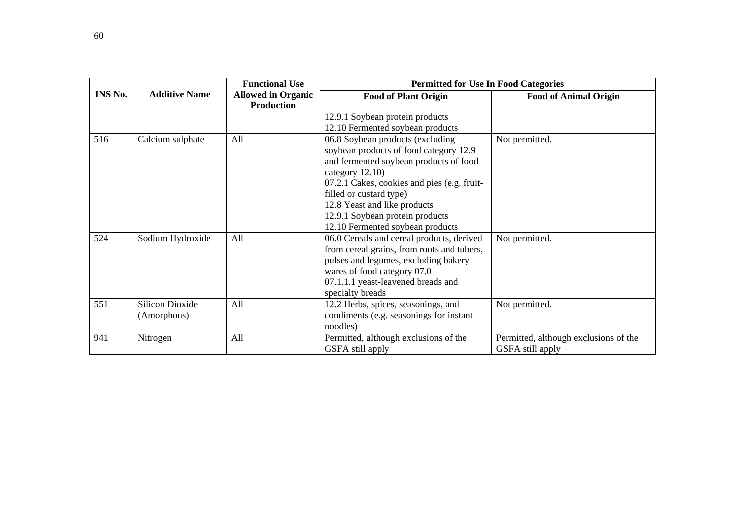| INS No. | Additive Name | Functional Use Allowed in Organic Production | Permitted for Use In Food Categories | |
|---|---|---|---|---|
| | | | Food of Plant Origin | Food of Animal Origin |
| | | | 12.9.1 Soybean protein products<br>12.10 Fermented soybean products | |
| 516 | Calcium sulphate | All | 06.8 Soybean products (excluding soybean products of food category 12.9 and fermented soybean products of food category 12.10)<br>07.2.1 Cakes, cookies and pies (e.g. fruit-filled or custard type)<br>12.8 Yeast and like products<br>12.9.1 Soybean protein products<br>12.10 Fermented soybean products | Not permitted. |
| 524 | Sodium Hydroxide | All | 06.0 Cereals and cereal products, derived from cereal grains, from roots and tubers, pulses and legumes, excluding bakery wares of food category 07.0<br>07.1.1.1 yeast-leavened breads and specialty breads | Not permitted. |
| 551 | Silicon Dioxide (Amorphous) | All | 12.2 Herbs, spices, seasonings, and condiments (e.g. seasonings for instant noodles) | Not permitted. |
| 941 | Nitrogen | All | Permitted, although exclusions of the GSFA still apply | Permitted, although exclusions of the GSFA still apply |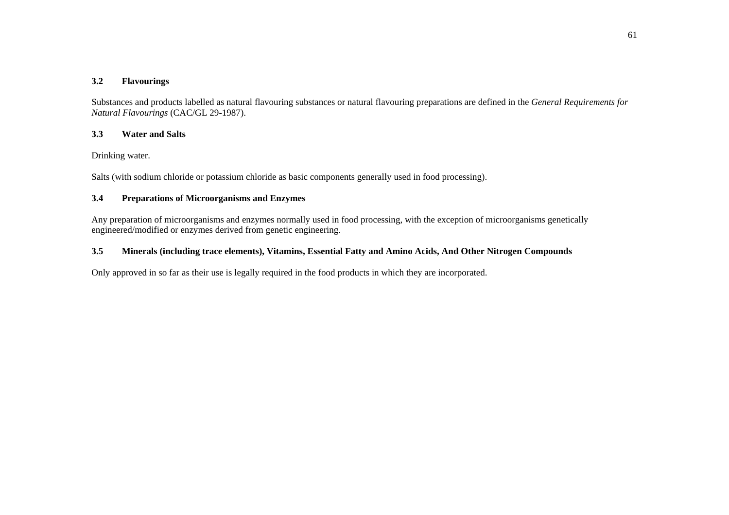### 3.2 Flavourings

Substances and products labelled as natural flavouring substances or natural flavouring preparations are defined in the *General Requirements for Natural Flavourings* (CAC/GL 29-1987).

### 3.3 Water and Salts

Drinking water.

Salts (with sodium chloride or potassium chloride as basic components generally used in food processing).

### 3.4 Preparations of Microorganisms and Enzymes

Any preparation of microorganisms and enzymes normally used in food processing, with the exception of microorganisms genetically engineered/modified or enzymes derived from genetic engineering.

### 3.5 Minerals (including trace elements), Vitamins, Essential Fatty and Amino Acids, And Other Nitrogen Compounds

Only approved in so far as their use is legally required in the food products in which they are incorporated.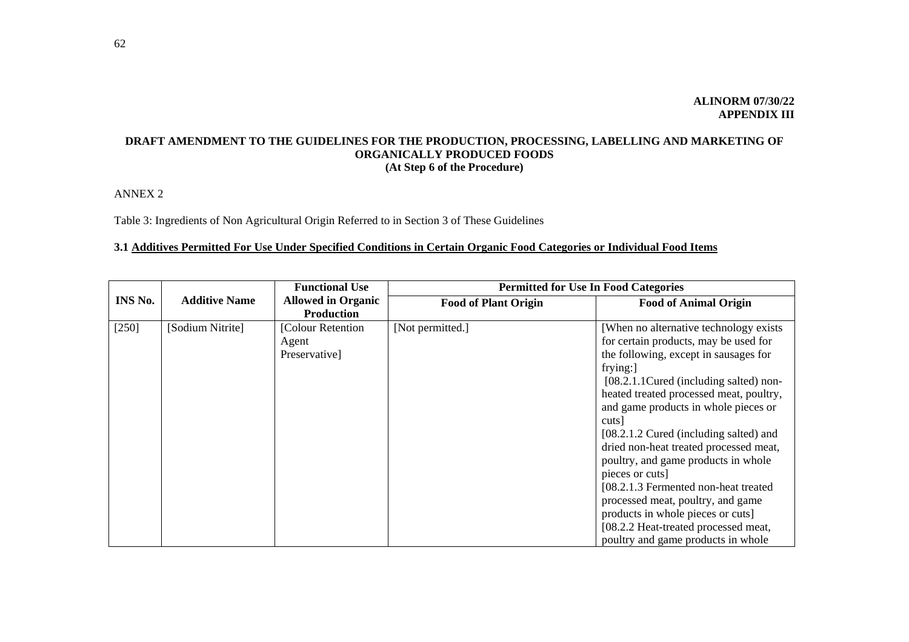**ALINORM 07/30/22**
**APPENDIX III**

**DRAFT AMENDMENT TO THE GUIDELINES FOR THE PRODUCTION, PROCESSING, LABELLING AND MARKETING OF ORGANICALLY PRODUCED FOODS**
**(At Step 6 of the Procedure)**

ANNEX 2

Table 3: Ingredients of Non Agricultural Origin Referred to in Section 3 of These Guidelines

**3.1 Additives Permitted For Use Under Specified Conditions in Certain Organic Food Categories or Individual Food Items**

| INS No. | Additive Name | Functional Use Allowed in Organic Production | Permitted for Use In Food Categories | |
|---|---|---|---|---|
| | | | **Food of Plant Origin** | **Food of Animal Origin** |
| [250] | [Sodium Nitrite] | [Colour Retention Agent Preservative] | [Not permitted.] | [When no alternative technology exists for certain products, may be used for the following, except in sausages for frying:] [08.2.1.1Cured (including salted) non-heated treated processed meat, poultry, and game products in whole pieces or cuts] [08.2.1.2 Cured (including salted) and dried non-heat treated processed meat, poultry, and game products in whole pieces or cuts] [08.2.1.3 Fermented non-heat treated processed meat, poultry, and game products in whole pieces or cuts] [08.2.2 Heat-treated processed meat, poultry and game products in whole |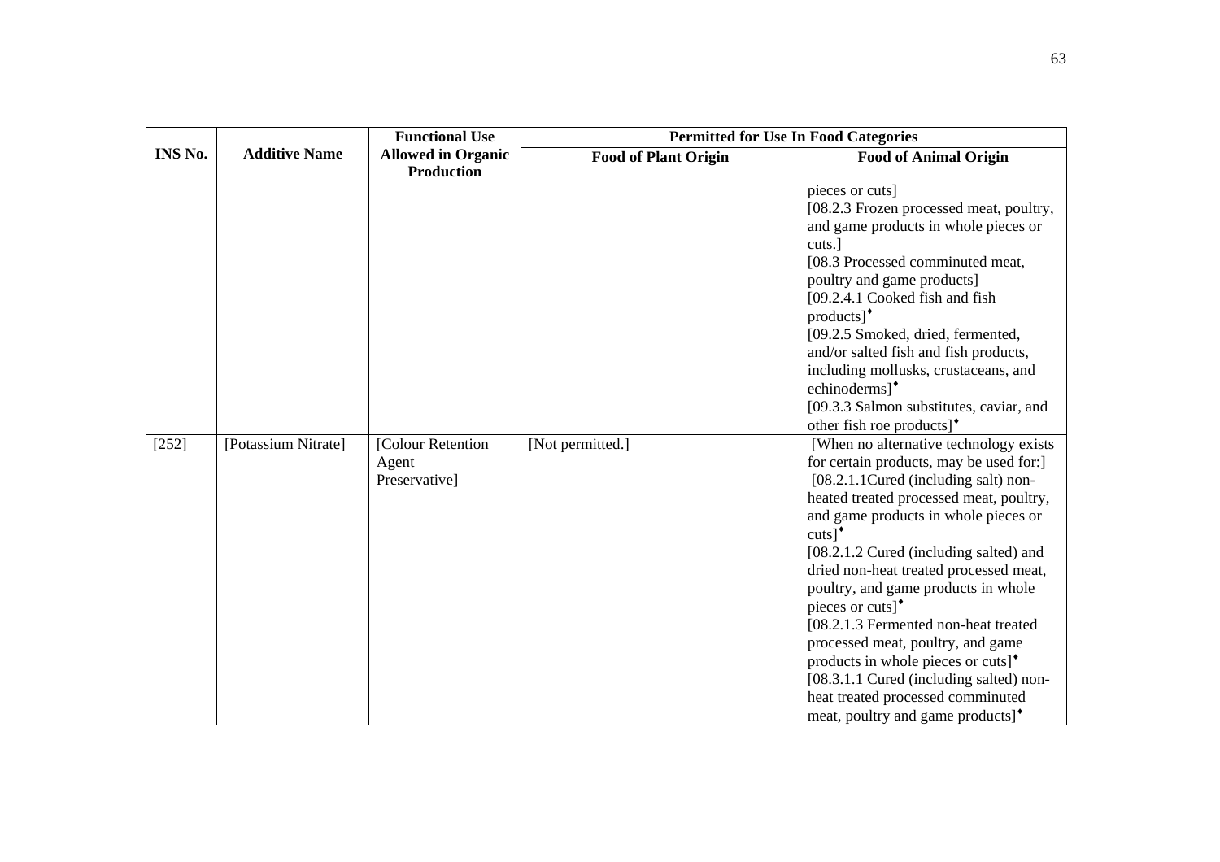| INS No. | Additive Name | Functional Use Allowed in Organic Production | Permitted for Use In Food Categories | |
|---|---|---|---|---|
| | | | Food of Plant Origin | Food of Animal Origin |
| | | | | pieces or cuts]<br>[08.2.3 Frozen processed meat, poultry, and game products in whole pieces or cuts.]<br>[08.3 Processed comminuted meat, poultry and game products]<br>[09.2.4.1 Cooked fish and fish products]♦<br>[09.2.5 Smoked, dried, fermented, and/or salted fish and fish products, including mollusks, crustaceans, and echinoderms]♦<br>[09.3.3 Salmon substitutes, caviar, and other fish roe products]♦ |
| [252] | [Potassium Nitrate] | [Colour Retention Agent<br>Preservative] | [Not permitted.] | [When no alternative technology exists for certain products, may be used for:]<br>[08.2.1.1Cured (including salt) non-heated treated processed meat, poultry, and game products in whole pieces or cuts]♦<br>[08.2.1.2 Cured (including salted) and dried non-heat treated processed meat, poultry, and game products in whole pieces or cuts]♦<br>[08.2.1.3 Fermented non-heat treated processed meat, poultry, and game products in whole pieces or cuts]♦<br>[08.3.1.1 Cured (including salted) non-heat treated processed comminuted meat, poultry and game products]♦ |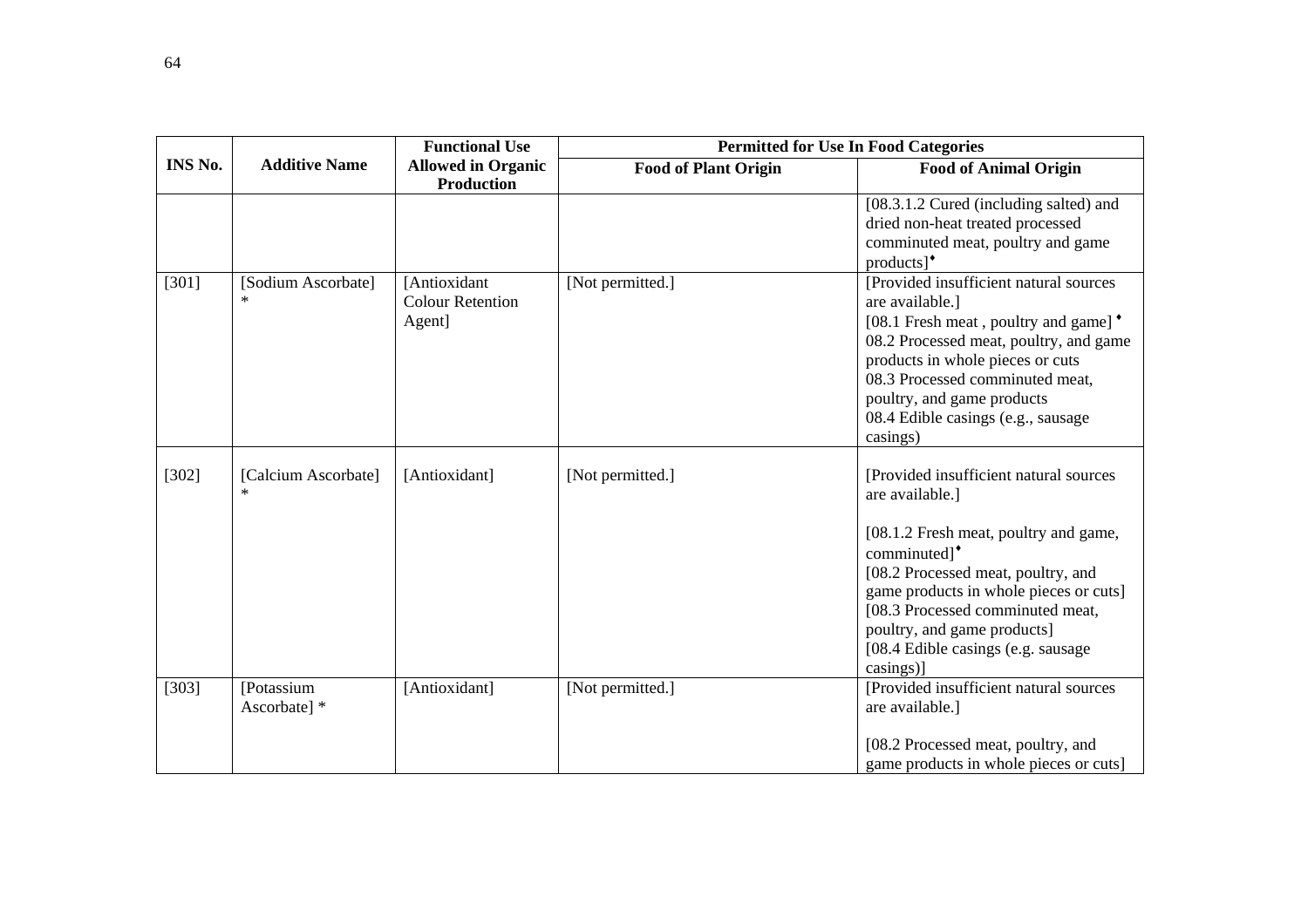| INS No. | Additive Name | Functional Use Allowed in Organic Production | Permitted for Use In Food Categories | |
|---|---|---|---|---|
| | | | Food of Plant Origin | Food of Animal Origin |
| | | | | [08.3.1.2 Cured (including salted) and dried non-heat treated processed comminuted meat, poultry and game products]♦ |
| [301] | [Sodium Ascorbate] * | [Antioxidant Colour Retention Agent] | [Not permitted.] | [Provided insufficient natural sources are available.]<br>[08.1 Fresh meat , poultry and game] ♦<br>08.2 Processed meat, poultry, and game products in whole pieces or cuts<br>08.3 Processed comminuted meat, poultry, and game products<br>08.4 Edible casings (e.g., sausage casings) |
| [302] | [Calcium Ascorbate] * | [Antioxidant] | [Not permitted.] | [Provided insufficient natural sources are available.]<br><br>[08.1.2 Fresh meat, poultry and game, comminuted]♦<br>[08.2 Processed meat, poultry, and game products in whole pieces or cuts]<br>[08.3 Processed comminuted meat, poultry, and game products]<br>[08.4 Edible casings (e.g. sausage casings)] |
| [303] | [Potassium Ascorbate] * | [Antioxidant] | [Not permitted.] | [Provided insufficient natural sources are available.]<br><br>[08.2 Processed meat, poultry, and game products in whole pieces or cuts] |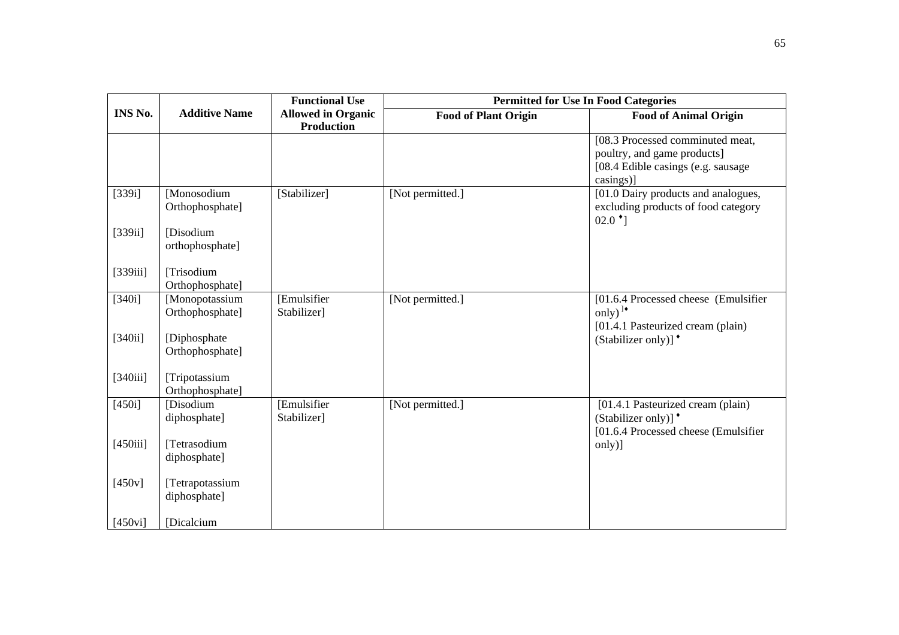| INS No. | Additive Name | Functional Use Allowed in Organic Production | Permitted for Use In Food Categories | |
|---|---|---|---|---|
| | | | Food of Plant Origin | Food of Animal Origin |
| | | | | [08.3 Processed comminuted meat, poultry, and game products]<br>[08.4 Edible casings (e.g. sausage casings)] |
| [339i]<br><br>[339ii]<br><br>[339iii] | [Monosodium Orthophosphate]<br><br>[Disodium orthophosphate]<br><br>[Trisodium Orthophosphate] | [Stabilizer] | [Not permitted.] | [01.0 Dairy products and analogues, excluding products of food category 02.0 ♦] |
| [340i]<br><br>[340ii]<br><br>[340iii] | [Monopotassium Orthophosphate]<br><br>[Diphosphate Orthophosphate]<br><br>[Tripotassium Orthophosphate] | [Emulsifier Stabilizer] | [Not permitted.] | [01.6.4 Processed cheese (Emulsifier only) ]♦<br>[01.4.1 Pasteurized cream (plain) (Stabilizer only)] ♦ |
| [450i]<br><br>[450iii]<br><br>[450v]<br><br>[450vi] | [Disodium diphosphate]<br><br>[Tetrasodium diphosphate]<br><br>[Tetrapotassium diphosphate]<br><br>[Dicalcium | [Emulsifier Stabilizer] | [Not permitted.] | [01.4.1 Pasteurized cream (plain) (Stabilizer only)] ♦<br>[01.6.4 Processed cheese (Emulsifier only)] |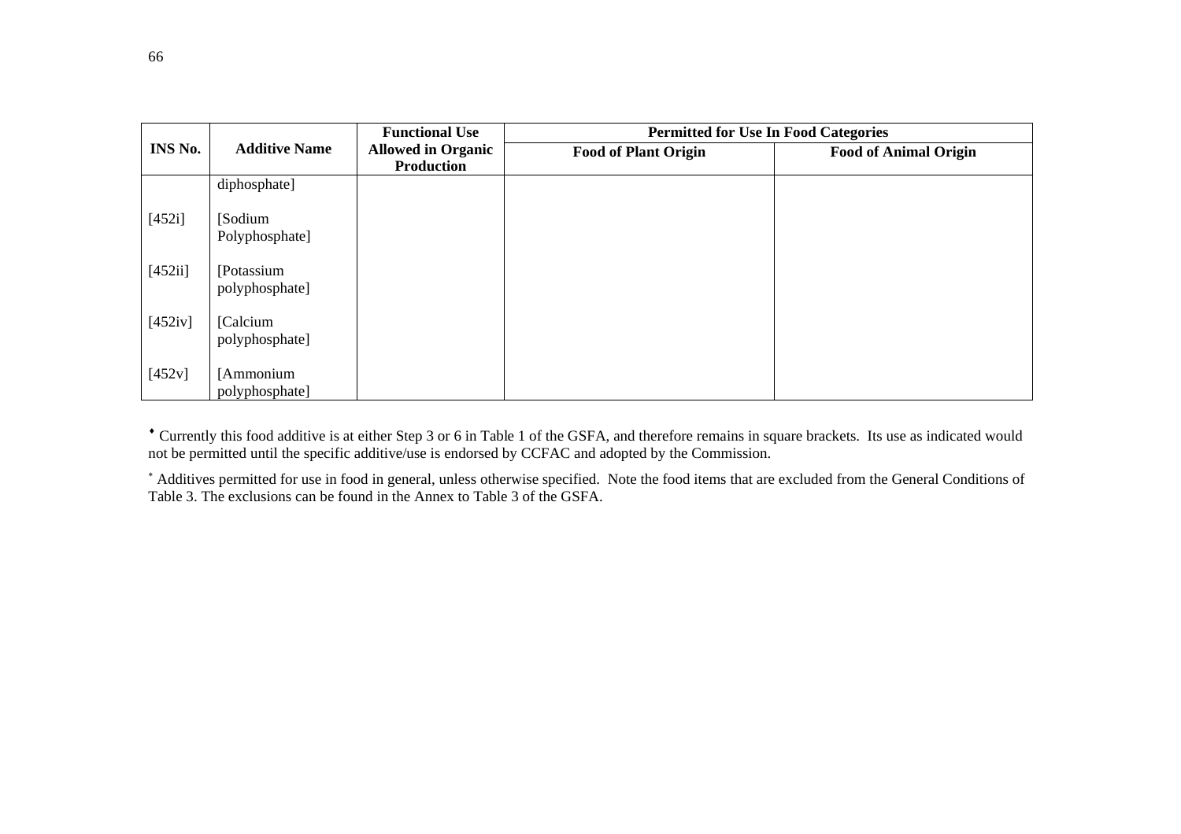| INS No. | Additive Name | Functional Use Allowed in Organic Production | Permitted for Use In Food Categories | |
|---|---|---|---|---|
| | | | Food of Plant Origin | Food of Animal Origin |
| | diphosphate] | | | |
| [452i] | [Sodium Polyphosphate] | | | |
| [452ii] | [Potassium polyphosphate] | | | |
| [452iv] | [Calcium polyphosphate] | | | |
| [452v] | [Ammonium polyphosphate] | | | |

♦ Currently this food additive is at either Step 3 or 6 in Table 1 of the GSFA, and therefore remains in square brackets. Its use as indicated would not be permitted until the specific additive/use is endorsed by CCFAC and adopted by the Commission.

* Additives permitted for use in food in general, unless otherwise specified. Note the food items that are excluded from the General Conditions of Table 3. The exclusions can be found in the Annex to Table 3 of the GSFA.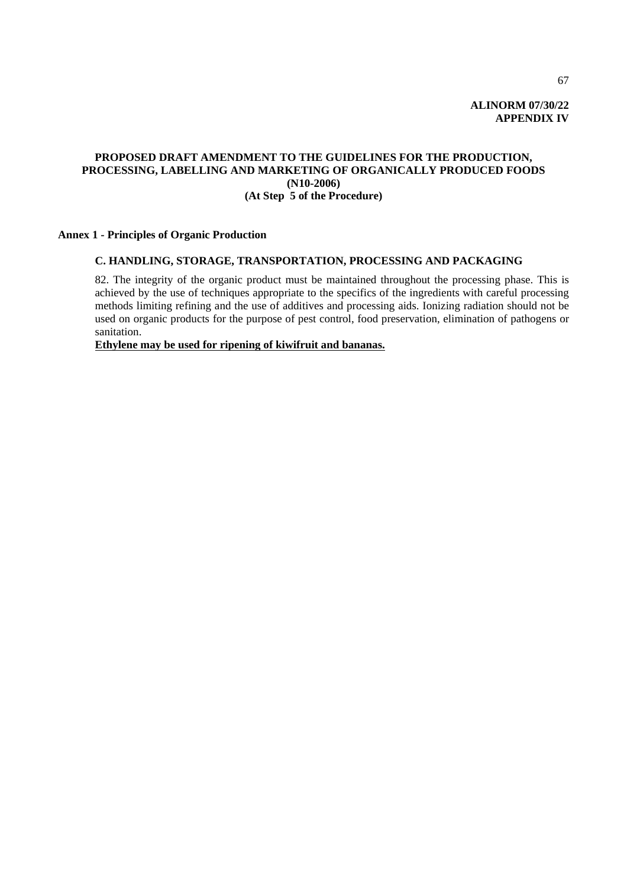**ALINORM 07/30/22**
**APPENDIX IV**

## PROPOSED DRAFT AMENDMENT TO THE GUIDELINES FOR THE PRODUCTION, PROCESSING, LABELLING AND MARKETING OF ORGANICALLY PRODUCED FOODS (N10-2006)
## (At Step 5 of the Procedure)

**Annex 1 - Principles of Organic Production**

### C. HANDLING, STORAGE, TRANSPORTATION, PROCESSING AND PACKAGING

82. The integrity of the organic product must be maintained throughout the processing phase. This is achieved by the use of techniques appropriate to the specifics of the ingredients with careful processing methods limiting refining and the use of additives and processing aids. Ionizing radiation should not be used on organic products for the purpose of pest control, food preservation, elimination of pathogens or sanitation.

<u>**Ethylene may be used for ripening of kiwifruit and bananas.**</u>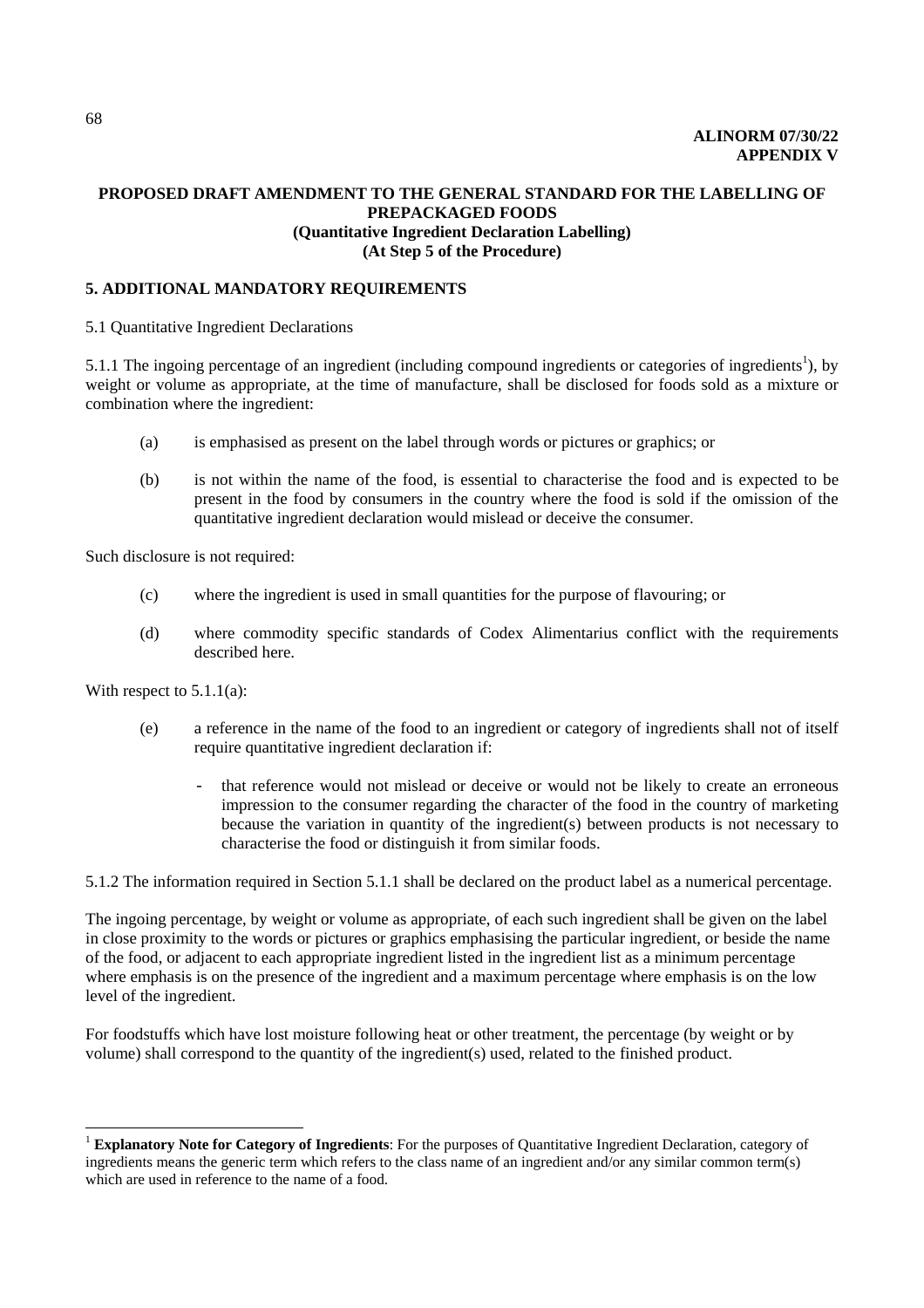**ALINORM 07/30/22**
**APPENDIX V**

## PROPOSED DRAFT AMENDMENT TO THE GENERAL STANDARD FOR THE LABELLING OF PREPACKAGED FOODS
### (Quantitative Ingredient Declaration Labelling)
### (At Step 5 of the Procedure)

### 5. ADDITIONAL MANDATORY REQUIREMENTS

5.1 Quantitative Ingredient Declarations

5.1.1 The ingoing percentage of an ingredient (including compound ingredients or categories of ingredients[1]), by weight or volume as appropriate, at the time of manufacture, shall be disclosed for foods sold as a mixture or combination where the ingredient:

(a) is emphasised as present on the label through words or pictures or graphics; or

(b) is not within the name of the food, is essential to characterise the food and is expected to be present in the food by consumers in the country where the food is sold if the omission of the quantitative ingredient declaration would mislead or deceive the consumer.

Such disclosure is not required:

(c) where the ingredient is used in small quantities for the purpose of flavouring; or

(d) where commodity specific standards of Codex Alimentarius conflict with the requirements described here.

With respect to 5.1.1(a):

(e) a reference in the name of the food to an ingredient or category of ingredients shall not of itself require quantitative ingredient declaration if:

- that reference would not mislead or deceive or would not be likely to create an erroneous impression to the consumer regarding the character of the food in the country of marketing because the variation in quantity of the ingredient(s) between products is not necessary to characterise the food or distinguish it from similar foods.

5.1.2 The information required in Section 5.1.1 shall be declared on the product label as a numerical percentage.

The ingoing percentage, by weight or volume as appropriate, of each such ingredient shall be given on the label in close proximity to the words or pictures or graphics emphasising the particular ingredient, or beside the name of the food, or adjacent to each appropriate ingredient listed in the ingredient list as a minimum percentage where emphasis is on the presence of the ingredient and a maximum percentage where emphasis is on the low level of the ingredient.

For foodstuffs which have lost moisture following heat or other treatment, the percentage (by weight or by volume) shall correspond to the quantity of the ingredient(s) used, related to the finished product.

---

[1] **Explanatory Note for Category of Ingredients**: For the purposes of Quantitative Ingredient Declaration, category of ingredients means the generic term which refers to the class name of an ingredient and/or any similar common term(s) which are used in reference to the name of a food.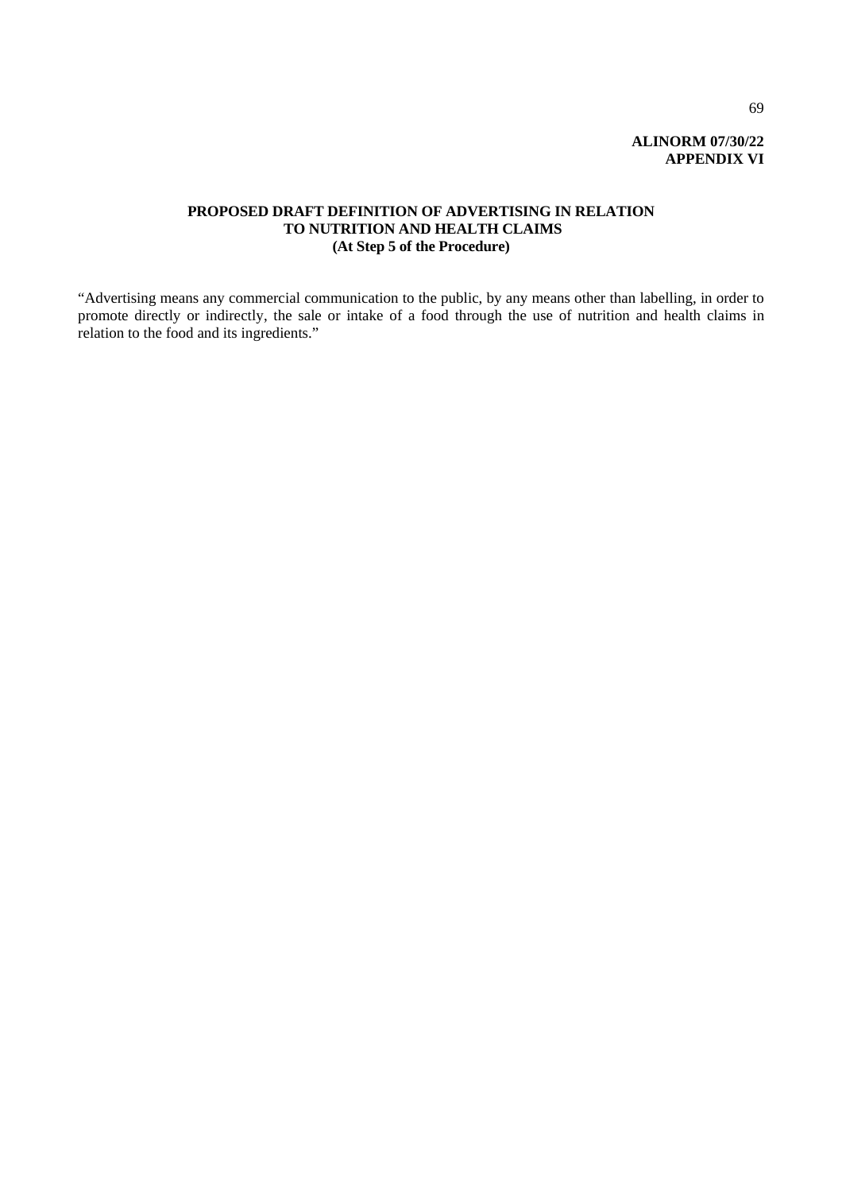**ALINORM 07/30/22**
**APPENDIX VI**

## PROPOSED DRAFT DEFINITION OF ADVERTISING IN RELATION TO NUTRITION AND HEALTH CLAIMS
**(At Step 5 of the Procedure)**

"Advertising means any commercial communication to the public, by any means other than labelling, in order to promote directly or indirectly, the sale or intake of a food through the use of nutrition and health claims in relation to the food and its ingredients."